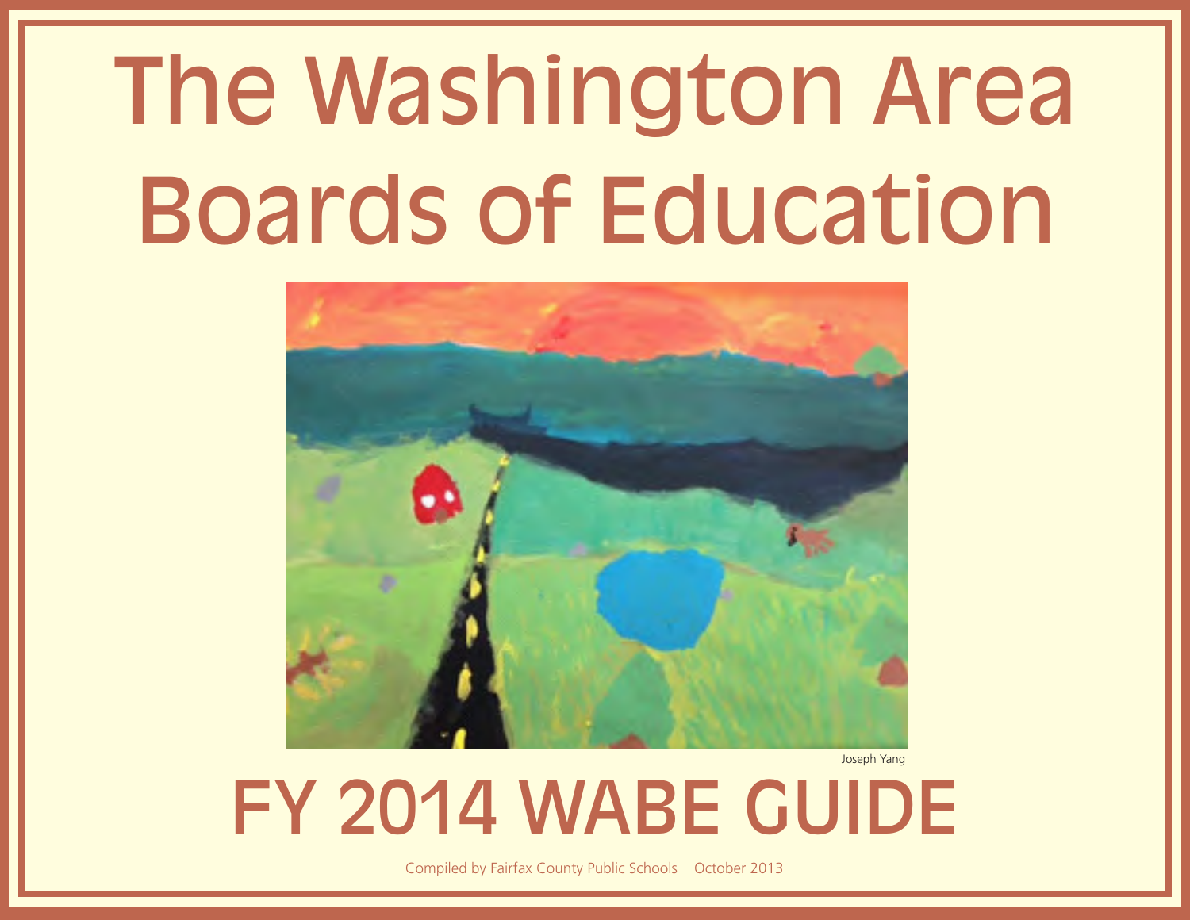# The Washington Area Boards of Education

Joseph Yang

# FY 2014 WABE GUIDE

Compiled by Fairfax County Public Schools October 2013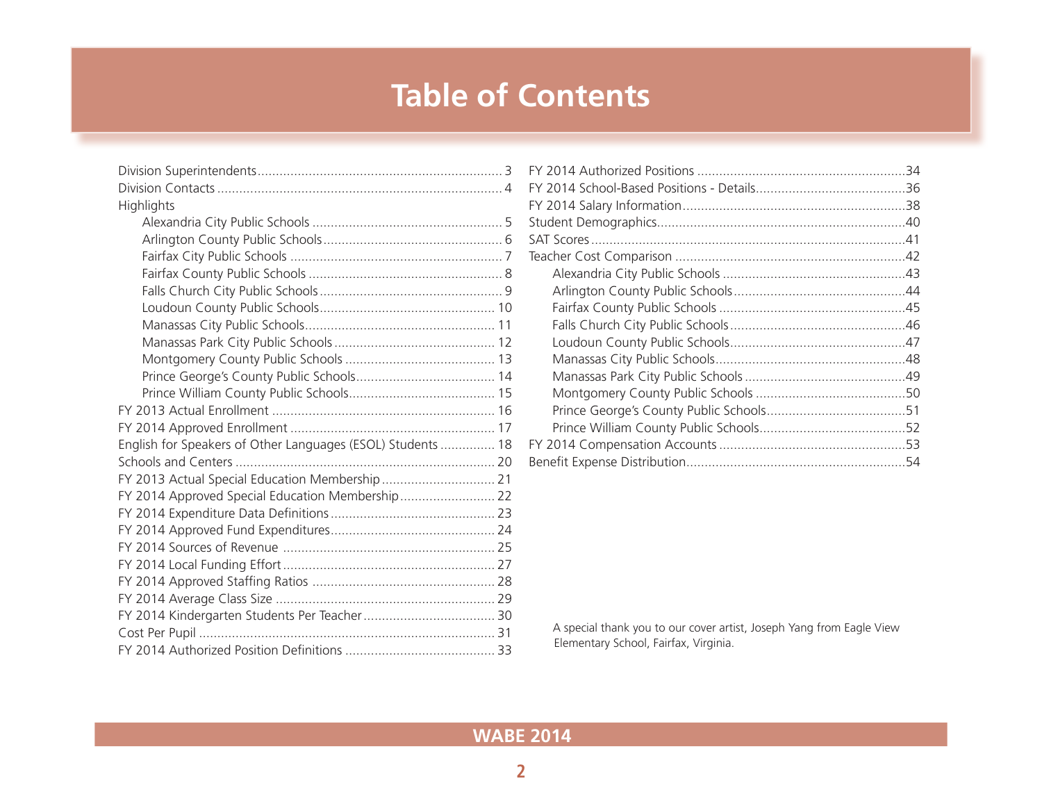# Table of Contents

- Division Superintendents .......... 3
- Division Contacts .......... 4
- Highlights
  - Alexandria City Public Schools .......... 5
  - Arlington County Public Schools .......... 6
  - Fairfax City Public Schools .......... 7
  - Fairfax County Public Schools .......... 8
  - Falls Church City Public Schools .......... 9
  - Loudoun County Public Schools .......... 10
  - Manassas City Public Schools .......... 11
  - Manassas Park City Public Schools .......... 12
  - Montgomery County Public Schools .......... 13
  - Prince George's County Public Schools .......... 14
  - Prince William County Public Schools .......... 15
- FY 2013 Actual Enrollment .......... 16
- FY 2014 Approved Enrollment .......... 17
- English for Speakers of Other Languages (ESOL) Students .......... 18
- Schools and Centers .......... 20
- FY 2013 Actual Special Education Membership .......... 21
- FY 2014 Approved Special Education Membership .......... 22
- FY 2014 Expenditure Data Definitions .......... 23
- FY 2014 Approved Fund Expenditures .......... 24
- FY 2014 Sources of Revenue .......... 25
- FY 2014 Local Funding Effort .......... 27
- FY 2014 Approved Staffing Ratios .......... 28
- FY 2014 Average Class Size .......... 29
- FY 2014 Kindergarten Students Per Teacher .......... 30
- Cost Per Pupil .......... 31
- FY 2014 Authorized Position Definitions .......... 33
- FY 2014 Authorized Positions .......... 34
- FY 2014 School-Based Positions - Details .......... 36
- FY 2014 Salary Information .......... 38
- Student Demographics .......... 40
- SAT Scores .......... 41
- Teacher Cost Comparison .......... 42
  - Alexandria City Public Schools .......... 43
  - Arlington County Public Schools .......... 44
  - Fairfax County Public Schools .......... 45
  - Falls Church City Public Schools .......... 46
  - Loudoun County Public Schools .......... 47
  - Manassas City Public Schools .......... 48
  - Manassas Park City Public Schools .......... 49
  - Montgomery County Public Schools .......... 50
  - Prince George's County Public Schools .......... 51
  - Prince William County Public Schools .......... 52
- FY 2014 Compensation Accounts .......... 53
- Benefit Expense Distribution .......... 54

A special thank you to our cover artist, Joseph Yang from Eagle View Elementary School, Fairfax, Virginia.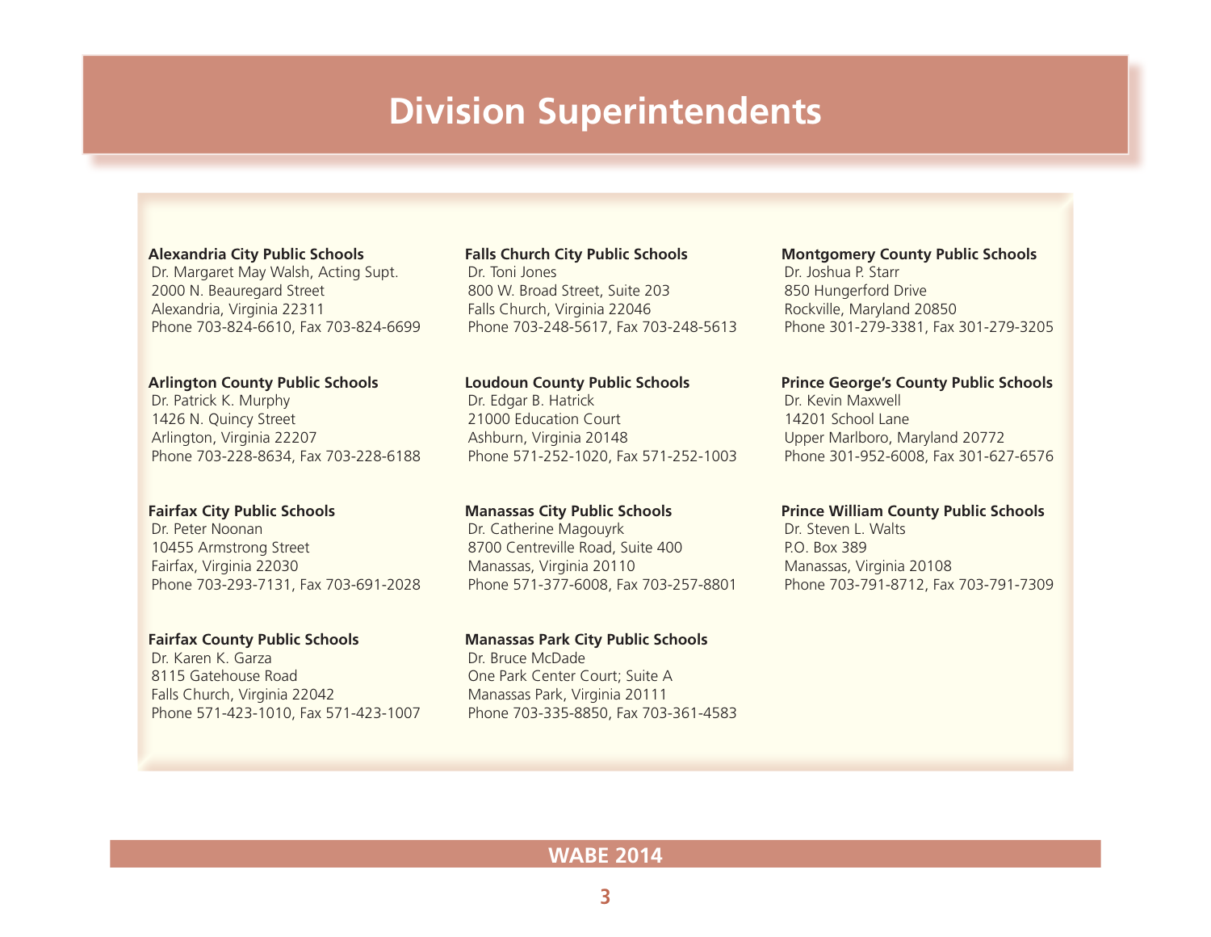# Division Superintendents

**Alexandria City Public Schools**
Dr. Margaret May Walsh, Acting Supt.
2000 N. Beauregard Street
Alexandria, Virginia 22311
Phone 703-824-6610, Fax 703-824-6699

**Arlington County Public Schools**
Dr. Patrick K. Murphy
1426 N. Quincy Street
Arlington, Virginia 22207
Phone 703-228-8634, Fax 703-228-6188

**Fairfax City Public Schools**
Dr. Peter Noonan
10455 Armstrong Street
Fairfax, Virginia 22030
Phone 703-293-7131, Fax 703-691-2028

**Fairfax County Public Schools**
Dr. Karen K. Garza
8115 Gatehouse Road
Falls Church, Virginia 22042
Phone 571-423-1010, Fax 571-423-1007

**Falls Church City Public Schools**
Dr. Toni Jones
800 W. Broad Street, Suite 203
Falls Church, Virginia 22046
Phone 703-248-5617, Fax 703-248-5613

**Loudoun County Public Schools**
Dr. Edgar B. Hatrick
21000 Education Court
Ashburn, Virginia 20148
Phone 571-252-1020, Fax 571-252-1003

**Manassas City Public Schools**
Dr. Catherine Magouyrk
8700 Centreville Road, Suite 400
Manassas, Virginia 20110
Phone 571-377-6008, Fax 703-257-8801

**Manassas Park City Public Schools**
Dr. Bruce McDade
One Park Center Court; Suite A
Manassas Park, Virginia 20111
Phone 703-335-8850, Fax 703-361-4583

**Montgomery County Public Schools**
Dr. Joshua P. Starr
850 Hungerford Drive
Rockville, Maryland 20850
Phone 301-279-3381, Fax 301-279-3205

**Prince George's County Public Schools**
Dr. Kevin Maxwell
14201 School Lane
Upper Marlboro, Maryland 20772
Phone 301-952-6008, Fax 301-627-6576

**Prince William County Public Schools**
Dr. Steven L. Walts
P.O. Box 389
Manassas, Virginia 20108
Phone 703-791-8712, Fax 703-791-7309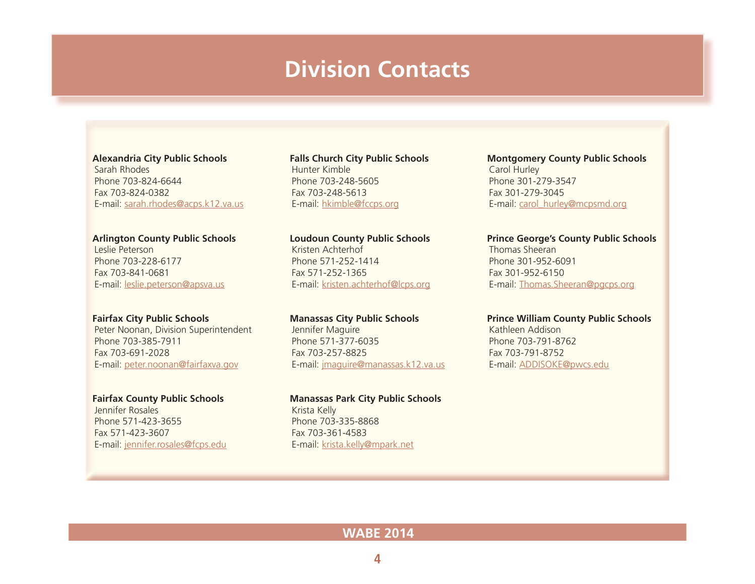# Division Contacts

**Alexandria City Public Schools**
Sarah Rhodes
Phone 703-824-6644
Fax 703-824-0382
E-mail: sarah.rhodes@acps.k12.va.us

**Arlington County Public Schools**
Leslie Peterson
Phone 703-228-6177
Fax 703-841-0681
E-mail: leslie.peterson@apsva.us

**Fairfax City Public Schools**
Peter Noonan, Division Superintendent
Phone 703-385-7911
Fax 703-691-2028
E-mail: peter.noonan@fairfaxva.gov

**Fairfax County Public Schools**
Jennifer Rosales
Phone 571-423-3655
Fax 571-423-3607
E-mail: jennifer.rosales@fcps.edu

**Falls Church City Public Schools**
Hunter Kimble
Phone 703-248-5605
Fax 703-248-5613
E-mail: hkimble@fccps.org

**Loudoun County Public Schools**
Kristen Achterhof
Phone 571-252-1414
Fax 571-252-1365
E-mail: kristen.achterhof@lcps.org

**Manassas City Public Schools**
Jennifer Maguire
Phone 571-377-6035
Fax 703-257-8825
E-mail: jmaguire@manassas.k12.va.us

**Manassas Park City Public Schools**
Krista Kelly
Phone 703-335-8868
Fax 703-361-4583
E-mail: krista.kelly@mpark.net

**Montgomery County Public Schools**
Carol Hurley
Phone 301-279-3547
Fax 301-279-3045
E-mail: carol_hurley@mcpsmd.org

**Prince George's County Public Schools**
Thomas Sheeran
Phone 301-952-6091
Fax 301-952-6150
E-mail: Thomas.Sheeran@pgcps.org

**Prince William County Public Schools**
Kathleen Addison
Phone 703-791-8762
Fax 703-791-8752
E-mail: ADDISOKE@pwcs.edu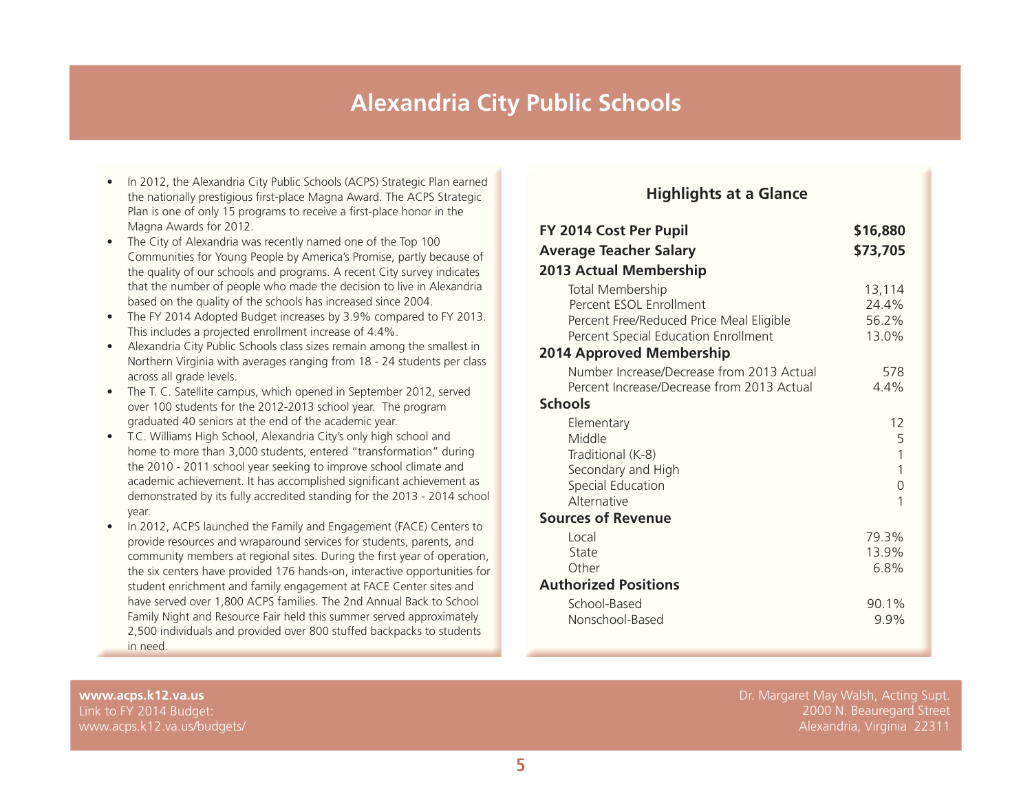# Alexandria City Public Schools

- In 2012, the Alexandria City Public Schools (ACPS) Strategic Plan earned the nationally prestigious first-place Magna Award. The ACPS Strategic Plan is one of only 15 programs to receive a first-place honor in the Magna Awards for 2012.
- The City of Alexandria was recently named one of the Top 100 Communities for Young People by America's Promise, partly because of the quality of our schools and programs. A recent City survey indicates that the number of people who made the decision to live in Alexandria based on the quality of the schools has increased since 2004.
- The FY 2014 Adopted Budget increases by 3.9% compared to FY 2013. This includes a projected enrollment increase of 4.4%.
- Alexandria City Public Schools class sizes remain among the smallest in Northern Virginia with averages ranging from 18 - 24 students per class across all grade levels.
- The T. C. Satellite campus, which opened in September 2012, served over 100 students for the 2012-2013 school year. The program graduated 40 seniors at the end of the academic year.
- T.C. Williams High School, Alexandria City's only high school and home to more than 3,000 students, entered "transformation" during the 2010 - 2011 school year seeking to improve school climate and academic achievement. It has accomplished significant achievement as demonstrated by its fully accredited standing for the 2013 - 2014 school year.
- In 2012, ACPS launched the Family and Engagement (FACE) Centers to provide resources and wraparound services for students, parents, and community members at regional sites. During the first year of operation, the six centers have provided 176 hands-on, interactive opportunities for student enrichment and family engagement at FACE Center sites and have served over 1,800 ACPS families. The 2nd Annual Back to School Family Night and Resource Fair held this summer served approximately 2,500 individuals and provided over 800 stuffed backpacks to students in need.

## Highlights at a Glance

| | |
|---|---|
| **FY 2014 Cost Per Pupil** | **$16,880** |
| **Average Teacher Salary** | **$73,705** |
| **2013 Actual Membership** | |
| Total Membership | 13,114 |
| Percent ESOL Enrollment | 24.4% |
| Percent Free/Reduced Price Meal Eligible | 56.2% |
| Percent Special Education Enrollment | 13.0% |
| **2014 Approved Membership** | |
| Number Increase/Decrease from 2013 Actual | 578 |
| Percent Increase/Decrease from 2013 Actual | 4.4% |
| **Schools** | |
| Elementary | 12 |
| Middle | 5 |
| Traditional (K-8) | 1 |
| Secondary and High | 1 |
| Special Education | 0 |
| Alternative | 1 |
| **Sources of Revenue** | |
| Local | 79.3% |
| State | 13.9% |
| Other | 6.8% |
| **Authorized Positions** | |
| School-Based | 90.1% |
| Nonschool-Based | 9.9% |

**www.acps.k12.va.us**
Link to FY 2014 Budget:
www.acps.k12.va.us/budgets/

Dr. Margaret May Walsh, Acting Supt.
2000 N. Beauregard Street
Alexandria, Virginia 22311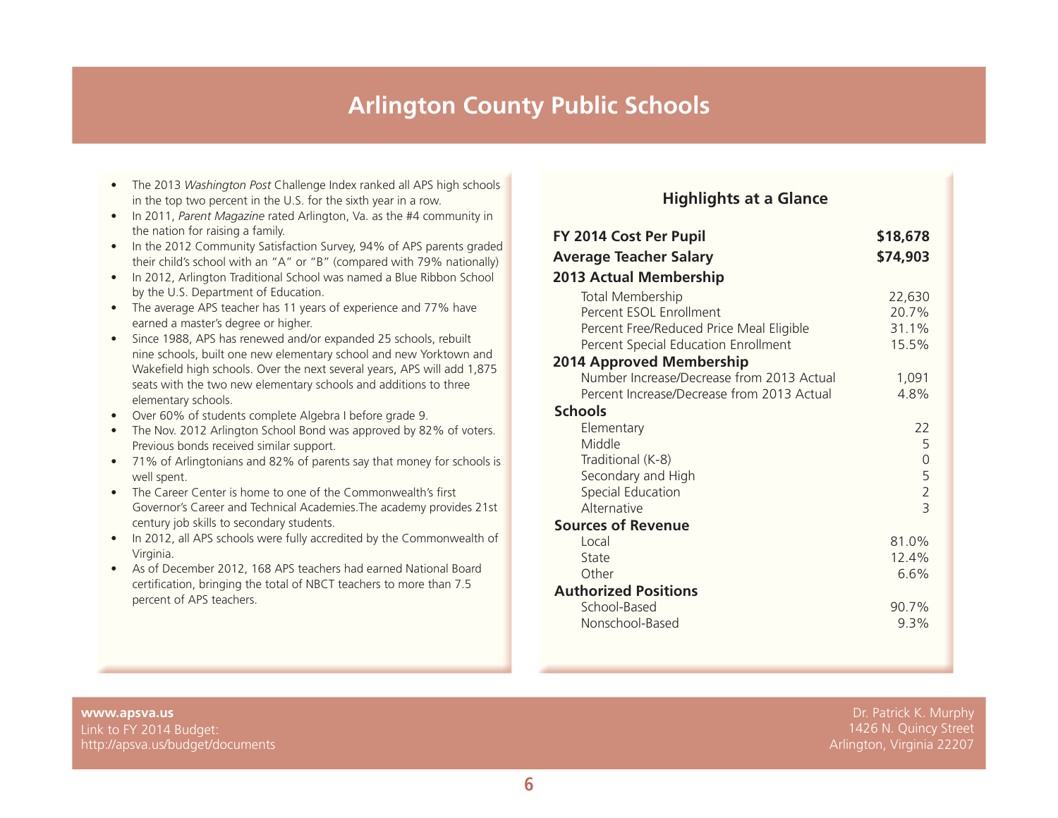# Arlington County Public Schools

- The 2013 *Washington Post* Challenge Index ranked all APS high schools in the top two percent in the U.S. for the sixth year in a row.
- In 2011, *Parent Magazine* rated Arlington, Va. as the #4 community in the nation for raising a family.
- In the 2012 Community Satisfaction Survey, 94% of APS parents graded their child's school with an "A" or "B" (compared with 79% nationally)
- In 2012, Arlington Traditional School was named a Blue Ribbon School by the U.S. Department of Education.
- The average APS teacher has 11 years of experience and 77% have earned a master's degree or higher.
- Since 1988, APS has renewed and/or expanded 25 schools, rebuilt nine schools, built one new elementary school and new Yorktown and Wakefield high schools. Over the next several years, APS will add 1,875 seats with the two new elementary schools and additions to three elementary schools.
- Over 60% of students complete Algebra I before grade 9.
- The Nov. 2012 Arlington School Bond was approved by 82% of voters. Previous bonds received similar support.
- 71% of Arlingtonians and 82% of parents say that money for schools is well spent.
- The Career Center is home to one of the Commonwealth's first Governor's Career and Technical Academies.The academy provides 21st century job skills to secondary students.
- In 2012, all APS schools were fully accredited by the Commonwealth of Virginia.
- As of December 2012, 168 APS teachers had earned National Board certification, bringing the total of NBCT teachers to more than 7.5 percent of APS teachers.

## Highlights at a Glance

| | |
|---|---|
| **FY 2014 Cost Per Pupil** | **$18,678** |
| **Average Teacher Salary** | **$74,903** |
| **2013 Actual Membership** | |
| Total Membership | 22,630 |
| Percent ESOL Enrollment | 20.7% |
| Percent Free/Reduced Price Meal Eligible | 31.1% |
| Percent Special Education Enrollment | 15.5% |
| **2014 Approved Membership** | |
| Number Increase/Decrease from 2013 Actual | 1,091 |
| Percent Increase/Decrease from 2013 Actual | 4.8% |
| **Schools** | |
| Elementary | 22 |
| Middle | 5 |
| Traditional (K-8) | 0 |
| Secondary and High | 5 |
| Special Education | 2 |
| Alternative | 3 |
| **Sources of Revenue** | |
| Local | 81.0% |
| State | 12.4% |
| Other | 6.6% |
| **Authorized Positions** | |
| School-Based | 90.7% |
| Nonschool-Based | 9.3% |

**www.apsva.us**
Link to FY 2014 Budget:
http://apsva.us/budget/documents

Dr. Patrick K. Murphy
1426 N. Quincy Street
Arlington, Virginia 22207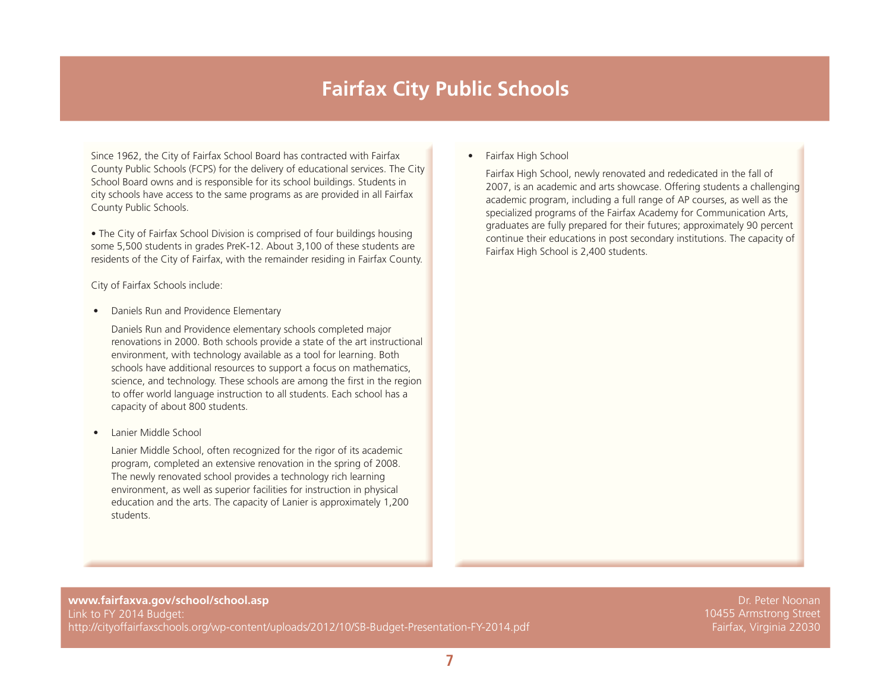# Fairfax City Public Schools

Since 1962, the City of Fairfax School Board has contracted with Fairfax County Public Schools (FCPS) for the delivery of educational services. The City School Board owns and is responsible for its school buildings. Students in city schools have access to the same programs as are provided in all Fairfax County Public Schools.

• The City of Fairfax School Division is comprised of four buildings housing some 5,500 students in grades PreK-12. About 3,100 of these students are residents of the City of Fairfax, with the remainder residing in Fairfax County.

City of Fairfax Schools include:

- Daniels Run and Providence Elementary

  Daniels Run and Providence elementary schools completed major renovations in 2000. Both schools provide a state of the art instructional environment, with technology available as a tool for learning. Both schools have additional resources to support a focus on mathematics, science, and technology. These schools are among the first in the region to offer world language instruction to all students. Each school has a capacity of about 800 students.

- Lanier Middle School

  Lanier Middle School, often recognized for the rigor of its academic program, completed an extensive renovation in the spring of 2008. The newly renovated school provides a technology rich learning environment, as well as superior facilities for instruction in physical education and the arts. The capacity of Lanier is approximately 1,200 students.

- Fairfax High School

  Fairfax High School, newly renovated and rededicated in the fall of 2007, is an academic and arts showcase. Offering students a challenging academic program, including a full range of AP courses, as well as the specialized programs of the Fairfax Academy for Communication Arts, graduates are fully prepared for their futures; approximately 90 percent continue their educations in post secondary institutions. The capacity of Fairfax High School is 2,400 students.

**www.fairfaxva.gov/school/school.asp**
Link to FY 2014 Budget:
http://cityoffairfaxschools.org/wp-content/uploads/2012/10/SB-Budget-Presentation-FY-2014.pdf

Dr. Peter Noonan
10455 Armstrong Street
Fairfax, Virginia 22030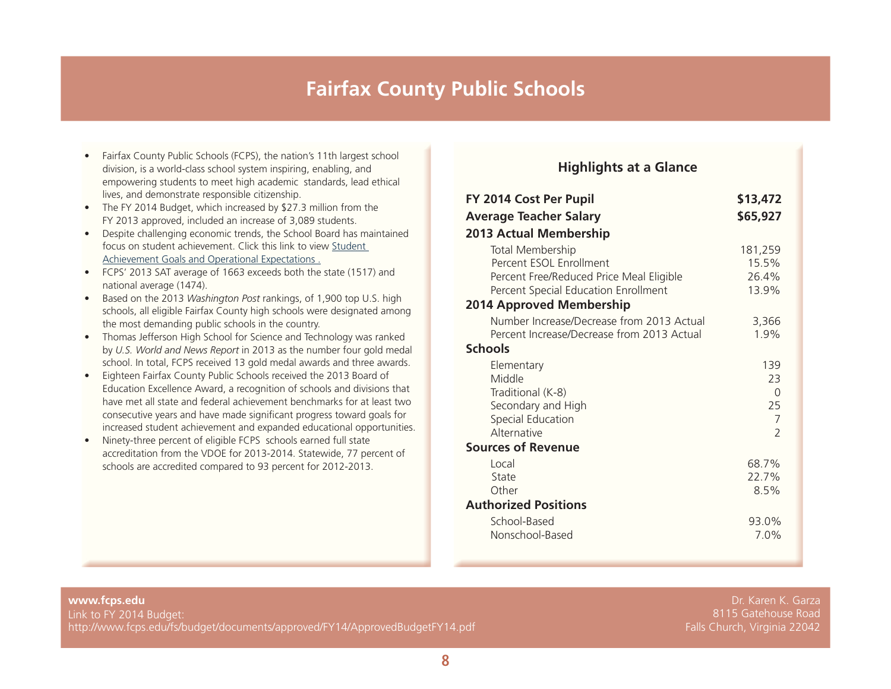# Fairfax County Public Schools

- Fairfax County Public Schools (FCPS), the nation's 11th largest school division, is a world-class school system inspiring, enabling, and empowering students to meet high academic standards, lead ethical lives, and demonstrate responsible citizenship.
- The FY 2014 Budget, which increased by $27.3 million from the FY 2013 approved, included an increase of 3,089 students.
- Despite challenging economic trends, the School Board has maintained focus on student achievement. Click this link to view Student Achievement Goals and Operational Expectations .
- FCPS' 2013 SAT average of 1663 exceeds both the state (1517) and national average (1474).
- Based on the 2013 *Washington Post* rankings, of 1,900 top U.S. high schools, all eligible Fairfax County high schools were designated among the most demanding public schools in the country.
- Thomas Jefferson High School for Science and Technology was ranked by *U.S. World and News Report* in 2013 as the number four gold medal school. In total, FCPS received 13 gold medal awards and three awards.
- Eighteen Fairfax County Public Schools received the 2013 Board of Education Excellence Award, a recognition of schools and divisions that have met all state and federal achievement benchmarks for at least two consecutive years and have made significant progress toward goals for increased student achievement and expanded educational opportunities.
- Ninety-three percent of eligible FCPS schools earned full state accreditation from the VDOE for 2013-2014. Statewide, 77 percent of schools are accredited compared to 93 percent for 2012-2013.

## Highlights at a Glance

| | |
|---|---|
| **FY 2014 Cost Per Pupil** | **$13,472** |
| **Average Teacher Salary** | **$65,927** |
| **2013 Actual Membership** | |
| Total Membership | 181,259 |
| Percent ESOL Enrollment | 15.5% |
| Percent Free/Reduced Price Meal Eligible | 26.4% |
| Percent Special Education Enrollment | 13.9% |
| **2014 Approved Membership** | |
| Number Increase/Decrease from 2013 Actual | 3,366 |
| Percent Increase/Decrease from 2013 Actual | 1.9% |
| **Schools** | |
| Elementary | 139 |
| Middle | 23 |
| Traditional (K-8) | 0 |
| Secondary and High | 25 |
| Special Education | 7 |
| Alternative | 2 |
| **Sources of Revenue** | |
| Local | 68.7% |
| State | 22.7% |
| Other | 8.5% |
| **Authorized Positions** | |
| School-Based | 93.0% |
| Nonschool-Based | 7.0% |

**www.fcps.edu**
Link to FY 2014 Budget:
http://www.fcps.edu/fs/budget/documents/approved/FY14/ApprovedBudgetFY14.pdf

Dr. Karen K. Garza
8115 Gatehouse Road
Falls Church, Virginia 22042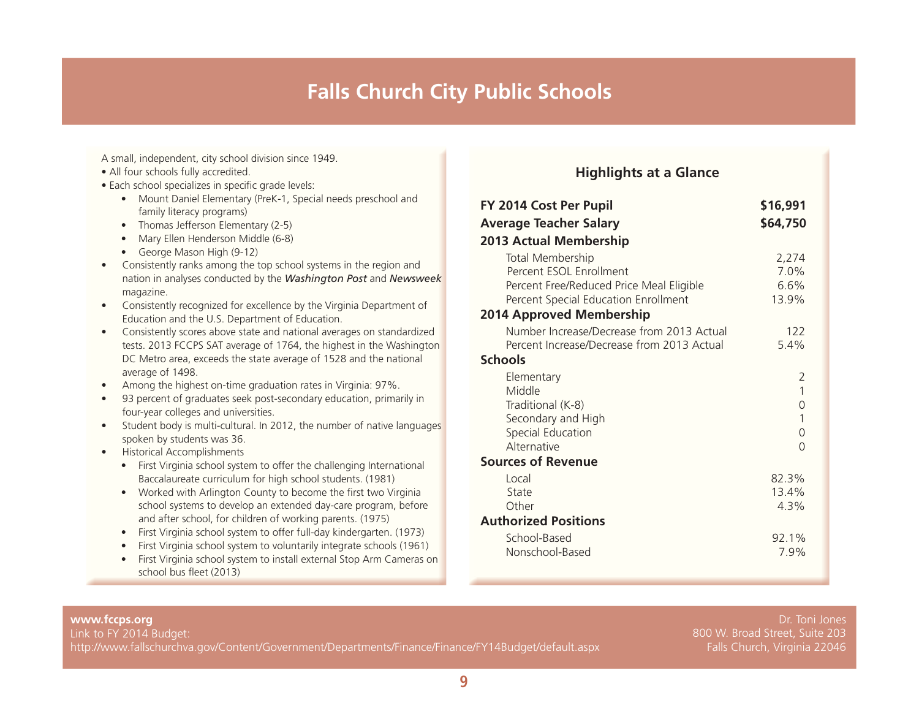# Falls Church City Public Schools

A small, independent, city school division since 1949.

- All four schools fully accredited.
- Each school specializes in specific grade levels:
  - Mount Daniel Elementary (PreK-1, Special needs preschool and family literacy programs)
  - Thomas Jefferson Elementary (2-5)
  - Mary Ellen Henderson Middle (6-8)
  - George Mason High (9-12)
- Consistently ranks among the top school systems in the region and nation in analyses conducted by the ***Washington Post*** and ***Newsweek*** magazine.
- Consistently recognized for excellence by the Virginia Department of Education and the U.S. Department of Education.
- Consistently scores above state and national averages on standardized tests. 2013 FCCPS SAT average of 1764, the highest in the Washington DC Metro area, exceeds the state average of 1528 and the national average of 1498.
- Among the highest on-time graduation rates in Virginia: 97%.
- 93 percent of graduates seek post-secondary education, primarily in four-year colleges and universities.
- Student body is multi-cultural. In 2012, the number of native languages spoken by students was 36.
- Historical Accomplishments
  - First Virginia school system to offer the challenging International Baccalaureate curriculum for high school students. (1981)
  - Worked with Arlington County to become the first two Virginia school systems to develop an extended day-care program, before and after school, for children of working parents. (1975)
  - First Virginia school system to offer full-day kindergarten. (1973)
  - First Virginia school system to voluntarily integrate schools (1961)
  - First Virginia school system to install external Stop Arm Cameras on school bus fleet (2013)

## Highlights at a Glance

| | |
|---|---|
| **FY 2014 Cost Per Pupil** | **$16,991** |
| **Average Teacher Salary** | **$64,750** |
| **2013 Actual Membership** | |
| Total Membership | 2,274 |
| Percent ESOL Enrollment | 7.0% |
| Percent Free/Reduced Price Meal Eligible | 6.6% |
| Percent Special Education Enrollment | 13.9% |
| **2014 Approved Membership** | |
| Number Increase/Decrease from 2013 Actual | 122 |
| Percent Increase/Decrease from 2013 Actual | 5.4% |
| **Schools** | |
| Elementary | 2 |
| Middle | 1 |
| Traditional (K-8) | 0 |
| Secondary and High | 1 |
| Special Education | 0 |
| Alternative | 0 |
| **Sources of Revenue** | |
| Local | 82.3% |
| State | 13.4% |
| Other | 4.3% |
| **Authorized Positions** | |
| School-Based | 92.1% |
| Nonschool-Based | 7.9% |

**www.fccps.org**
Link to FY 2014 Budget:
http://www.fallschurchva.gov/Content/Government/Departments/Finance/Finance/FY14Budget/default.aspx

Dr. Toni Jones
800 W. Broad Street, Suite 203
Falls Church, Virginia 22046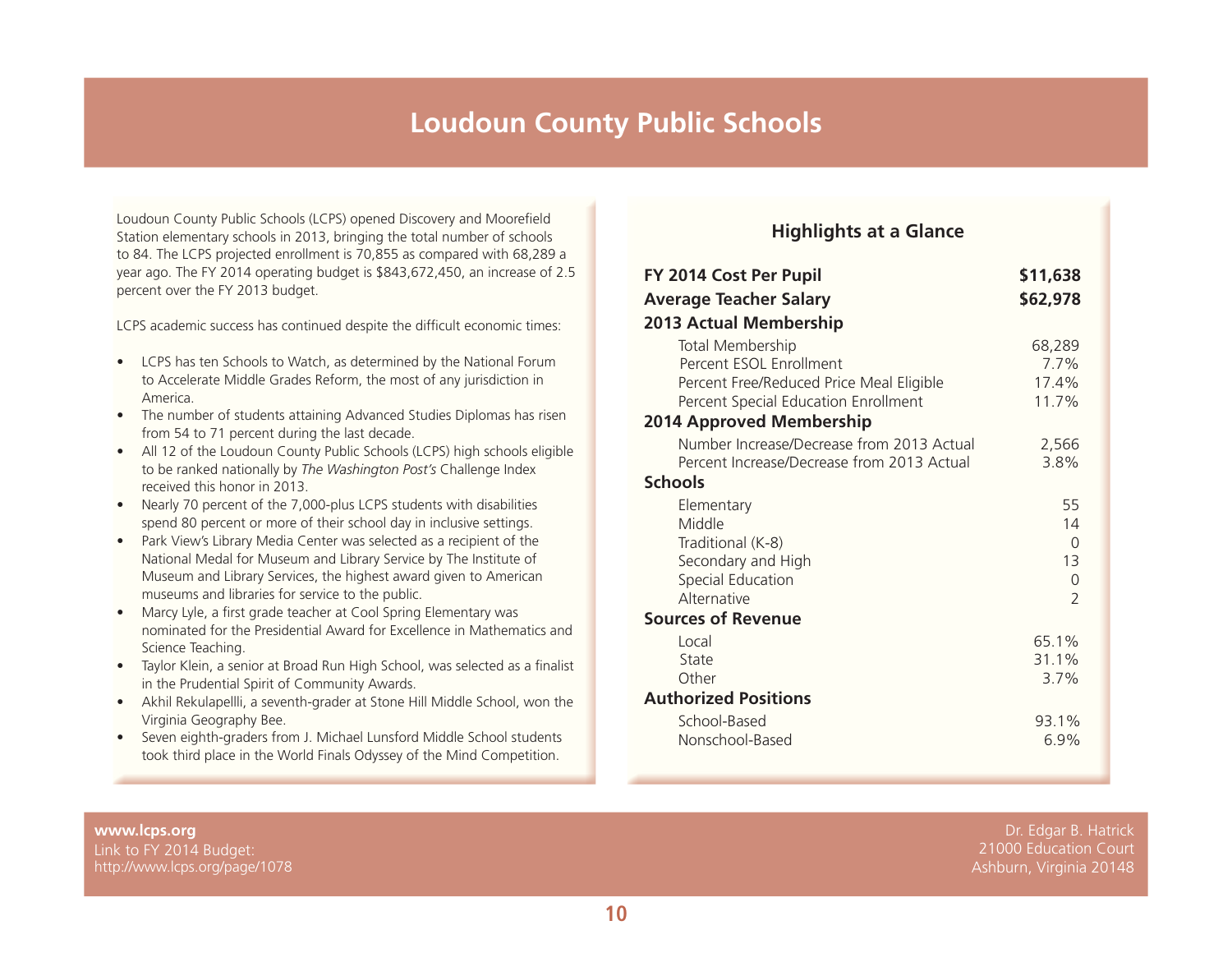# Loudoun County Public Schools

Loudoun County Public Schools (LCPS) opened Discovery and Moorefield Station elementary schools in 2013, bringing the total number of schools to 84. The LCPS projected enrollment is 70,855 as compared with 68,289 a year ago. The FY 2014 operating budget is $843,672,450, an increase of 2.5 percent over the FY 2013 budget.

LCPS academic success has continued despite the difficult economic times:

- LCPS has ten Schools to Watch, as determined by the National Forum to Accelerate Middle Grades Reform, the most of any jurisdiction in America.
- The number of students attaining Advanced Studies Diplomas has risen from 54 to 71 percent during the last decade.
- All 12 of the Loudoun County Public Schools (LCPS) high schools eligible to be ranked nationally by *The Washington Post's* Challenge Index received this honor in 2013.
- Nearly 70 percent of the 7,000-plus LCPS students with disabilities spend 80 percent or more of their school day in inclusive settings.
- Park View's Library Media Center was selected as a recipient of the National Medal for Museum and Library Service by The Institute of Museum and Library Services, the highest award given to American museums and libraries for service to the public.
- Marcy Lyle, a first grade teacher at Cool Spring Elementary was nominated for the Presidential Award for Excellence in Mathematics and Science Teaching.
- Taylor Klein, a senior at Broad Run High School, was selected as a finalist in the Prudential Spirit of Community Awards.
- Akhil Rekulapellli, a seventh-grader at Stone Hill Middle School, won the Virginia Geography Bee.
- Seven eighth-graders from J. Michael Lunsford Middle School students took third place in the World Finals Odyssey of the Mind Competition.

## Highlights at a Glance

| | |
|---|---|
| **FY 2014 Cost Per Pupil** | **$11,638** |
| **Average Teacher Salary** | **$62,978** |
| **2013 Actual Membership** | |
| Total Membership | 68,289 |
| Percent ESOL Enrollment | 7.7% |
| Percent Free/Reduced Price Meal Eligible | 17.4% |
| Percent Special Education Enrollment | 11.7% |
| **2014 Approved Membership** | |
| Number Increase/Decrease from 2013 Actual | 2,566 |
| Percent Increase/Decrease from 2013 Actual | 3.8% |
| **Schools** | |
| Elementary | 55 |
| Middle | 14 |
| Traditional (K-8) | 0 |
| Secondary and High | 13 |
| Special Education | 0 |
| Alternative | 2 |
| **Sources of Revenue** | |
| Local | 65.1% |
| State | 31.1% |
| Other | 3.7% |
| **Authorized Positions** | |
| School-Based | 93.1% |
| Nonschool-Based | 6.9% |

**www.lcps.org**
Link to FY 2014 Budget:
http://www.lcps.org/page/1078

Dr. Edgar B. Hatrick
21000 Education Court
Ashburn, Virginia 20148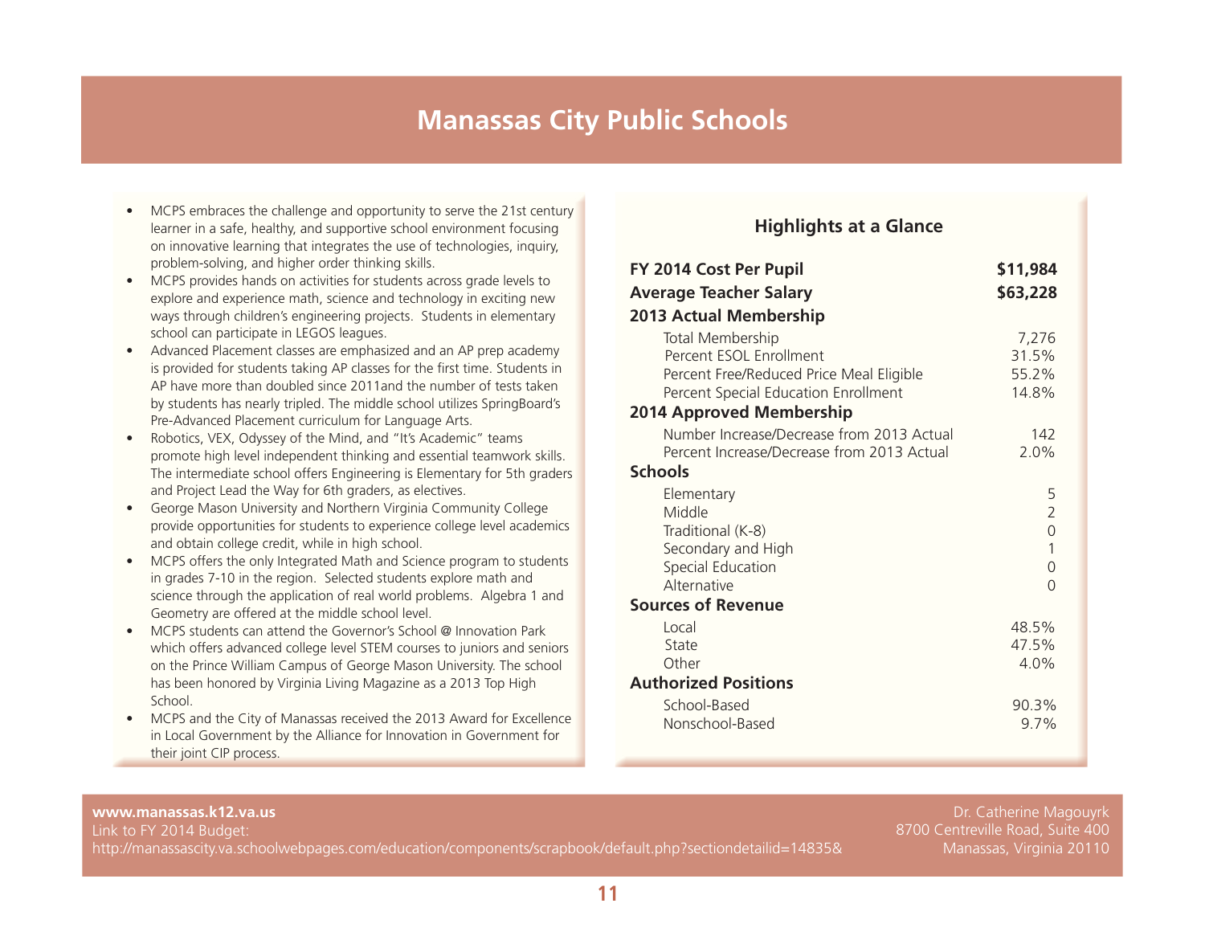# Manassas City Public Schools

- MCPS embraces the challenge and opportunity to serve the 21st century learner in a safe, healthy, and supportive school environment focusing on innovative learning that integrates the use of technologies, inquiry, problem-solving, and higher order thinking skills.
- MCPS provides hands on activities for students across grade levels to explore and experience math, science and technology in exciting new ways through children's engineering projects. Students in elementary school can participate in LEGOS leagues.
- Advanced Placement classes are emphasized and an AP prep academy is provided for students taking AP classes for the first time. Students in AP have more than doubled since 2011and the number of tests taken by students has nearly tripled. The middle school utilizes SpringBoard's Pre-Advanced Placement curriculum for Language Arts.
- Robotics, VEX, Odyssey of the Mind, and "It's Academic" teams promote high level independent thinking and essential teamwork skills. The intermediate school offers Engineering is Elementary for 5th graders and Project Lead the Way for 6th graders, as electives.
- George Mason University and Northern Virginia Community College provide opportunities for students to experience college level academics and obtain college credit, while in high school.
- MCPS offers the only Integrated Math and Science program to students in grades 7-10 in the region. Selected students explore math and science through the application of real world problems. Algebra 1 and Geometry are offered at the middle school level.
- MCPS students can attend the Governor's School @ Innovation Park which offers advanced college level STEM courses to juniors and seniors on the Prince William Campus of George Mason University. The school has been honored by Virginia Living Magazine as a 2013 Top High School.
- MCPS and the City of Manassas received the 2013 Award for Excellence in Local Government by the Alliance for Innovation in Government for their joint CIP process.

## Highlights at a Glance

| | |
|---|---|
| **FY 2014 Cost Per Pupil** | **$11,984** |
| **Average Teacher Salary** | **$63,228** |
| **2013 Actual Membership** | |
| Total Membership | 7,276 |
| Percent ESOL Enrollment | 31.5% |
| Percent Free/Reduced Price Meal Eligible | 55.2% |
| Percent Special Education Enrollment | 14.8% |
| **2014 Approved Membership** | |
| Number Increase/Decrease from 2013 Actual | 142 |
| Percent Increase/Decrease from 2013 Actual | 2.0% |
| **Schools** | |
| Elementary | 5 |
| Middle | 2 |
| Traditional (K-8) | 0 |
| Secondary and High | 1 |
| Special Education | 0 |
| Alternative | 0 |
| **Sources of Revenue** | |
| Local | 48.5% |
| State | 47.5% |
| Other | 4.0% |
| **Authorized Positions** | |
| School-Based | 90.3% |
| Nonschool-Based | 9.7% |

**www.manassas.k12.va.us**
Link to FY 2014 Budget:
http://manassascity.va.schoolwebpages.com/education/components/scrapbook/default.php?sectiondetailid=14835&

Dr. Catherine Magouyrk
8700 Centreville Road, Suite 400
Manassas, Virginia 20110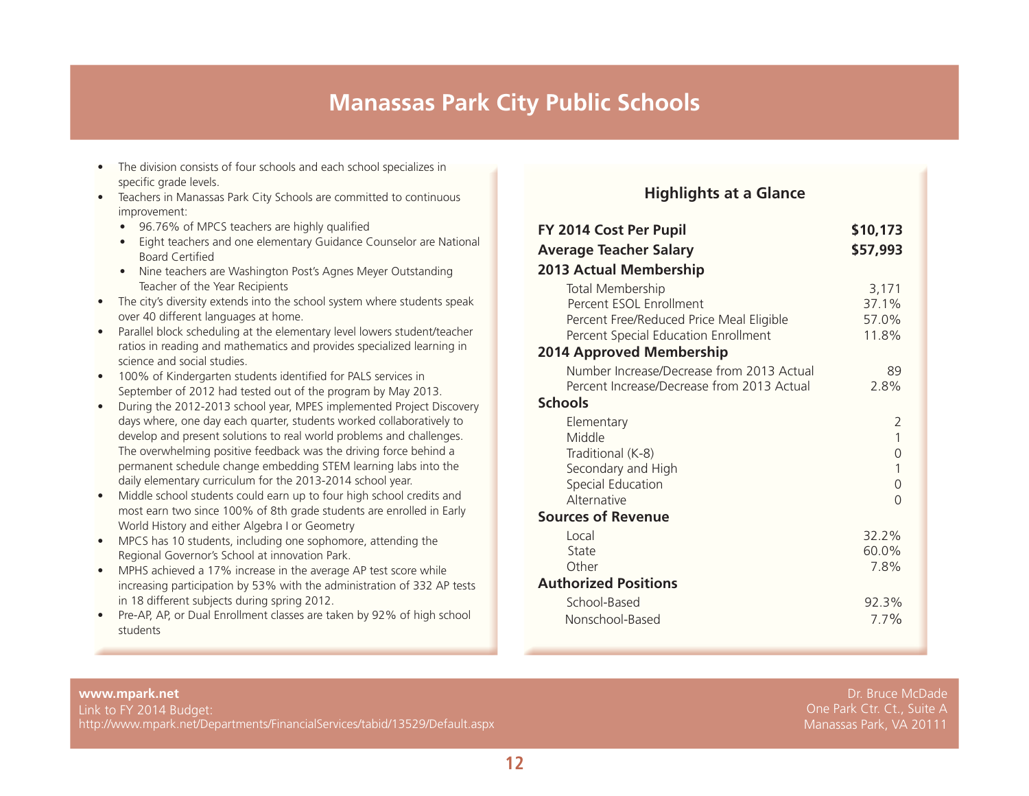# Manassas Park City Public Schools

- The division consists of four schools and each school specializes in specific grade levels.
- Teachers in Manassas Park City Schools are committed to continuous improvement:
  - 96.76% of MPCS teachers are highly qualified
  - Eight teachers and one elementary Guidance Counselor are National Board Certified
  - Nine teachers are Washington Post's Agnes Meyer Outstanding Teacher of the Year Recipients
- The city's diversity extends into the school system where students speak over 40 different languages at home.
- Parallel block scheduling at the elementary level lowers student/teacher ratios in reading and mathematics and provides specialized learning in science and social studies.
- 100% of Kindergarten students identified for PALS services in September of 2012 had tested out of the program by May 2013.
- During the 2012-2013 school year, MPES implemented Project Discovery days where, one day each quarter, students worked collaboratively to develop and present solutions to real world problems and challenges. The overwhelming positive feedback was the driving force behind a permanent schedule change embedding STEM learning labs into the daily elementary curriculum for the 2013-2014 school year.
- Middle school students could earn up to four high school credits and most earn two since 100% of 8th grade students are enrolled in Early World History and either Algebra I or Geometry
- MPCS has 10 students, including one sophomore, attending the Regional Governor's School at innovation Park.
- MPHS achieved a 17% increase in the average AP test score while increasing participation by 53% with the administration of 332 AP tests in 18 different subjects during spring 2012.
- Pre-AP, AP, or Dual Enrollment classes are taken by 92% of high school students

## Highlights at a Glance

| | |
|---|---|
| **FY 2014 Cost Per Pupil** | **$10,173** |
| **Average Teacher Salary** | **$57,993** |
| **2013 Actual Membership** | |
| Total Membership | 3,171 |
| Percent ESOL Enrollment | 37.1% |
| Percent Free/Reduced Price Meal Eligible | 57.0% |
| Percent Special Education Enrollment | 11.8% |
| **2014 Approved Membership** | |
| Number Increase/Decrease from 2013 Actual | 89 |
| Percent Increase/Decrease from 2013 Actual | 2.8% |
| **Schools** | |
| Elementary | 2 |
| Middle | 1 |
| Traditional (K-8) | 0 |
| Secondary and High | 1 |
| Special Education | 0 |
| Alternative | 0 |
| **Sources of Revenue** | |
| Local | 32.2% |
| State | 60.0% |
| Other | 7.8% |
| **Authorized Positions** | |
| School-Based | 92.3% |
| Nonschool-Based | 7.7% |

**www.mpark.net**
Link to FY 2014 Budget:
http://www.mpark.net/Departments/FinancialServices/tabid/13529/Default.aspx

Dr. Bruce McDade
One Park Ctr. Ct., Suite A
Manassas Park, VA 20111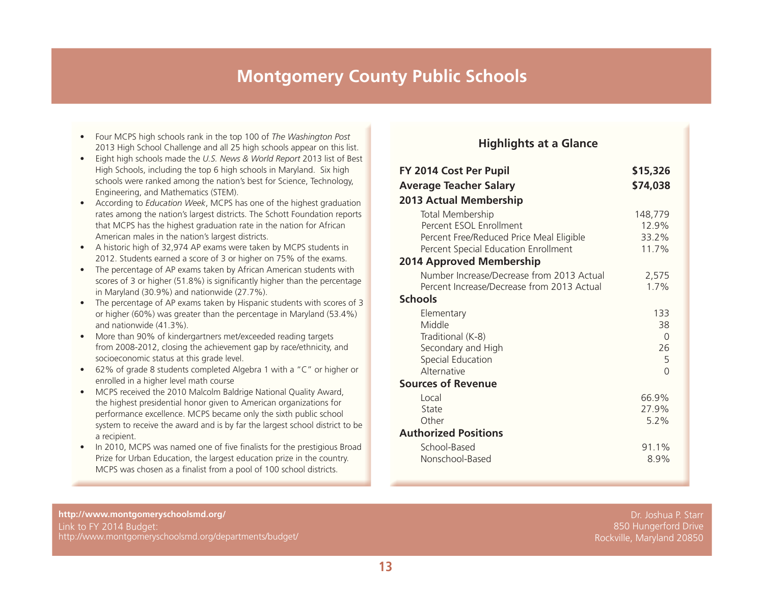# Montgomery County Public Schools

- Four MCPS high schools rank in the top 100 of *The Washington Post* 2013 High School Challenge and all 25 high schools appear on this list.
- Eight high schools made the *U.S. News & World Report* 2013 list of Best High Schools, including the top 6 high schools in Maryland. Six high schools were ranked among the nation's best for Science, Technology, Engineering, and Mathematics (STEM).
- According to *Education Week*, MCPS has one of the highest graduation rates among the nation's largest districts. The Schott Foundation reports that MCPS has the highest graduation rate in the nation for African American males in the nation's largest districts.
- A historic high of 32,974 AP exams were taken by MCPS students in 2012. Students earned a score of 3 or higher on 75% of the exams.
- The percentage of AP exams taken by African American students with scores of 3 or higher (51.8%) is significantly higher than the percentage in Maryland (30.9%) and nationwide (27.7%).
- The percentage of AP exams taken by Hispanic students with scores of 3 or higher (60%) was greater than the percentage in Maryland (53.4%) and nationwide (41.3%).
- More than 90% of kindergartners met/exceeded reading targets from 2008-2012, closing the achievement gap by race/ethnicity, and socioeconomic status at this grade level.
- 62% of grade 8 students completed Algebra 1 with a "C" or higher or enrolled in a higher level math course
- MCPS received the 2010 Malcolm Baldrige National Quality Award, the highest presidential honor given to American organizations for performance excellence. MCPS became only the sixth public school system to receive the award and is by far the largest school district to be a recipient.
- In 2010, MCPS was named one of five finalists for the prestigious Broad Prize for Urban Education, the largest education prize in the country. MCPS was chosen as a finalist from a pool of 100 school districts.

## Highlights at a Glance

| | |
|---|---|
| **FY 2014 Cost Per Pupil** | **$15,326** |
| **Average Teacher Salary** | **$74,038** |
| **2013 Actual Membership** | |
| Total Membership | 148,779 |
| Percent ESOL Enrollment | 12.9% |
| Percent Free/Reduced Price Meal Eligible | 33.2% |
| Percent Special Education Enrollment | 11.7% |
| **2014 Approved Membership** | |
| Number Increase/Decrease from 2013 Actual | 2,575 |
| Percent Increase/Decrease from 2013 Actual | 1.7% |
| **Schools** | |
| Elementary | 133 |
| Middle | 38 |
| Traditional (K-8) | 0 |
| Secondary and High | 26 |
| Special Education | 5 |
| Alternative | 0 |
| **Sources of Revenue** | |
| Local | 66.9% |
| State | 27.9% |
| Other | 5.2% |
| **Authorized Positions** | |
| School-Based | 91.1% |
| Nonschool-Based | 8.9% |

**http://www.montgomeryschoolsmd.org/**
Link to FY 2014 Budget:
http://www.montgomeryschoolsmd.org/departments/budget/

Dr. Joshua P. Starr
850 Hungerford Drive
Rockville, Maryland 20850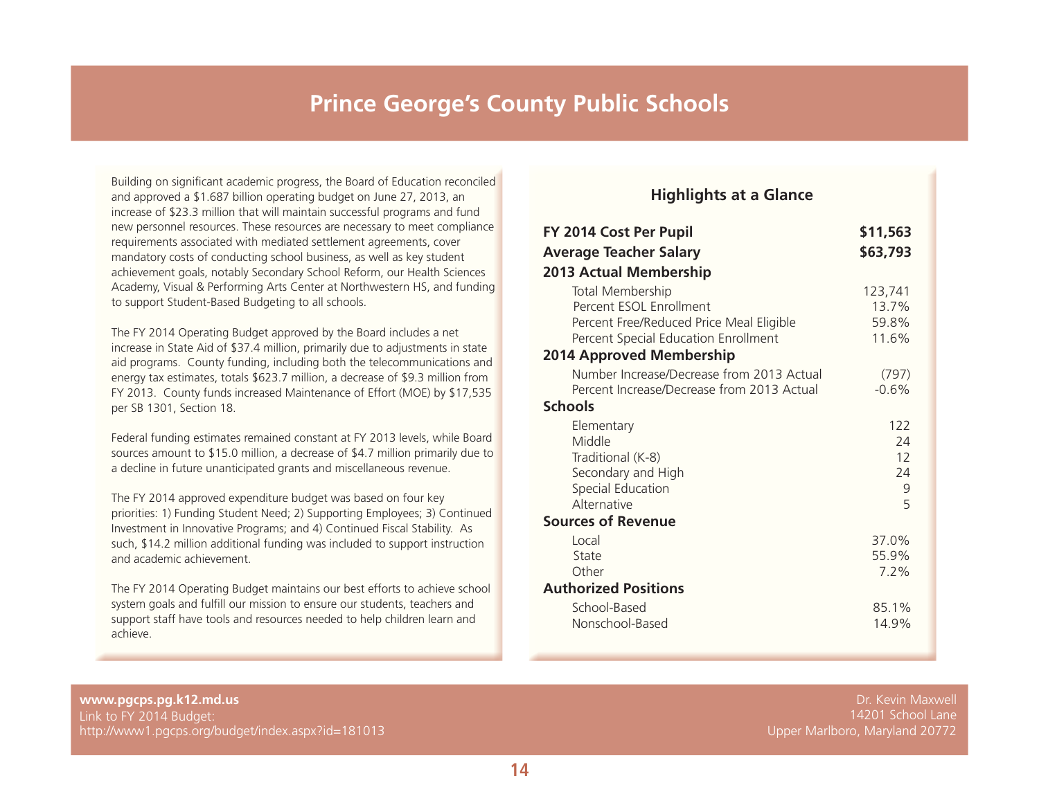# Prince George's County Public Schools

Building on significant academic progress, the Board of Education reconciled and approved a $1.687 billion operating budget on June 27, 2013, an increase of $23.3 million that will maintain successful programs and fund new personnel resources. These resources are necessary to meet compliance requirements associated with mediated settlement agreements, cover mandatory costs of conducting school business, as well as key student achievement goals, notably Secondary School Reform, our Health Sciences Academy, Visual & Performing Arts Center at Northwestern HS, and funding to support Student-Based Budgeting to all schools.

The FY 2014 Operating Budget approved by the Board includes a net increase in State Aid of $37.4 million, primarily due to adjustments in state aid programs. County funding, including both the telecommunications and energy tax estimates, totals $623.7 million, a decrease of $9.3 million from FY 2013. County funds increased Maintenance of Effort (MOE) by $17,535 per SB 1301, Section 18.

Federal funding estimates remained constant at FY 2013 levels, while Board sources amount to $15.0 million, a decrease of $4.7 million primarily due to a decline in future unanticipated grants and miscellaneous revenue.

The FY 2014 approved expenditure budget was based on four key priorities: 1) Funding Student Need; 2) Supporting Employees; 3) Continued Investment in Innovative Programs; and 4) Continued Fiscal Stability. As such, $14.2 million additional funding was included to support instruction and academic achievement.

The FY 2014 Operating Budget maintains our best efforts to achieve school system goals and fulfill our mission to ensure our students, teachers and support staff have tools and resources needed to help children learn and achieve.

## Highlights at a Glance

| | |
|---|---|
| **FY 2014 Cost Per Pupil** | **$11,563** |
| **Average Teacher Salary** | **$63,793** |
| **2013 Actual Membership** | |
| Total Membership | 123,741 |
| Percent ESOL Enrollment | 13.7% |
| Percent Free/Reduced Price Meal Eligible | 59.8% |
| Percent Special Education Enrollment | 11.6% |
| **2014 Approved Membership** | |
| Number Increase/Decrease from 2013 Actual | (797) |
| Percent Increase/Decrease from 2013 Actual | -0.6% |
| **Schools** | |
| Elementary | 122 |
| Middle | 24 |
| Traditional (K-8) | 12 |
| Secondary and High | 24 |
| Special Education | 9 |
| Alternative | 5 |
| **Sources of Revenue** | |
| Local | 37.0% |
| State | 55.9% |
| Other | 7.2% |
| **Authorized Positions** | |
| School-Based | 85.1% |
| Nonschool-Based | 14.9% |

**www.pgcps.pg.k12.md.us**
Link to FY 2014 Budget:
http://www1.pgcps.org/budget/index.aspx?id=181013

Dr. Kevin Maxwell
14201 School Lane
Upper Marlboro, Maryland 20772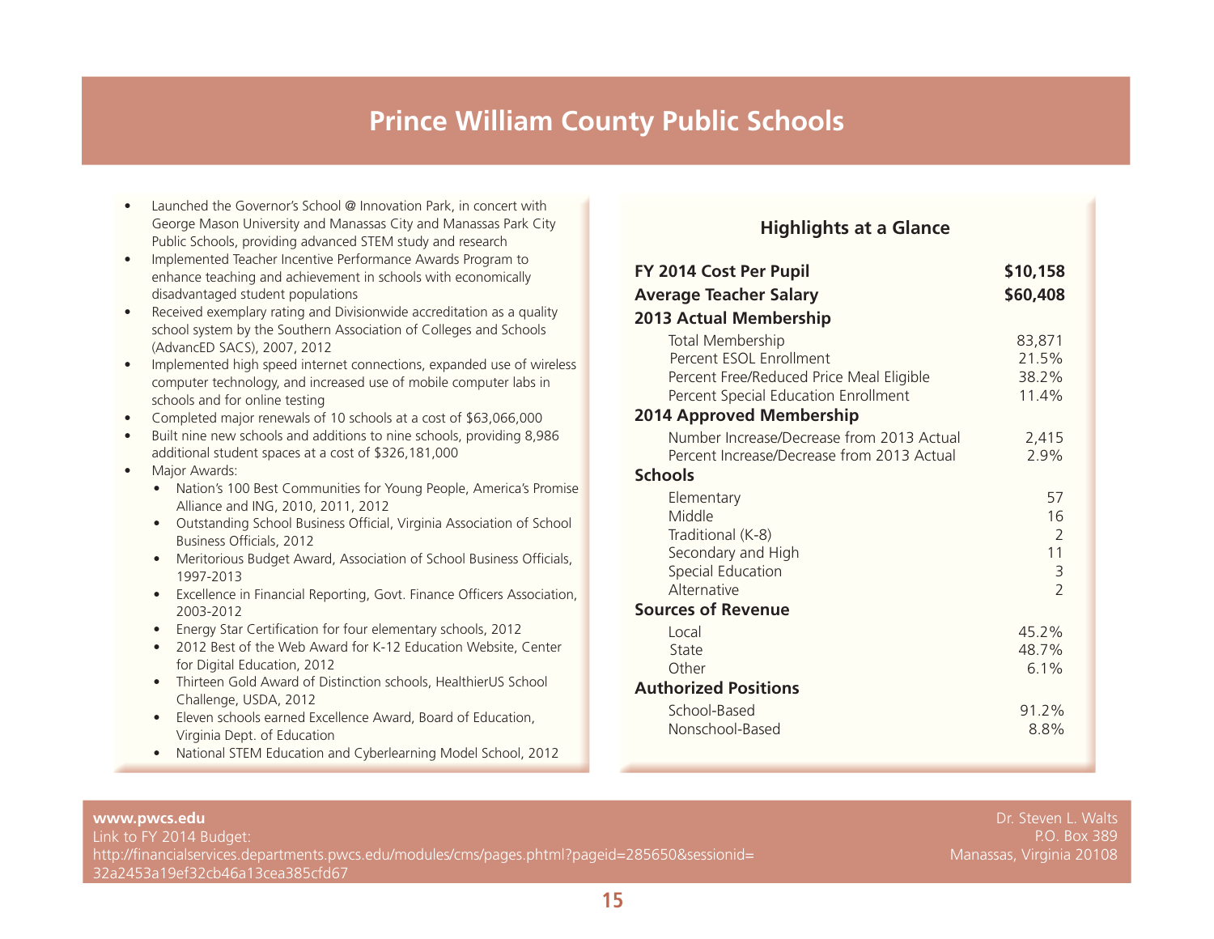# Prince William County Public Schools

- Launched the Governor's School @ Innovation Park, in concert with George Mason University and Manassas City and Manassas Park City Public Schools, providing advanced STEM study and research
- Implemented Teacher Incentive Performance Awards Program to enhance teaching and achievement in schools with economically disadvantaged student populations
- Received exemplary rating and Divisionwide accreditation as a quality school system by the Southern Association of Colleges and Schools (AdvancED SACS), 2007, 2012
- Implemented high speed internet connections, expanded use of wireless computer technology, and increased use of mobile computer labs in schools and for online testing
- Completed major renewals of 10 schools at a cost of $63,066,000
- Built nine new schools and additions to nine schools, providing 8,986 additional student spaces at a cost of $326,181,000
- Major Awards:
  - Nation's 100 Best Communities for Young People, America's Promise Alliance and ING, 2010, 2011, 2012
  - Outstanding School Business Official, Virginia Association of School Business Officials, 2012
  - Meritorious Budget Award, Association of School Business Officials, 1997-2013
  - Excellence in Financial Reporting, Govt. Finance Officers Association, 2003-2012
  - Energy Star Certification for four elementary schools, 2012
  - 2012 Best of the Web Award for K-12 Education Website, Center for Digital Education, 2012
  - Thirteen Gold Award of Distinction schools, HealthierUS School Challenge, USDA, 2012
  - Eleven schools earned Excellence Award, Board of Education, Virginia Dept. of Education
  - National STEM Education and Cyberlearning Model School, 2012

## Highlights at a Glance

| | |
|---|---|
| **FY 2014 Cost Per Pupil** | **$10,158** |
| **Average Teacher Salary** | **$60,408** |
| **2013 Actual Membership** | |
| Total Membership | 83,871 |
| Percent ESOL Enrollment | 21.5% |
| Percent Free/Reduced Price Meal Eligible | 38.2% |
| Percent Special Education Enrollment | 11.4% |
| **2014 Approved Membership** | |
| Number Increase/Decrease from 2013 Actual | 2,415 |
| Percent Increase/Decrease from 2013 Actual | 2.9% |
| **Schools** | |
| Elementary | 57 |
| Middle | 16 |
| Traditional (K-8) | 2 |
| Secondary and High | 11 |
| Special Education | 3 |
| Alternative | 2 |
| **Sources of Revenue** | |
| Local | 45.2% |
| State | 48.7% |
| Other | 6.1% |
| **Authorized Positions** | |
| School-Based | 91.2% |
| Nonschool-Based | 8.8% |

**www.pwcs.edu**
Link to FY 2014 Budget:
http://financialservices.departments.pwcs.edu/modules/cms/pages.phtml?pageid=285650&sessionid=32a2453a19ef32cb46a13cea385cfd67

Dr. Steven L. Walts
P.O. Box 389
Manassas, Virginia 20108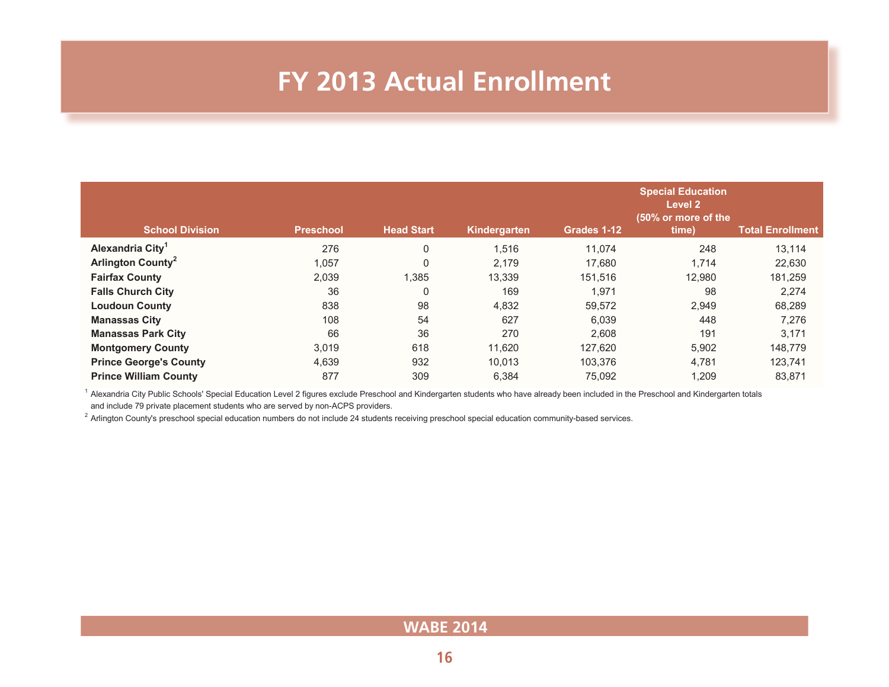# FY 2013 Actual Enrollment

| School Division | Preschool | Head Start | Kindergarten | Grades 1-12 | Special Education Level 2 (50% or more of the time) | Total Enrollment |
|---|---|---|---|---|---|---|
| **Alexandria City**[1] | 276 | 0 | 1,516 | 11,074 | 248 | 13,114 |
| **Arlington County**[2] | 1,057 | 0 | 2,179 | 17,680 | 1,714 | 22,630 |
| **Fairfax County** | 2,039 | 1,385 | 13,339 | 151,516 | 12,980 | 181,259 |
| **Falls Church City** | 36 | 0 | 169 | 1,971 | 98 | 2,274 |
| **Loudoun County** | 838 | 98 | 4,832 | 59,572 | 2,949 | 68,289 |
| **Manassas City** | 108 | 54 | 627 | 6,039 | 448 | 7,276 |
| **Manassas Park City** | 66 | 36 | 270 | 2,608 | 191 | 3,171 |
| **Montgomery County** | 3,019 | 618 | 11,620 | 127,620 | 5,902 | 148,779 |
| **Prince George's County** | 4,639 | 932 | 10,013 | 103,376 | 4,781 | 123,741 |
| **Prince William County** | 877 | 309 | 6,384 | 75,092 | 1,209 | 83,871 |

[1] Alexandria City Public Schools' Special Education Level 2 figures exclude Preschool and Kindergarten students who have already been included in the Preschool and Kindergarten totals and include 79 private placement students who are served by non-ACPS providers.

[2] Arlington County's preschool special education numbers do not include 24 students receiving preschool special education community-based services.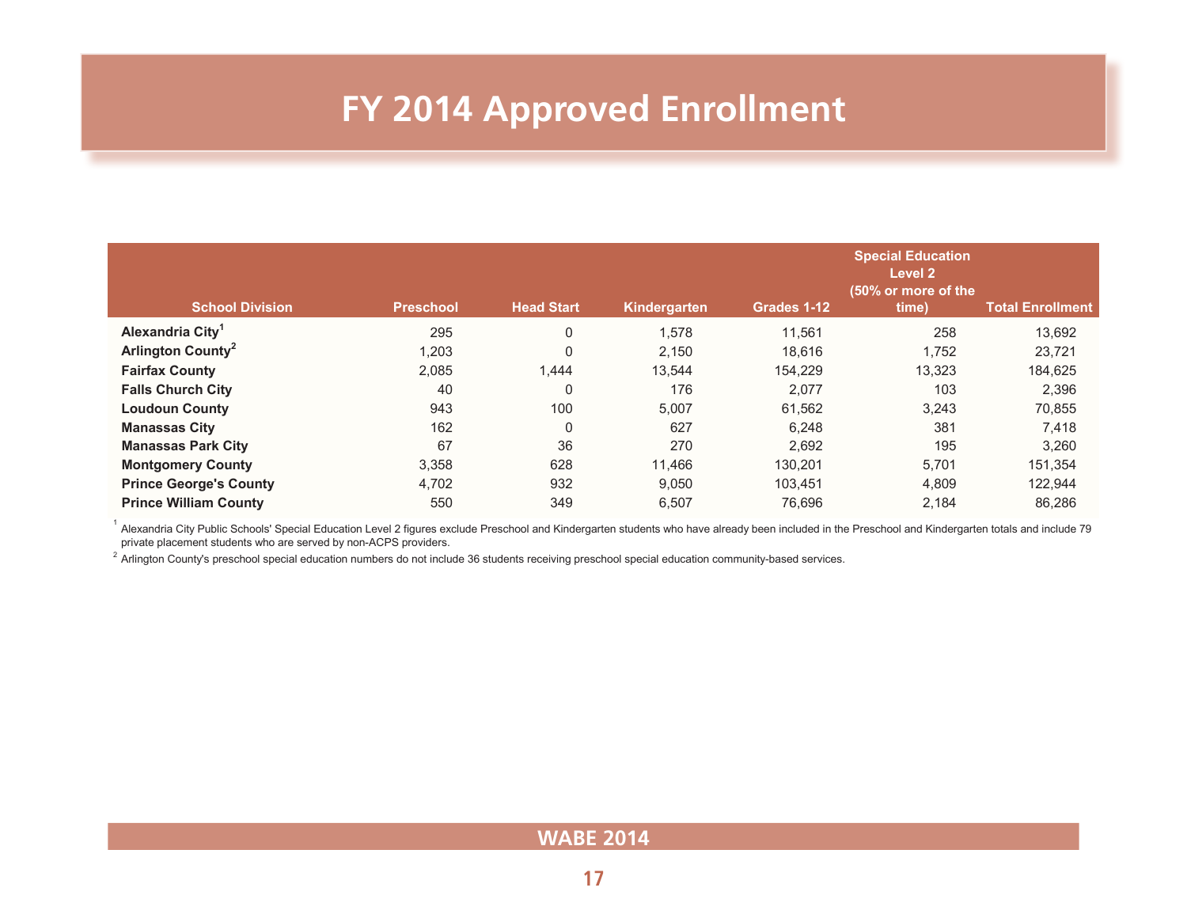# FY 2014 Approved Enrollment

| School Division | Preschool | Head Start | Kindergarten | Grades 1-12 | Special Education Level 2 (50% or more of the time) | Total Enrollment |
|---|---|---|---|---|---|---|
| **Alexandria City**[1] | 295 | 0 | 1,578 | 11,561 | 258 | 13,692 |
| **Arlington County**[2] | 1,203 | 0 | 2,150 | 18,616 | 1,752 | 23,721 |
| **Fairfax County** | 2,085 | 1,444 | 13,544 | 154,229 | 13,323 | 184,625 |
| **Falls Church City** | 40 | 0 | 176 | 2,077 | 103 | 2,396 |
| **Loudoun County** | 943 | 100 | 5,007 | 61,562 | 3,243 | 70,855 |
| **Manassas City** | 162 | 0 | 627 | 6,248 | 381 | 7,418 |
| **Manassas Park City** | 67 | 36 | 270 | 2,692 | 195 | 3,260 |
| **Montgomery County** | 3,358 | 628 | 11,466 | 130,201 | 5,701 | 151,354 |
| **Prince George's County** | 4,702 | 932 | 9,050 | 103,451 | 4,809 | 122,944 |
| **Prince William County** | 550 | 349 | 6,507 | 76,696 | 2,184 | 86,286 |

[1] Alexandria City Public Schools' Special Education Level 2 figures exclude Preschool and Kindergarten students who have already been included in the Preschool and Kindergarten totals and include 79 private placement students who are served by non-ACPS providers.

[2] Arlington County's preschool special education numbers do not include 36 students receiving preschool special education community-based services.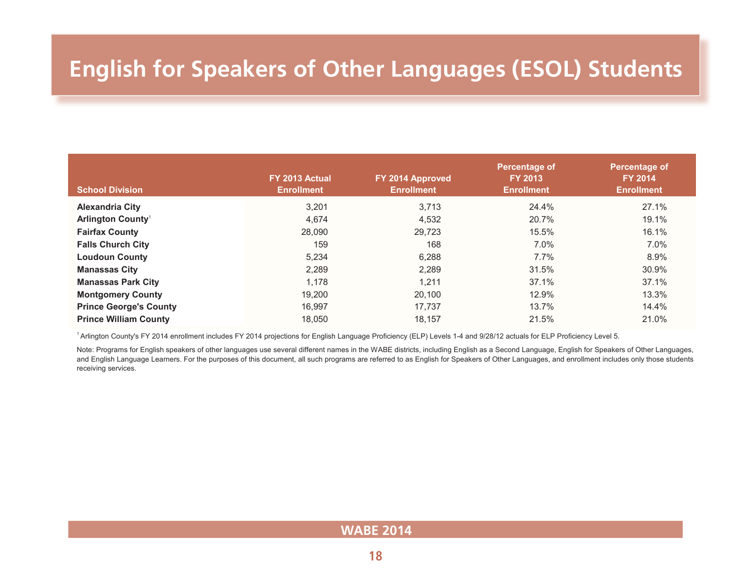# English for Speakers of Other Languages (ESOL) Students

| School Division | FY 2013 Actual Enrollment | FY 2014 Approved Enrollment | Percentage of FY 2013 Enrollment | Percentage of FY 2014 Enrollment |
|---|---|---|---|---|
| **Alexandria City** | 3,201 | 3,713 | 24.4% | 27.1% |
| **Arlington County**[1] | 4,674 | 4,532 | 20.7% | 19.1% |
| **Fairfax County** | 28,090 | 29,723 | 15.5% | 16.1% |
| **Falls Church City** | 159 | 168 | 7.0% | 7.0% |
| **Loudoun County** | 5,234 | 6,288 | 7.7% | 8.9% |
| **Manassas City** | 2,289 | 2,289 | 31.5% | 30.9% |
| **Manassas Park City** | 1,178 | 1,211 | 37.1% | 37.1% |
| **Montgomery County** | 19,200 | 20,100 | 12.9% | 13.3% |
| **Prince George's County** | 16,997 | 17,737 | 13.7% | 14.4% |
| **Prince William County** | 18,050 | 18,157 | 21.5% | 21.0% |

[1] Arlington County's FY 2014 enrollment includes FY 2014 projections for English Language Proficiency (ELP) Levels 1-4 and 9/28/12 actuals for ELP Proficiency Level 5.

Note: Programs for English speakers of other languages use several different names in the WABE districts, including English as a Second Language, English for Speakers of Other Languages, and English Language Learners. For the purposes of this document, all such programs are referred to as English for Speakers of Other Languages, and enrollment includes only those students receiving services.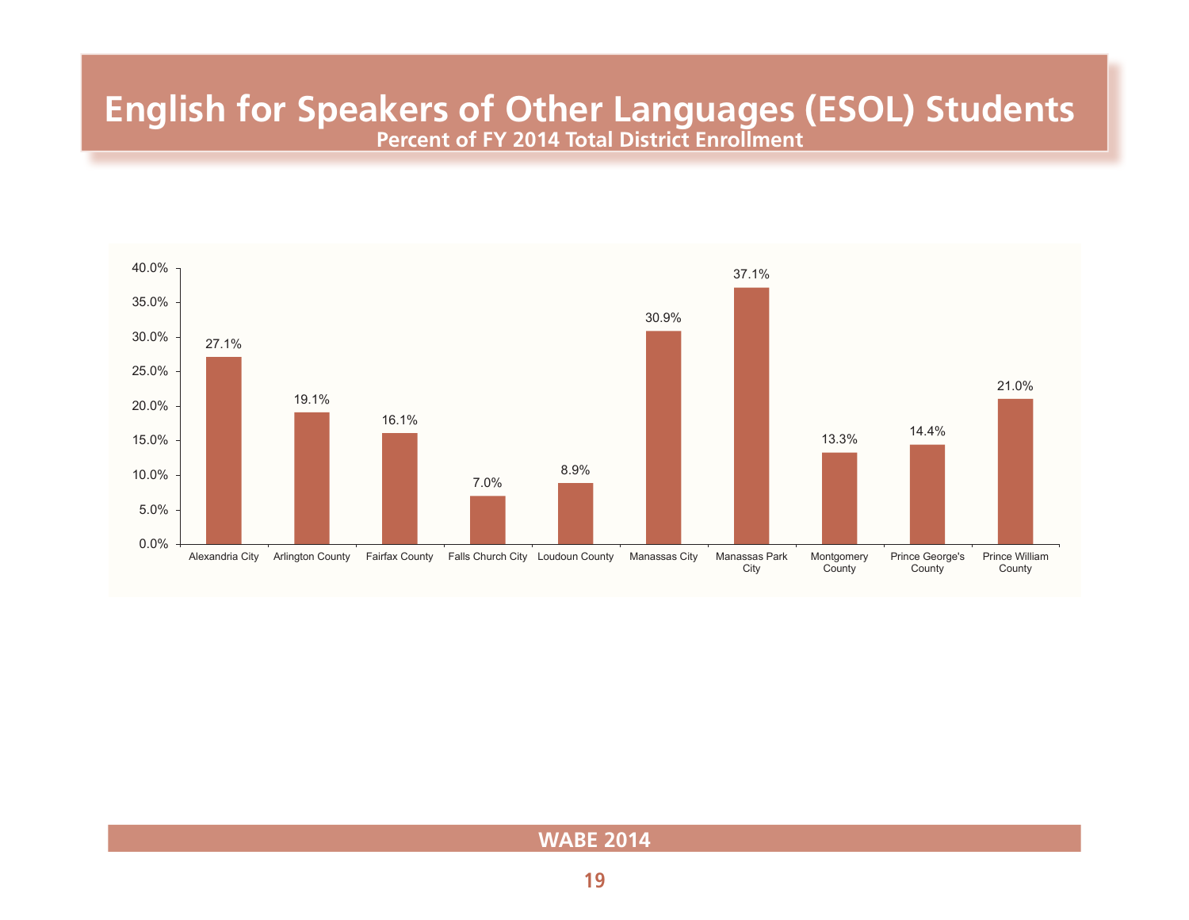# English for Speakers of Other Languages (ESOL) Students

**Percent of FY 2014 Total District Enrollment**

| District | Percent |
|---|---|
| Alexandria City | 27.1% |
| Arlington County | 19.1% |
| Fairfax County | 16.1% |
| Falls Church City | 7.0% |
| Loudoun County | 8.9% |
| Manassas City | 30.9% |
| Manassas Park City | 37.1% |
| Montgomery County | 13.3% |
| Prince George's County | 14.4% |
| Prince William County | 21.0% |

WABE 2014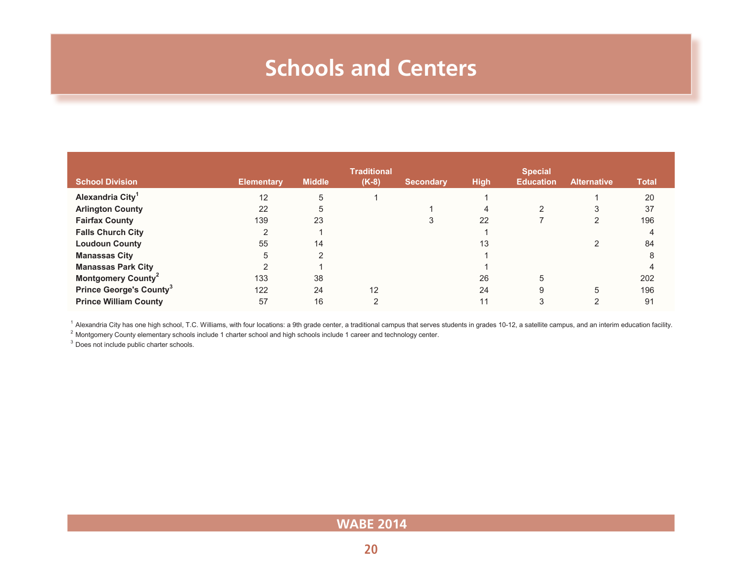# Schools and Centers

| School Division | Elementary | Middle | Traditional (K-8) | Secondary | High | Special Education | Alternative | Total |
|---|---|---|---|---|---|---|---|---|
| **Alexandria City**[1] | 12 | 5 | 1 | | 1 | | 1 | 20 |
| **Arlington County** | 22 | 5 | | 1 | 4 | 2 | 3 | 37 |
| **Fairfax County** | 139 | 23 | | 3 | 22 | 7 | 2 | 196 |
| **Falls Church City** | 2 | 1 | | | 1 | | | 4 |
| **Loudoun County** | 55 | 14 | | | 13 | | 2 | 84 |
| **Manassas City** | 5 | 2 | | | 1 | | | 8 |
| **Manassas Park City** | 2 | 1 | | | 1 | | | 4 |
| **Montgomery County**[2] | 133 | 38 | | | 26 | 5 | | 202 |
| **Prince George's County**[3] | 122 | 24 | 12 | | 24 | 9 | 5 | 196 |
| **Prince William County** | 57 | 16 | 2 | | 11 | 3 | 2 | 91 |

[1] Alexandria City has one high school, T.C. Williams, with four locations: a 9th grade center, a traditional campus that serves students in grades 10-12, a satellite campus, and an interim education facility.

[2] Montgomery County elementary schools include 1 charter school and high schools include 1 career and technology center.

[3] Does not include public charter schools.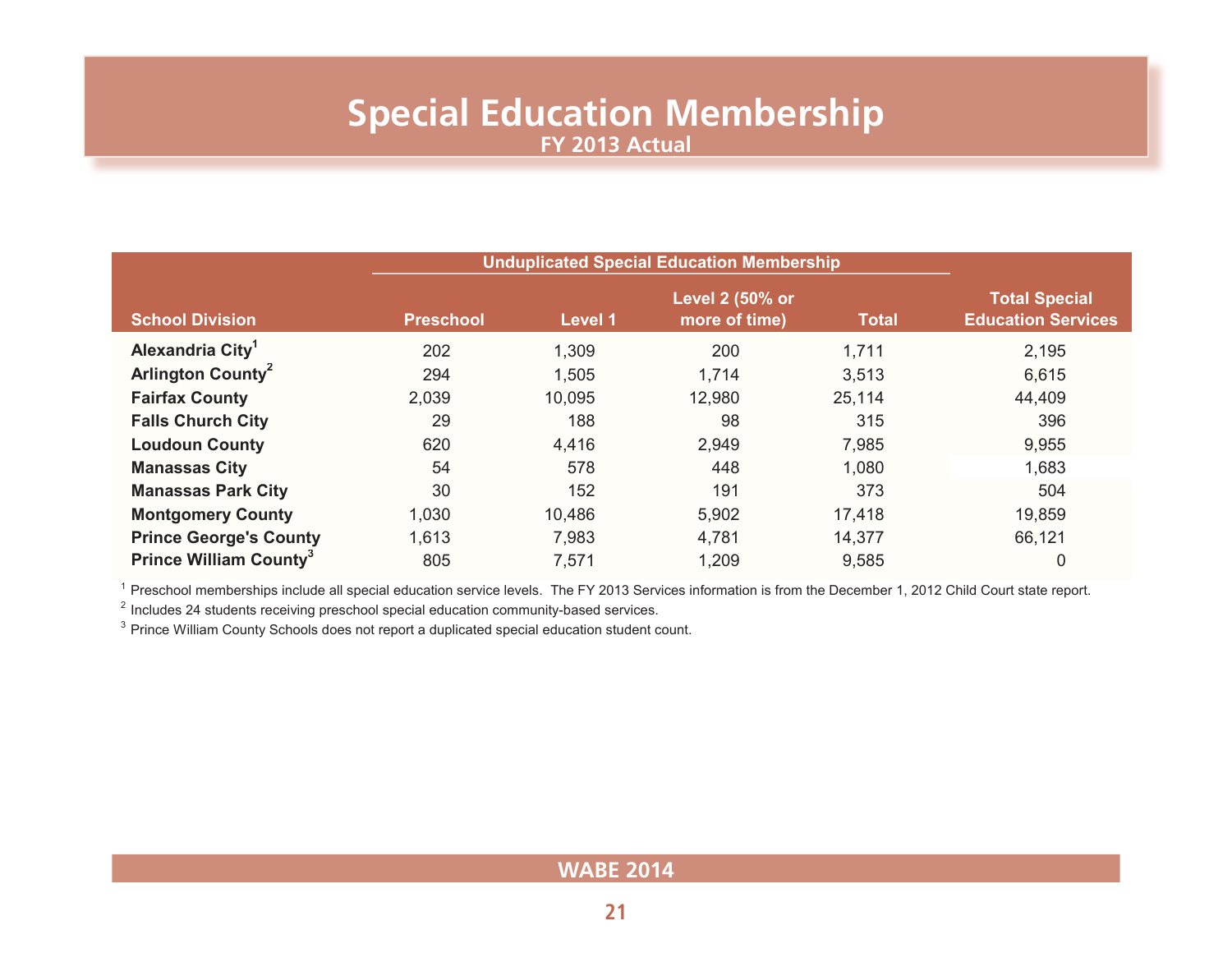# Special Education Membership

## FY 2013 Actual

| School Division | Unduplicated Special Education Membership | | | | Total Special Education Services |
|---|---|---|---|---|---|
| | Preschool | Level 1 | Level 2 (50% or more of time) | Total | |
| **Alexandria City**[1] | 202 | 1,309 | 200 | 1,711 | 2,195 |
| **Arlington County**[2] | 294 | 1,505 | 1,714 | 3,513 | 6,615 |
| **Fairfax County** | 2,039 | 10,095 | 12,980 | 25,114 | 44,409 |
| **Falls Church City** | 29 | 188 | 98 | 315 | 396 |
| **Loudoun County** | 620 | 4,416 | 2,949 | 7,985 | 9,955 |
| **Manassas City** | 54 | 578 | 448 | 1,080 | 1,683 |
| **Manassas Park City** | 30 | 152 | 191 | 373 | 504 |
| **Montgomery County** | 1,030 | 10,486 | 5,902 | 17,418 | 19,859 |
| **Prince George's County** | 1,613 | 7,983 | 4,781 | 14,377 | 66,121 |
| **Prince William County**[3] | 805 | 7,571 | 1,209 | 9,585 | 0 |

[1] Preschool memberships include all special education service levels. The FY 2013 Services information is from the December 1, 2012 Child Court state report.

[2] Includes 24 students receiving preschool special education community-based services.

[3] Prince William County Schools does not report a duplicated special education student count.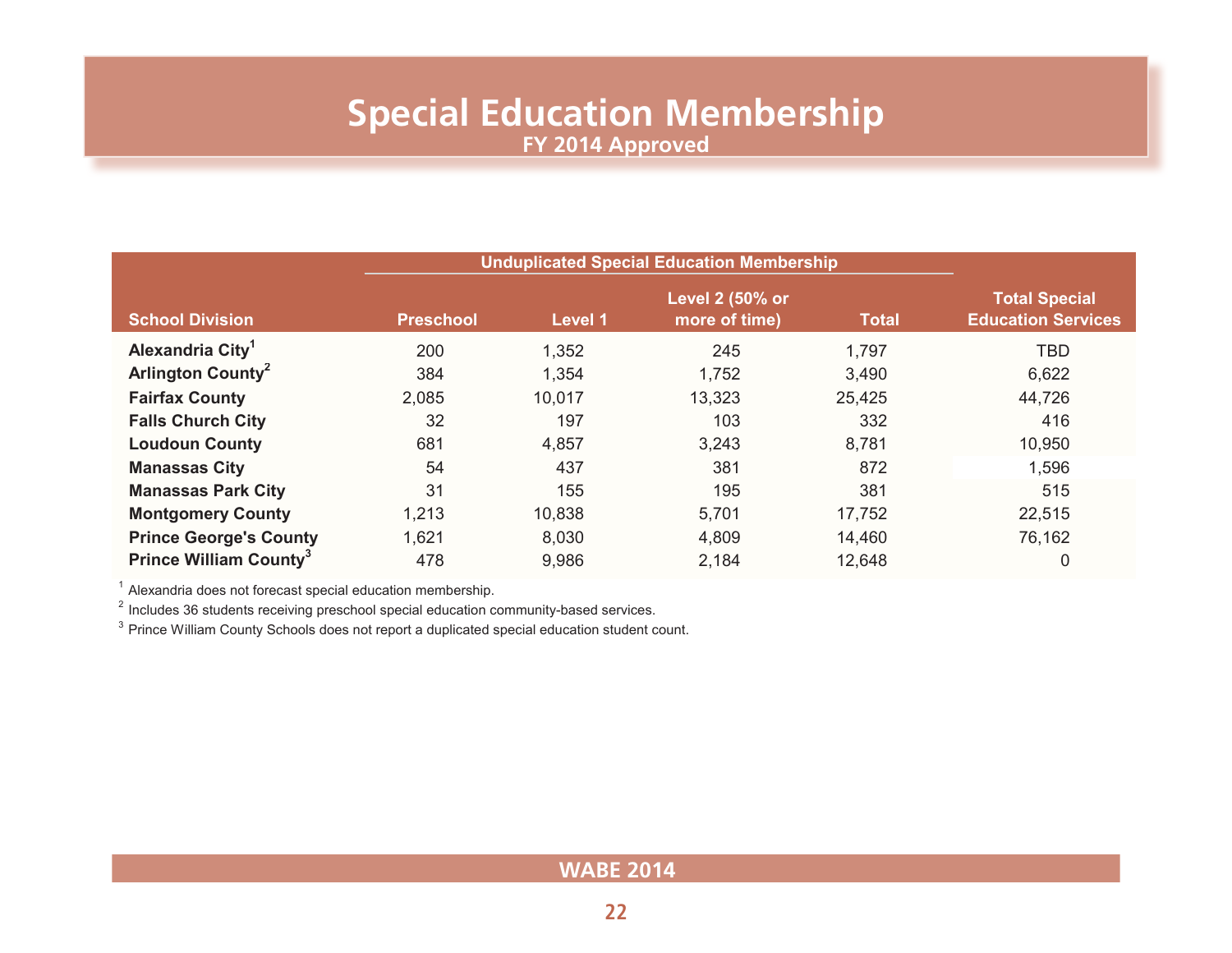# Special Education Membership

## FY 2014 Approved

| School Division | Unduplicated Special Education Membership | | | | Total Special Education Services |
|---|---|---|---|---|---|
| | Preschool | Level 1 | Level 2 (50% or more of time) | Total | |
| **Alexandria City**[1] | 200 | 1,352 | 245 | 1,797 | TBD |
| **Arlington County**[2] | 384 | 1,354 | 1,752 | 3,490 | 6,622 |
| **Fairfax County** | 2,085 | 10,017 | 13,323 | 25,425 | 44,726 |
| **Falls Church City** | 32 | 197 | 103 | 332 | 416 |
| **Loudoun County** | 681 | 4,857 | 3,243 | 8,781 | 10,950 |
| **Manassas City** | 54 | 437 | 381 | 872 | 1,596 |
| **Manassas Park City** | 31 | 155 | 195 | 381 | 515 |
| **Montgomery County** | 1,213 | 10,838 | 5,701 | 17,752 | 22,515 |
| **Prince George's County** | 1,621 | 8,030 | 4,809 | 14,460 | 76,162 |
| **Prince William County**[3] | 478 | 9,986 | 2,184 | 12,648 | 0 |

[1] Alexandria does not forecast special education membership.

[2] Includes 36 students receiving preschool special education community-based services.

[3] Prince William County Schools does not report a duplicated special education student count.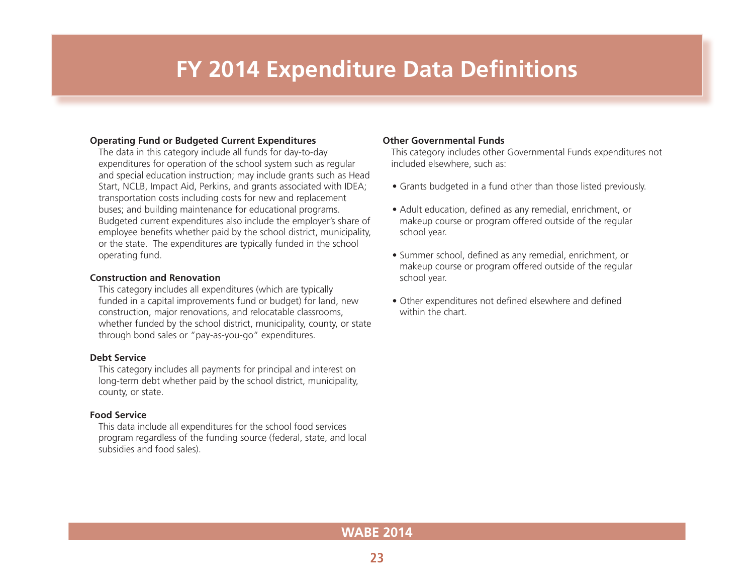# FY 2014 Expenditure Data Definitions

**Operating Fund or Budgeted Current Expenditures**

The data in this category include all funds for day-to-day expenditures for operation of the school system such as regular and special education instruction; may include grants such as Head Start, NCLB, Impact Aid, Perkins, and grants associated with IDEA; transportation costs including costs for new and replacement buses; and building maintenance for educational programs. Budgeted current expenditures also include the employer's share of employee benefits whether paid by the school district, municipality, or the state. The expenditures are typically funded in the school operating fund.

**Construction and Renovation**

This category includes all expenditures (which are typically funded in a capital improvements fund or budget) for land, new construction, major renovations, and relocatable classrooms, whether funded by the school district, municipality, county, or state through bond sales or "pay-as-you-go" expenditures.

**Debt Service**

This category includes all payments for principal and interest on long-term debt whether paid by the school district, municipality, county, or state.

**Food Service**

This data include all expenditures for the school food services program regardless of the funding source (federal, state, and local subsidies and food sales).

**Other Governmental Funds**

This category includes other Governmental Funds expenditures not included elsewhere, such as:

- Grants budgeted in a fund other than those listed previously.
- Adult education, defined as any remedial, enrichment, or makeup course or program offered outside of the regular school year.
- Summer school, defined as any remedial, enrichment, or makeup course or program offered outside of the regular school year.
- Other expenditures not defined elsewhere and defined within the chart.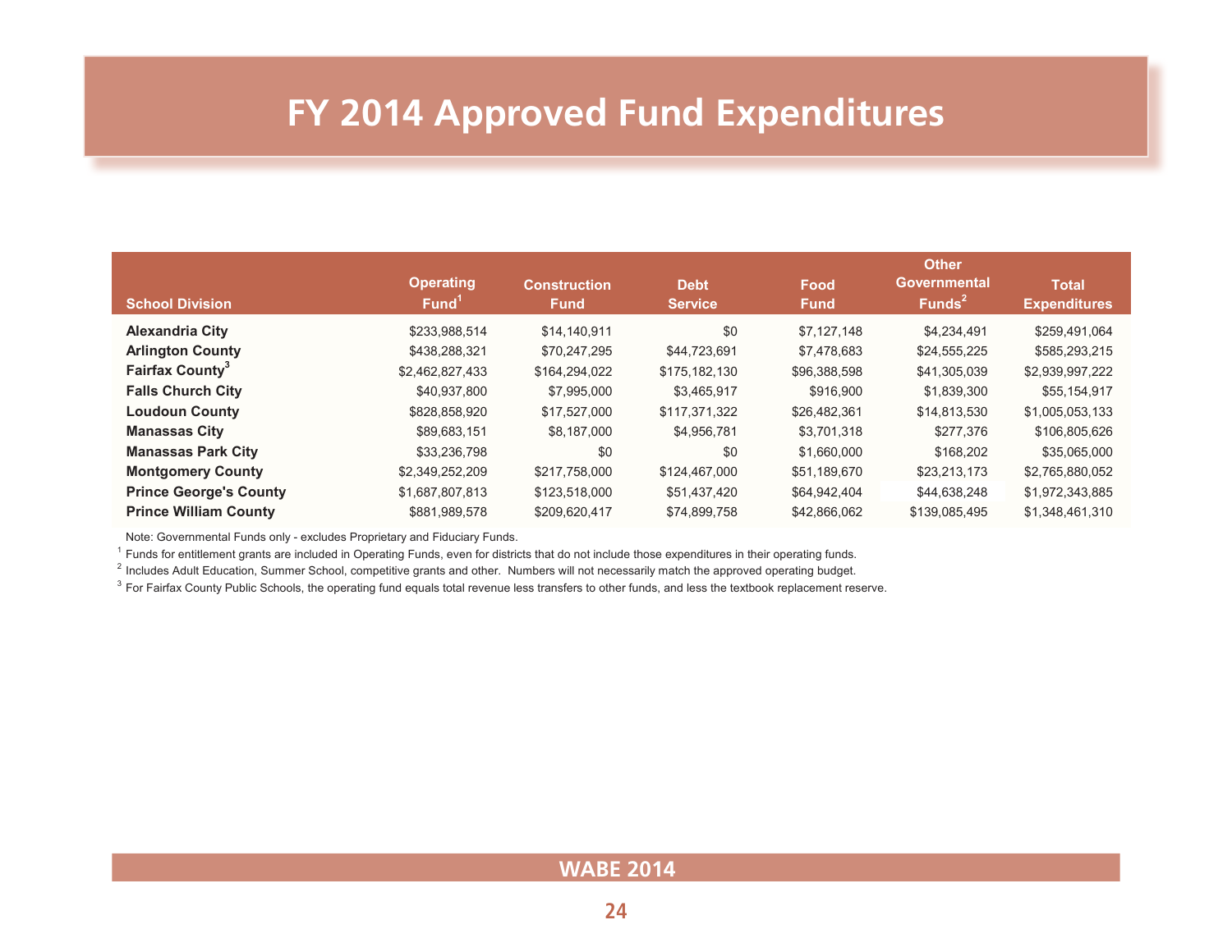# FY 2014 Approved Fund Expenditures

| School Division | Operating Fund[1] | Construction Fund | Debt Service | Food Fund | Other Governmental Funds[2] | Total Expenditures |
|---|---|---|---|---|---|---|
| **Alexandria City** | $233,988,514 | $14,140,911 | $0 | $7,127,148 | $4,234,491 | $259,491,064 |
| **Arlington County** | $438,288,321 | $70,247,295 | $44,723,691 | $7,478,683 | $24,555,225 | $585,293,215 |
| **Fairfax County[3]** | $2,462,827,433 | $164,294,022 | $175,182,130 | $96,388,598 | $41,305,039 | $2,939,997,222 |
| **Falls Church City** | $40,937,800 | $7,995,000 | $3,465,917 | $916,900 | $1,839,300 | $55,154,917 |
| **Loudoun County** | $828,858,920 | $17,527,000 | $117,371,322 | $26,482,361 | $14,813,530 | $1,005,053,133 |
| **Manassas City** | $89,683,151 | $8,187,000 | $4,956,781 | $3,701,318 | $277,376 | $106,805,626 |
| **Manassas Park City** | $33,236,798 | $0 | $0 | $1,660,000 | $168,202 | $35,065,000 |
| **Montgomery County** | $2,349,252,209 | $217,758,000 | $124,467,000 | $51,189,670 | $23,213,173 | $2,765,880,052 |
| **Prince George's County** | $1,687,807,813 | $123,518,000 | $51,437,420 | $64,942,404 | $44,638,248 | $1,972,343,885 |
| **Prince William County** | $881,989,578 | $209,620,417 | $74,899,758 | $42,866,062 | $139,085,495 | $1,348,461,310 |

Note: Governmental Funds only - excludes Proprietary and Fiduciary Funds.

[1] Funds for entitlement grants are included in Operating Funds, even for districts that do not include those expenditures in their operating funds.

[2] Includes Adult Education, Summer School, competitive grants and other. Numbers will not necessarily match the approved operating budget.

[3] For Fairfax County Public Schools, the operating fund equals total revenue less transfers to other funds, and less the textbook replacement reserve.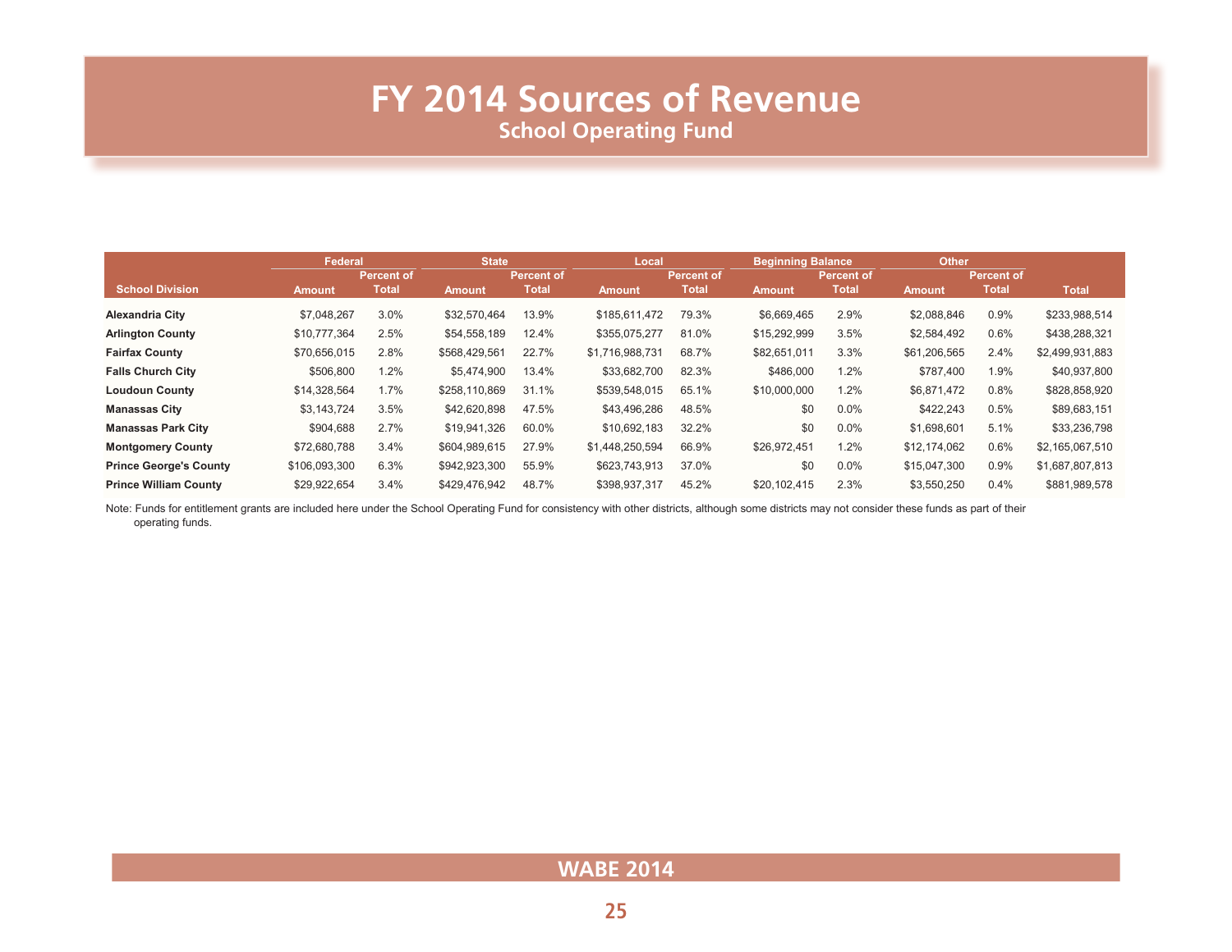# FY 2014 Sources of Revenue

## School Operating Fund

| School Division | Federal | | State | | Local | | Beginning Balance | | Other | | Total |
|---|---|---|---|---|---|---|---|---|---|---|---|
| | Amount | Percent of Total | Amount | Percent of Total | Amount | Percent of Total | Amount | Percent of Total | Amount | Percent of Total | |
| **Alexandria City** | $7,048,267 | 3.0% | $32,570,464 | 13.9% | $185,611,472 | 79.3% | $6,669,465 | 2.9% | $2,088,846 | 0.9% | $233,988,514 |
| **Arlington County** | $10,777,364 | 2.5% | $54,558,189 | 12.4% | $355,075,277 | 81.0% | $15,292,999 | 3.5% | $2,584,492 | 0.6% | $438,288,321 |
| **Fairfax County** | $70,656,015 | 2.8% | $568,429,561 | 22.7% | $1,716,988,731 | 68.7% | $82,651,011 | 3.3% | $61,206,565 | 2.4% | $2,499,931,883 |
| **Falls Church City** | $506,800 | 1.2% | $5,474,900 | 13.4% | $33,682,700 | 82.3% | $486,000 | 1.2% | $787,400 | 1.9% | $40,937,800 |
| **Loudoun County** | $14,328,564 | 1.7% | $258,110,869 | 31.1% | $539,548,015 | 65.1% | $10,000,000 | 1.2% | $6,871,472 | 0.8% | $828,858,920 |
| **Manassas City** | $3,143,724 | 3.5% | $42,620,898 | 47.5% | $43,496,286 | 48.5% | $0 | 0.0% | $422,243 | 0.5% | $89,683,151 |
| **Manassas Park City** | $904,688 | 2.7% | $19,941,326 | 60.0% | $10,692,183 | 32.2% | $0 | 0.0% | $1,698,601 | 5.1% | $33,236,798 |
| **Montgomery County** | $72,680,788 | 3.4% | $604,989,615 | 27.9% | $1,448,250,594 | 66.9% | $26,972,451 | 1.2% | $12,174,062 | 0.6% | $2,165,067,510 |
| **Prince George's County** | $106,093,300 | 6.3% | $942,923,300 | 55.9% | $623,743,913 | 37.0% | $0 | 0.0% | $15,047,300 | 0.9% | $1,687,807,813 |
| **Prince William County** | $29,922,654 | 3.4% | $429,476,942 | 48.7% | $398,937,317 | 45.2% | $20,102,415 | 2.3% | $3,550,250 | 0.4% | $881,989,578 |

Note: Funds for entitlement grants are included here under the School Operating Fund for consistency with other districts, although some districts may not consider these funds as part of their operating funds.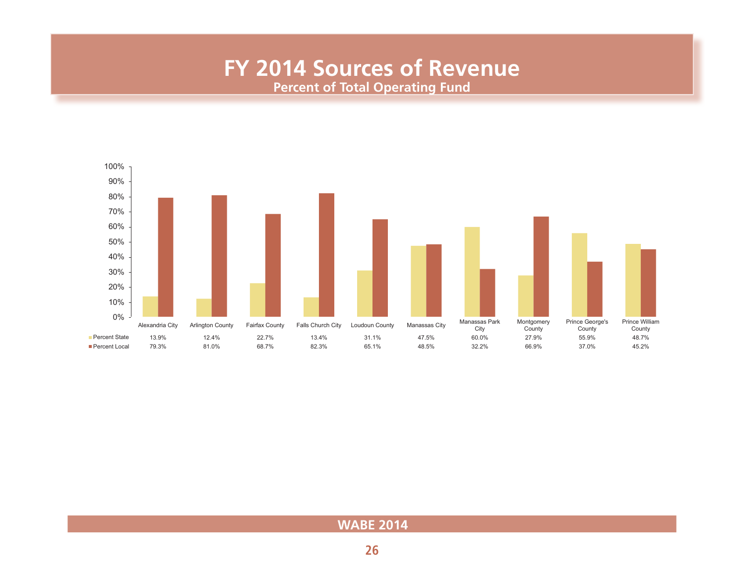# FY 2014 Sources of Revenue

## Percent of Total Operating Fund

| | Alexandria City | Arlington County | Fairfax County | Falls Church City | Loudoun County | Manassas City | Manassas Park City | Montgomery County | Prince George's County | Prince William County |
|---|---|---|---|---|---|---|---|---|---|---|
| Percent State | 13.9% | 12.4% | 22.7% | 13.4% | 31.1% | 47.5% | 60.0% | 27.9% | 55.9% | 48.7% |
| Percent Local | 79.3% | 81.0% | 68.7% | 82.3% | 65.1% | 48.5% | 32.2% | 66.9% | 37.0% | 45.2% |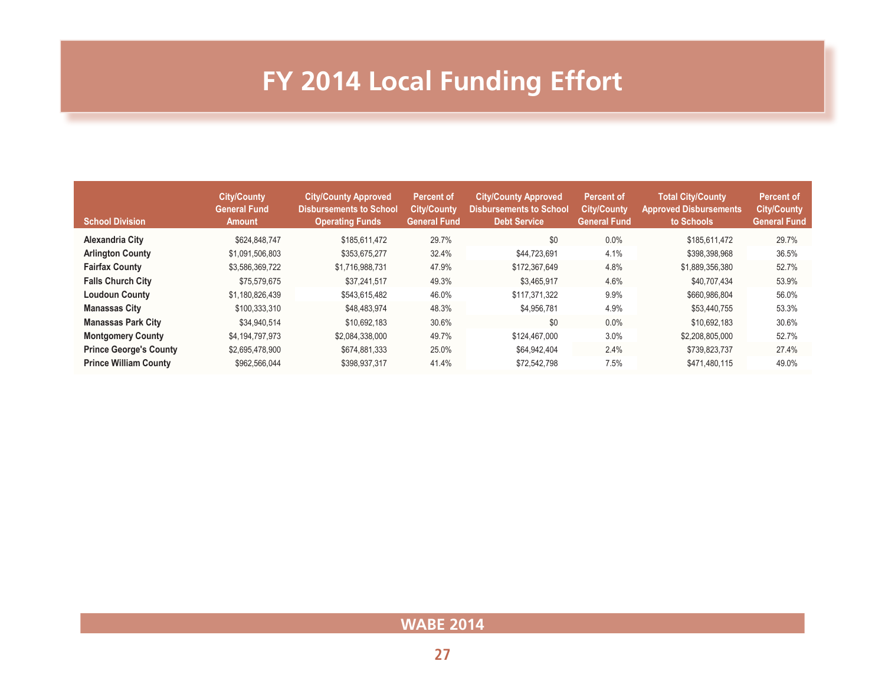# FY 2014 Local Funding Effort

| School Division | City/County General Fund Amount | City/County Approved Disbursements to School Operating Funds | Percent of City/County General Fund | City/County Approved Disbursements to School Debt Service | Percent of City/County General Fund | Total City/County Approved Disbursements to Schools | Percent of City/County General Fund |
|---|---|---|---|---|---|---|---|
| **Alexandria City** | $624,848,747 | $185,611,472 | 29.7% | $0 | 0.0% | $185,611,472 | 29.7% |
| **Arlington County** | $1,091,506,803 | $353,675,277 | 32.4% | $44,723,691 | 4.1% | $398,398,968 | 36.5% |
| **Fairfax County** | $3,586,369,722 | $1,716,988,731 | 47.9% | $172,367,649 | 4.8% | $1,889,356,380 | 52.7% |
| **Falls Church City** | $75,579,675 | $37,241,517 | 49.3% | $3,465,917 | 4.6% | $40,707,434 | 53.9% |
| **Loudoun County** | $1,180,826,439 | $543,615,482 | 46.0% | $117,371,322 | 9.9% | $660,986,804 | 56.0% |
| **Manassas City** | $100,333,310 | $48,483,974 | 48.3% | $4,956,781 | 4.9% | $53,440,755 | 53.3% |
| **Manassas Park City** | $34,940,514 | $10,692,183 | 30.6% | $0 | 0.0% | $10,692,183 | 30.6% |
| **Montgomery County** | $4,194,797,973 | $2,084,338,000 | 49.7% | $124,467,000 | 3.0% | $2,208,805,000 | 52.7% |
| **Prince George's County** | $2,695,478,900 | $674,881,333 | 25.0% | $64,942,404 | 2.4% | $739,823,737 | 27.4% |
| **Prince William County** | $962,566,044 | $398,937,317 | 41.4% | $72,542,798 | 7.5% | $471,480,115 | 49.0% |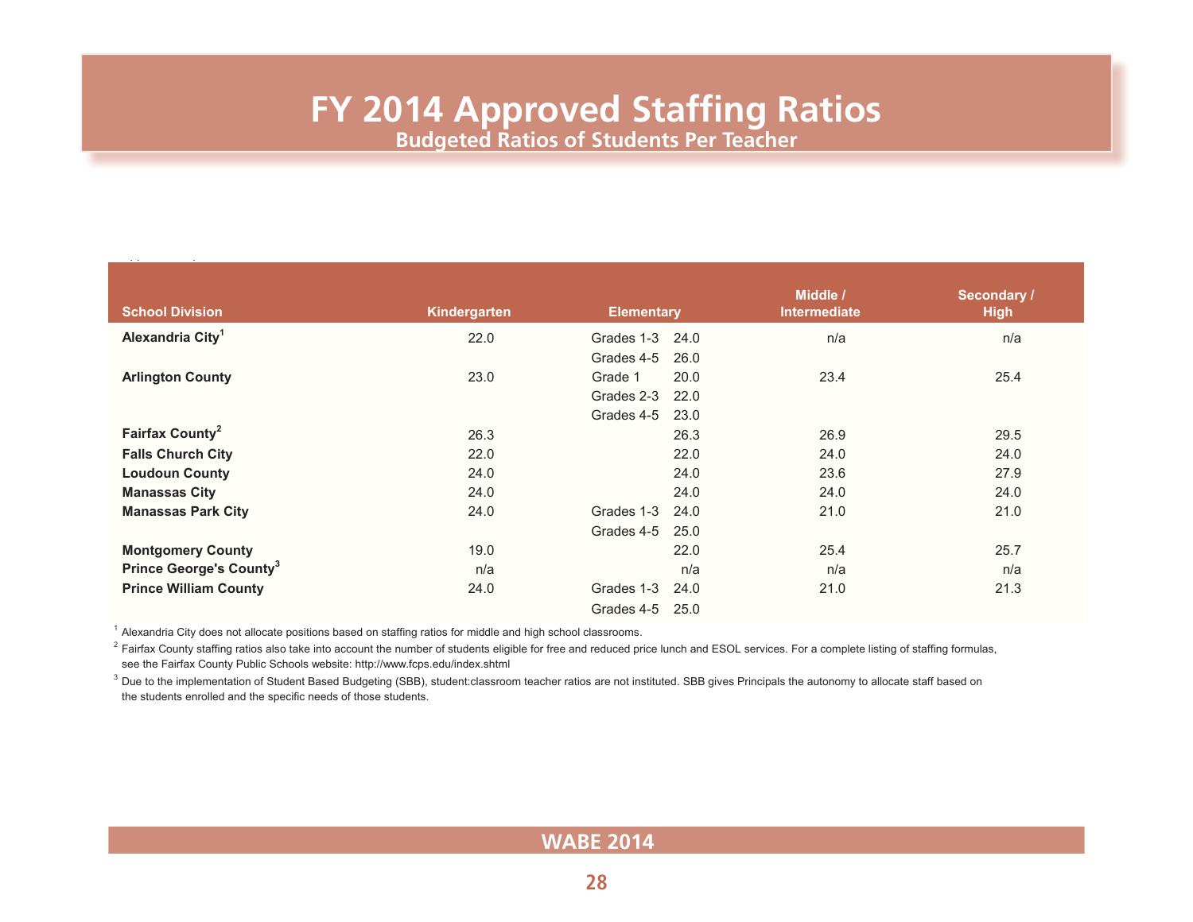# FY 2014 Approved Staffing Ratios

## Budgeted Ratios of Students Per Teacher

| School Division | Kindergarten | Elementary | | Middle / Intermediate | Secondary / High |
|---|---|---|---|---|---|
| **Alexandria City**[1] | 22.0 | Grades 1-3 | 24.0 | n/a | n/a |
| | | Grades 4-5 | 26.0 | | |
| **Arlington County** | 23.0 | Grade 1 | 20.0 | 23.4 | 25.4 |
| | | Grades 2-3 | 22.0 | | |
| | | Grades 4-5 | 23.0 | | |
| **Fairfax County**[2] | 26.3 | | 26.3 | 26.9 | 29.5 |
| **Falls Church City** | 22.0 | | 22.0 | 24.0 | 24.0 |
| **Loudoun County** | 24.0 | | 24.0 | 23.6 | 27.9 |
| **Manassas City** | 24.0 | | 24.0 | 24.0 | 24.0 |
| **Manassas Park City** | 24.0 | Grades 1-3 | 24.0 | 21.0 | 21.0 |
| | | Grades 4-5 | 25.0 | | |
| **Montgomery County** | 19.0 | | 22.0 | 25.4 | 25.7 |
| **Prince George's County**[3] | n/a | | n/a | n/a | n/a |
| **Prince William County** | 24.0 | Grades 1-3 | 24.0 | 21.0 | 21.3 |
| | | Grades 4-5 | 25.0 | | |

[1] Alexandria City does not allocate positions based on staffing ratios for middle and high school classrooms.

[2] Fairfax County staffing ratios also take into account the number of students eligible for free and reduced price lunch and ESOL services. For a complete listing of staffing formulas, see the Fairfax County Public Schools website: http://www.fcps.edu/index.shtml

[3] Due to the implementation of Student Based Budgeting (SBB), student:classroom teacher ratios are not instituted. SBB gives Principals the autonomy to allocate staff based on the students enrolled and the specific needs of those students.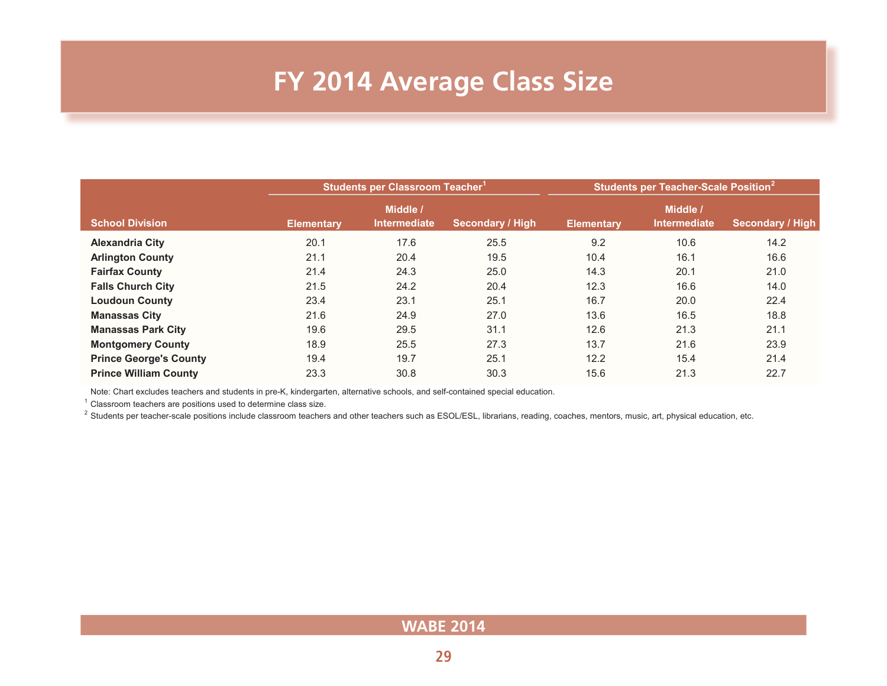# FY 2014 Average Class Size

| School Division | Students per Classroom Teacher[1] | | | Students per Teacher-Scale Position[2] | | |
|---|---|---|---|---|---|---|
| | Elementary | Middle / Intermediate | Secondary / High | Elementary | Middle / Intermediate | Secondary / High |
| **Alexandria City** | 20.1 | 17.6 | 25.5 | 9.2 | 10.6 | 14.2 |
| **Arlington County** | 21.1 | 20.4 | 19.5 | 10.4 | 16.1 | 16.6 |
| **Fairfax County** | 21.4 | 24.3 | 25.0 | 14.3 | 20.1 | 21.0 |
| **Falls Church City** | 21.5 | 24.2 | 20.4 | 12.3 | 16.6 | 14.0 |
| **Loudoun County** | 23.4 | 23.1 | 25.1 | 16.7 | 20.0 | 22.4 |
| **Manassas City** | 21.6 | 24.9 | 27.0 | 13.6 | 16.5 | 18.8 |
| **Manassas Park City** | 19.6 | 29.5 | 31.1 | 12.6 | 21.3 | 21.1 |
| **Montgomery County** | 18.9 | 25.5 | 27.3 | 13.7 | 21.6 | 23.9 |
| **Prince George's County** | 19.4 | 19.7 | 25.1 | 12.2 | 15.4 | 21.4 |
| **Prince William County** | 23.3 | 30.8 | 30.3 | 15.6 | 21.3 | 22.7 |

Note: Chart excludes teachers and students in pre-K, kindergarten, alternative schools, and self-contained special education.

[1] Classroom teachers are positions used to determine class size.

[2] Students per teacher-scale positions include classroom teachers and other teachers such as ESOL/ESL, librarians, reading, coaches, mentors, music, art, physical education, etc.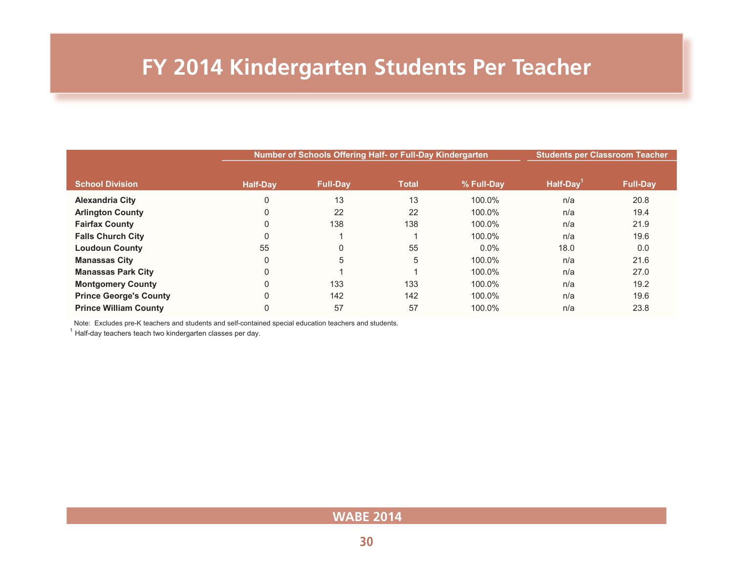# FY 2014 Kindergarten Students Per Teacher

| School Division | Number of Schools Offering Half- or Full-Day Kindergarten | | | | Students per Classroom Teacher | |
|---|---|---|---|---|---|---|
| | Half-Day | Full-Day | Total | % Full-Day | Half-Day[1] | Full-Day |
| **Alexandria City** | 0 | 13 | 13 | 100.0% | n/a | 20.8 |
| **Arlington County** | 0 | 22 | 22 | 100.0% | n/a | 19.4 |
| **Fairfax County** | 0 | 138 | 138 | 100.0% | n/a | 21.9 |
| **Falls Church City** | 0 | 1 | 1 | 100.0% | n/a | 19.6 |
| **Loudoun County** | 55 | 0 | 55 | 0.0% | 18.0 | 0.0 |
| **Manassas City** | 0 | 5 | 5 | 100.0% | n/a | 21.6 |
| **Manassas Park City** | 0 | 1 | 1 | 100.0% | n/a | 27.0 |
| **Montgomery County** | 0 | 133 | 133 | 100.0% | n/a | 19.2 |
| **Prince George's County** | 0 | 142 | 142 | 100.0% | n/a | 19.6 |
| **Prince William County** | 0 | 57 | 57 | 100.0% | n/a | 23.8 |

Note: Excludes pre-K teachers and students and self-contained special education teachers and students.

[1] Half-day teachers teach two kindergarten classes per day.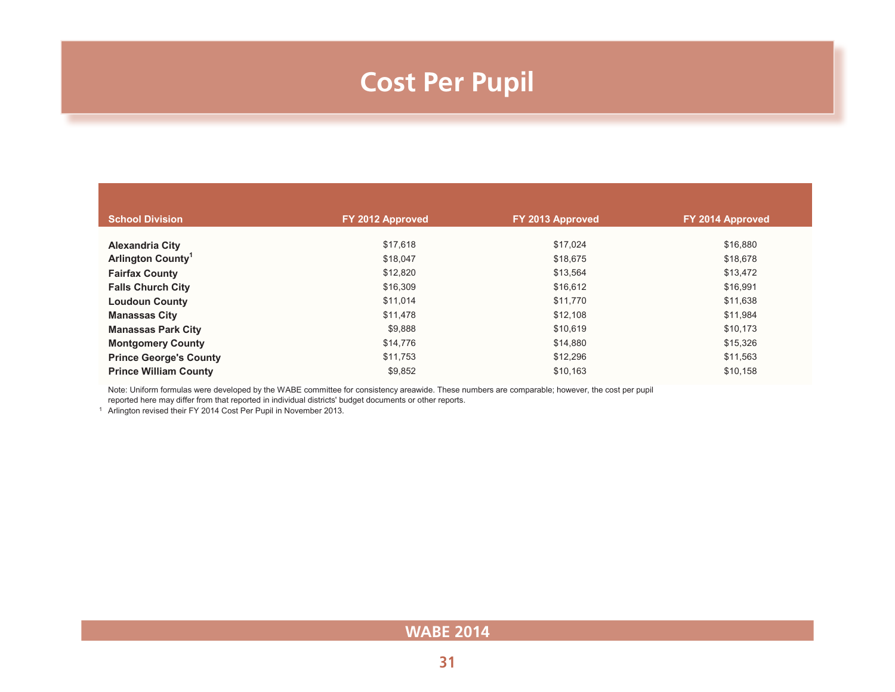# Cost Per Pupil

| School Division | FY 2012 Approved | FY 2013 Approved | FY 2014 Approved |
|---|---|---|---|
| **Alexandria City** | $17,618 | $17,024 | $16,880 |
| **Arlington County**[1] | $18,047 | $18,675 | $18,678 |
| **Fairfax County** | $12,820 | $13,564 | $13,472 |
| **Falls Church City** | $16,309 | $16,612 | $16,991 |
| **Loudoun County** | $11,014 | $11,770 | $11,638 |
| **Manassas City** | $11,478 | $12,108 | $11,984 |
| **Manassas Park City** | $9,888 | $10,619 | $10,173 |
| **Montgomery County** | $14,776 | $14,880 | $15,326 |
| **Prince George's County** | $11,753 | $12,296 | $11,563 |
| **Prince William County** | $9,852 | $10,163 | $10,158 |

Note: Uniform formulas were developed by the WABE committee for consistency areawide. These numbers are comparable; however, the cost per pupil reported here may differ from that reported in individual districts' budget documents or other reports.

[1] Arlington revised their FY 2014 Cost Per Pupil in November 2013.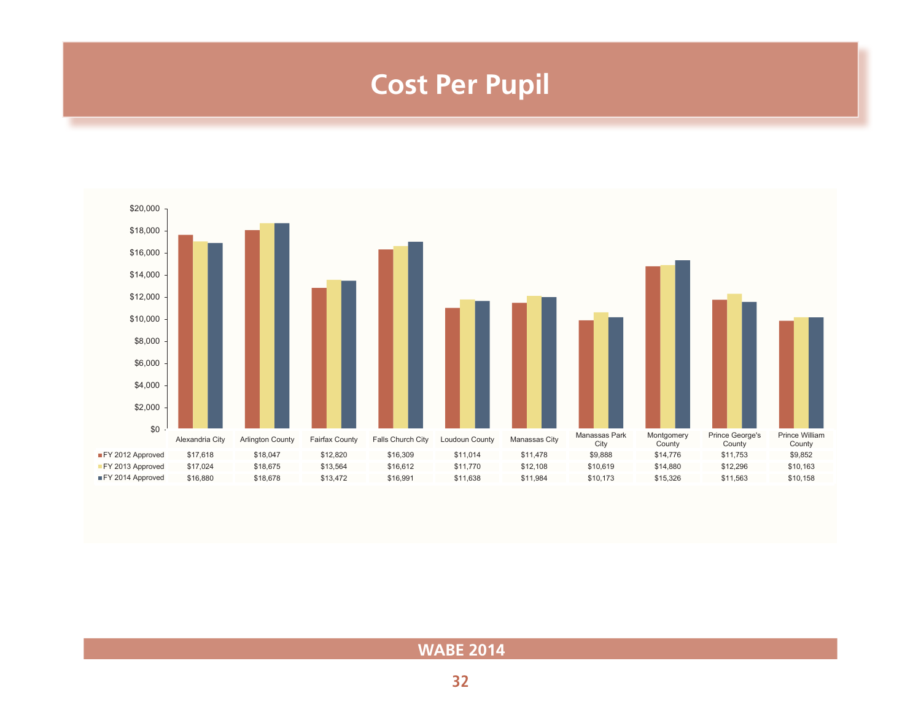# Cost Per Pupil

| | Alexandria City | Arlington County | Fairfax County | Falls Church City | Loudoun County | Manassas City | Manassas Park City | Montgomery County | Prince George's County | Prince William County |
|---|---|---|---|---|---|---|---|---|---|---|
| FY 2012 Approved | $17,618 | $18,047 | $12,820 | $16,309 | $11,014 | $11,478 | $9,888 | $14,776 | $11,753 | $9,852 |
| FY 2013 Approved | $17,024 | $18,675 | $13,564 | $16,612 | $11,770 | $12,108 | $10,619 | $14,880 | $12,296 | $10,163 |
| FY 2014 Approved | $16,880 | $18,678 | $13,472 | $16,991 | $11,638 | $11,984 | $10,173 | $15,326 | $11,563 | $10,158 |

WABE 2014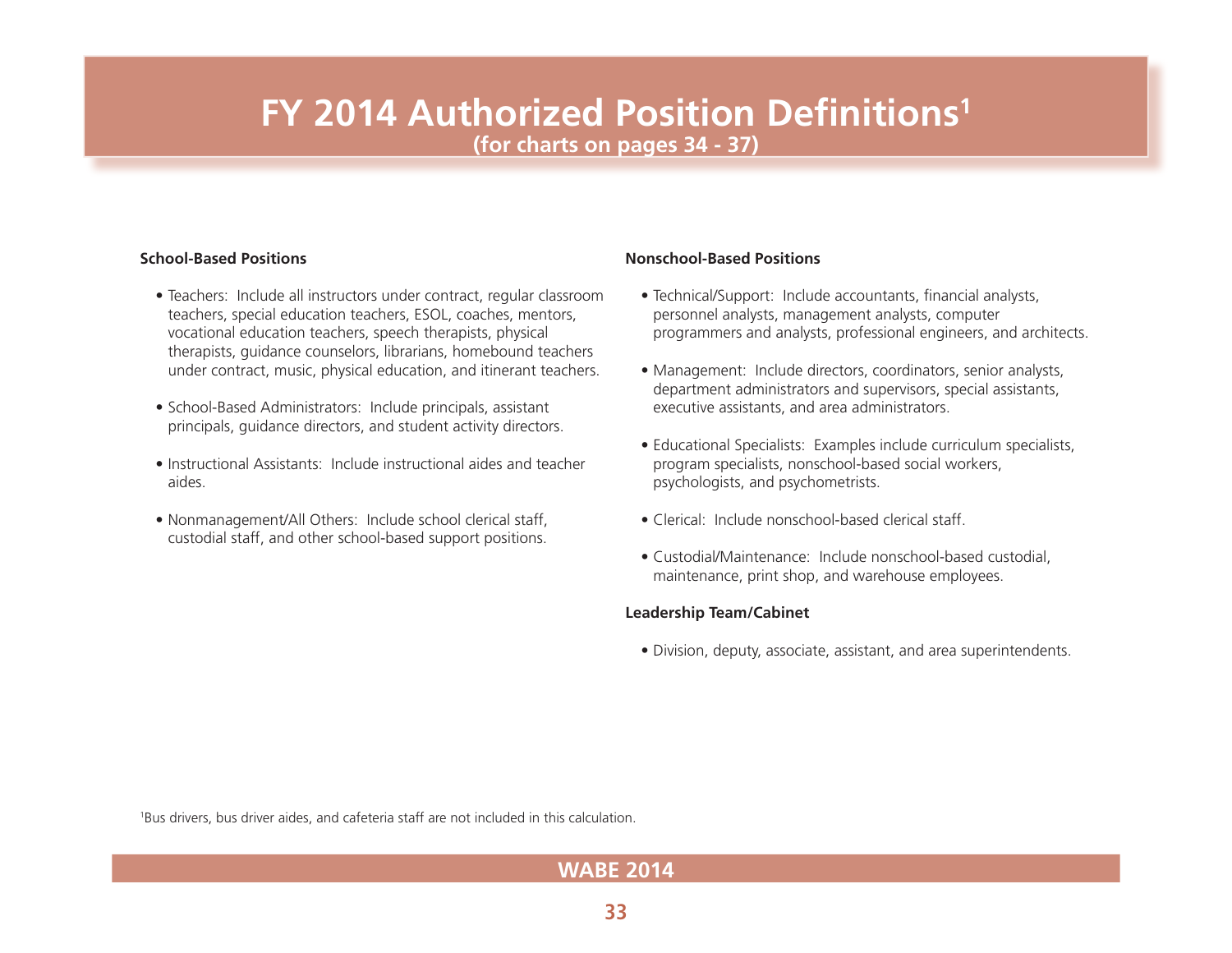# FY 2014 Authorized Position Definitions[1]

**(for charts on pages 34 - 37)**

**School-Based Positions**

- Teachers: Include all instructors under contract, regular classroom teachers, special education teachers, ESOL, coaches, mentors, vocational education teachers, speech therapists, physical therapists, guidance counselors, librarians, homebound teachers under contract, music, physical education, and itinerant teachers.

- School-Based Administrators: Include principals, assistant principals, guidance directors, and student activity directors.

- Instructional Assistants: Include instructional aides and teacher aides.

- Nonmanagement/All Others: Include school clerical staff, custodial staff, and other school-based support positions.

**Nonschool-Based Positions**

- Technical/Support: Include accountants, financial analysts, personnel analysts, management analysts, computer programmers and analysts, professional engineers, and architects.

- Management: Include directors, coordinators, senior analysts, department administrators and supervisors, special assistants, executive assistants, and area administrators.

- Educational Specialists: Examples include curriculum specialists, program specialists, nonschool-based social workers, psychologists, and psychometrists.

- Clerical: Include nonschool-based clerical staff.

- Custodial/Maintenance: Include nonschool-based custodial, maintenance, print shop, and warehouse employees.

**Leadership Team/Cabinet**

- Division, deputy, associate, assistant, and area superintendents.

[1]Bus drivers, bus driver aides, and cafeteria staff are not included in this calculation.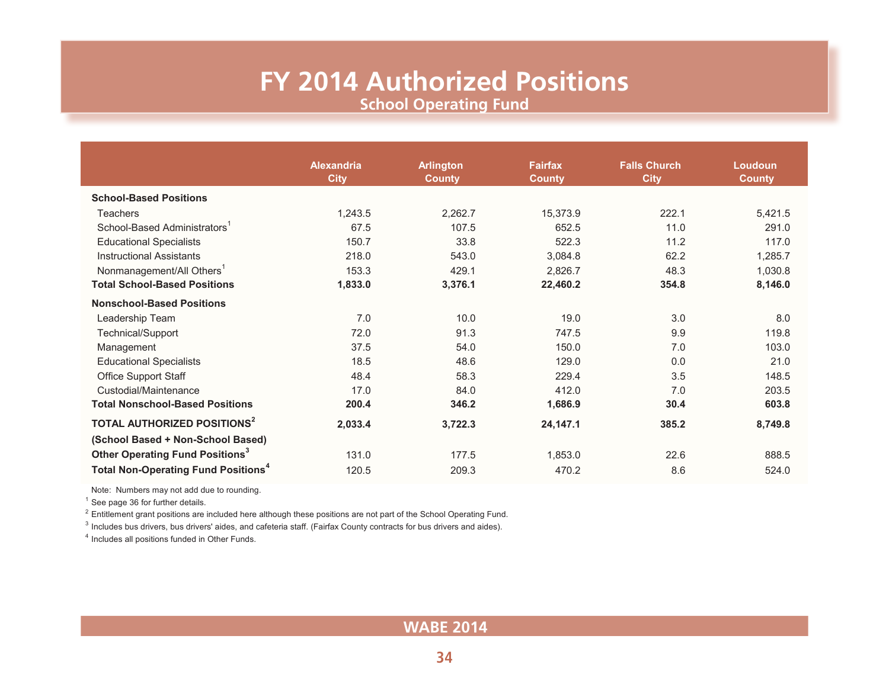# FY 2014 Authorized Positions

## School Operating Fund

| | Alexandria City | Arlington County | Fairfax County | Falls Church City | Loudoun County |
|---|---|---|---|---|---|
| **School-Based Positions** | | | | | |
| Teachers | 1,243.5 | 2,262.7 | 15,373.9 | 222.1 | 5,421.5 |
| School-Based Administrators[1] | 67.5 | 107.5 | 652.5 | 11.0 | 291.0 |
| Educational Specialists | 150.7 | 33.8 | 522.3 | 11.2 | 117.0 |
| Instructional Assistants | 218.0 | 543.0 | 3,084.8 | 62.2 | 1,285.7 |
| Nonmanagement/All Others[1] | 153.3 | 429.1 | 2,826.7 | 48.3 | 1,030.8 |
| **Total School-Based Positions** | **1,833.0** | **3,376.1** | **22,460.2** | **354.8** | **8,146.0** |
| **Nonschool-Based Positions** | | | | | |
| Leadership Team | 7.0 | 10.0 | 19.0 | 3.0 | 8.0 |
| Technical/Support | 72.0 | 91.3 | 747.5 | 9.9 | 119.8 |
| Management | 37.5 | 54.0 | 150.0 | 7.0 | 103.0 |
| Educational Specialists | 18.5 | 48.6 | 129.0 | 0.0 | 21.0 |
| Office Support Staff | 48.4 | 58.3 | 229.4 | 3.5 | 148.5 |
| Custodial/Maintenance | 17.0 | 84.0 | 412.0 | 7.0 | 203.5 |
| **Total Nonschool-Based Positions** | **200.4** | **346.2** | **1,686.9** | **30.4** | **603.8** |
| **TOTAL AUTHORIZED POSITIONS[2] (School Based + Non-School Based)** | **2,033.4** | **3,722.3** | **24,147.1** | **385.2** | **8,749.8** |
| **Other Operating Fund Positions[3]** | 131.0 | 177.5 | 1,853.0 | 22.6 | 888.5 |
| **Total Non-Operating Fund Positions[4]** | 120.5 | 209.3 | 470.2 | 8.6 | 524.0 |

Note: Numbers may not add due to rounding.

[1] See page 36 for further details.

[2] Entitlement grant positions are included here although these positions are not part of the School Operating Fund.

[3] Includes bus drivers, bus drivers' aides, and cafeteria staff. (Fairfax County contracts for bus drivers and aides).

[4] Includes all positions funded in Other Funds.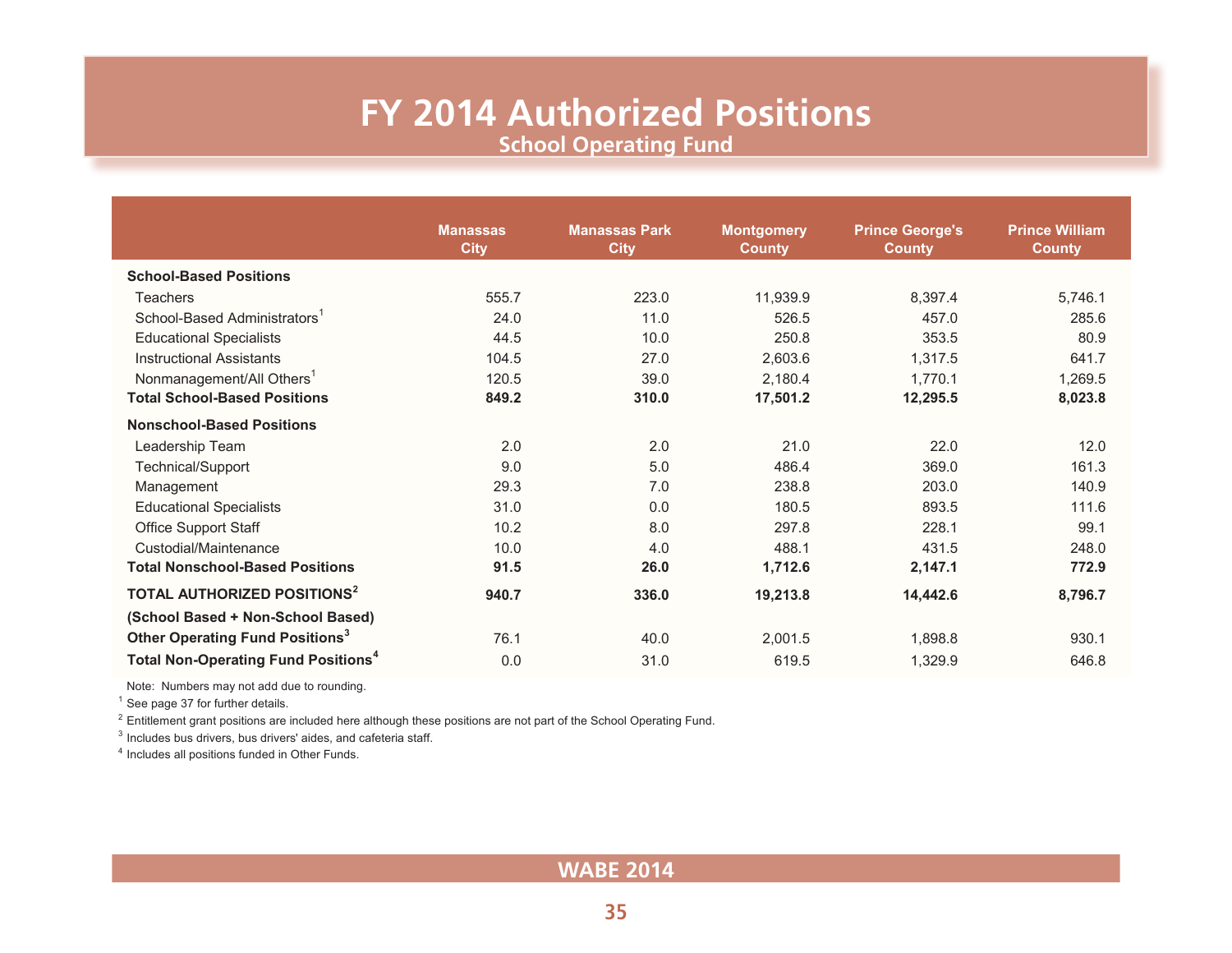# FY 2014 Authorized Positions

## School Operating Fund

| | Manassas City | Manassas Park City | Montgomery County | Prince George's County | Prince William County |
|---|---|---|---|---|---|
| **School-Based Positions** | | | | | |
| Teachers | 555.7 | 223.0 | 11,939.9 | 8,397.4 | 5,746.1 |
| School-Based Administrators[1] | 24.0 | 11.0 | 526.5 | 457.0 | 285.6 |
| Educational Specialists | 44.5 | 10.0 | 250.8 | 353.5 | 80.9 |
| Instructional Assistants | 104.5 | 27.0 | 2,603.6 | 1,317.5 | 641.7 |
| Nonmanagement/All Others[1] | 120.5 | 39.0 | 2,180.4 | 1,770.1 | 1,269.5 |
| **Total School-Based Positions** | **849.2** | **310.0** | **17,501.2** | **12,295.5** | **8,023.8** |
| **Nonschool-Based Positions** | | | | | |
| Leadership Team | 2.0 | 2.0 | 21.0 | 22.0 | 12.0 |
| Technical/Support | 9.0 | 5.0 | 486.4 | 369.0 | 161.3 |
| Management | 29.3 | 7.0 | 238.8 | 203.0 | 140.9 |
| Educational Specialists | 31.0 | 0.0 | 180.5 | 893.5 | 111.6 |
| Office Support Staff | 10.2 | 8.0 | 297.8 | 228.1 | 99.1 |
| Custodial/Maintenance | 10.0 | 4.0 | 488.1 | 431.5 | 248.0 |
| **Total Nonschool-Based Positions** | **91.5** | **26.0** | **1,712.6** | **2,147.1** | **772.9** |
| **TOTAL AUTHORIZED POSITIONS[2] (School Based + Non-School Based)** | **940.7** | **336.0** | **19,213.8** | **14,442.6** | **8,796.7** |
| **Other Operating Fund Positions[3]** | 76.1 | 40.0 | 2,001.5 | 1,898.8 | 930.1 |
| **Total Non-Operating Fund Positions[4]** | 0.0 | 31.0 | 619.5 | 1,329.9 | 646.8 |

Note: Numbers may not add due to rounding.

[1] See page 37 for further details.

[2] Entitlement grant positions are included here although these positions are not part of the School Operating Fund.

[3] Includes bus drivers, bus drivers' aides, and cafeteria staff.

[4] Includes all positions funded in Other Funds.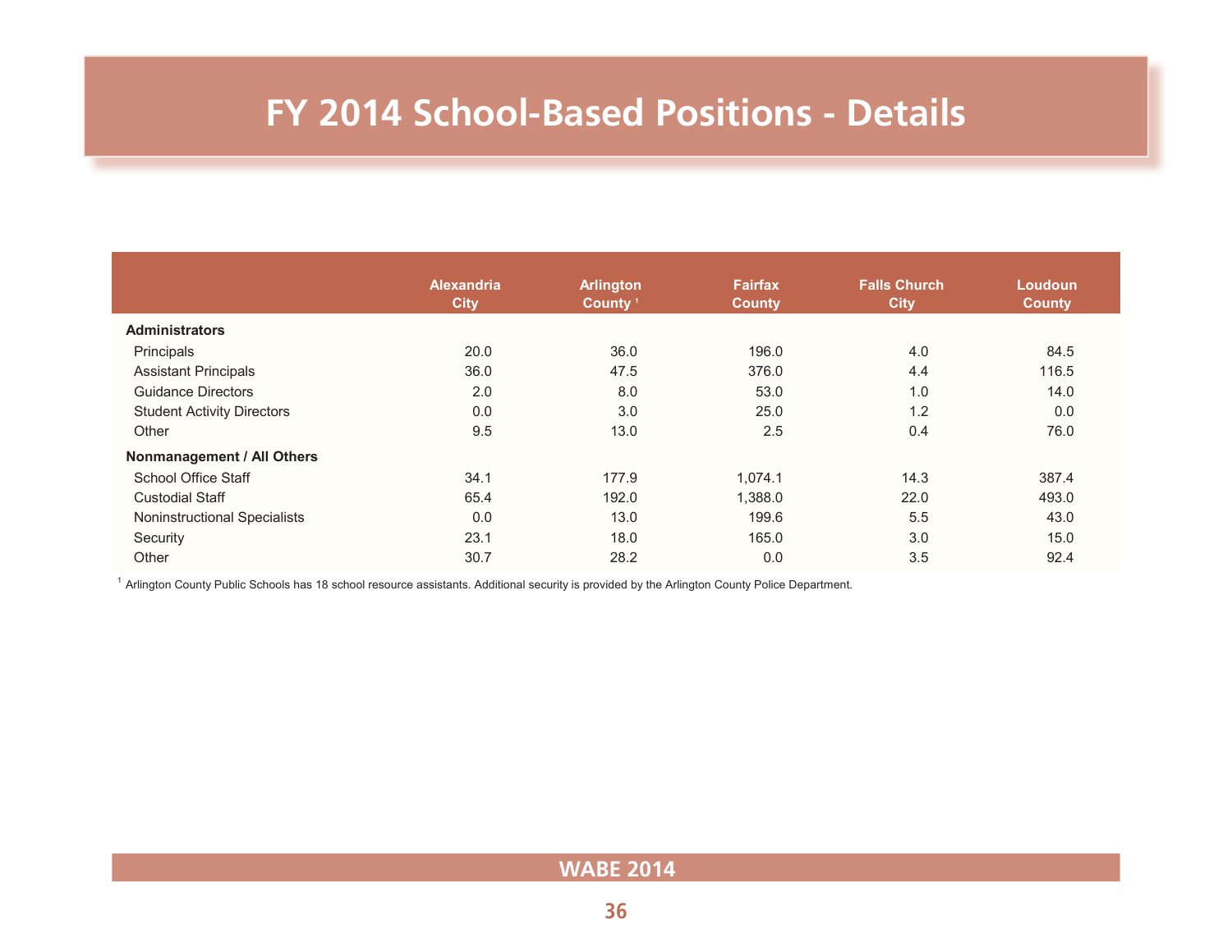# FY 2014 School-Based Positions - Details

| | Alexandria City | Arlington County [1] | Fairfax County | Falls Church City | Loudoun County |
|---|---|---|---|---|---|
| **Administrators** | | | | | |
| Principals | 20.0 | 36.0 | 196.0 | 4.0 | 84.5 |
| Assistant Principals | 36.0 | 47.5 | 376.0 | 4.4 | 116.5 |
| Guidance Directors | 2.0 | 8.0 | 53.0 | 1.0 | 14.0 |
| Student Activity Directors | 0.0 | 3.0 | 25.0 | 1.2 | 0.0 |
| Other | 9.5 | 13.0 | 2.5 | 0.4 | 76.0 |
| **Nonmanagement / All Others** | | | | | |
| School Office Staff | 34.1 | 177.9 | 1,074.1 | 14.3 | 387.4 |
| Custodial Staff | 65.4 | 192.0 | 1,388.0 | 22.0 | 493.0 |
| Noninstructional Specialists | 0.0 | 13.0 | 199.6 | 5.5 | 43.0 |
| Security | 23.1 | 18.0 | 165.0 | 3.0 | 15.0 |
| Other | 30.7 | 28.2 | 0.0 | 3.5 | 92.4 |

[1] Arlington County Public Schools has 18 school resource assistants. Additional security is provided by the Arlington County Police Department.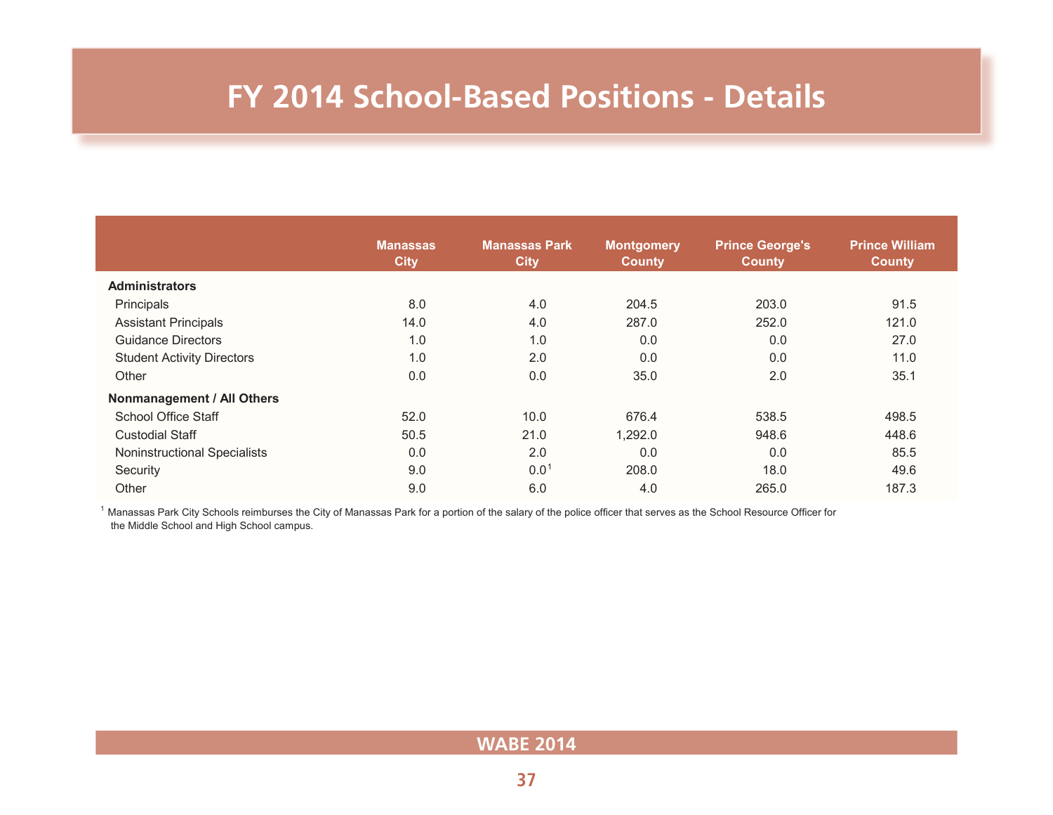# FY 2014 School-Based Positions - Details

| | Manassas City | Manassas Park City | Montgomery County | Prince George's County | Prince William County |
|---|---|---|---|---|---|
| **Administrators** | | | | | |
| Principals | 8.0 | 4.0 | 204.5 | 203.0 | 91.5 |
| Assistant Principals | 14.0 | 4.0 | 287.0 | 252.0 | 121.0 |
| Guidance Directors | 1.0 | 1.0 | 0.0 | 0.0 | 27.0 |
| Student Activity Directors | 1.0 | 2.0 | 0.0 | 0.0 | 11.0 |
| Other | 0.0 | 0.0 | 35.0 | 2.0 | 35.1 |
| **Nonmanagement / All Others** | | | | | |
| School Office Staff | 52.0 | 10.0 | 676.4 | 538.5 | 498.5 |
| Custodial Staff | 50.5 | 21.0 | 1,292.0 | 948.6 | 448.6 |
| Noninstructional Specialists | 0.0 | 2.0 | 0.0 | 0.0 | 85.5 |
| Security | 9.0 | 0.0[1] | 208.0 | 18.0 | 49.6 |
| Other | 9.0 | 6.0 | 4.0 | 265.0 | 187.3 |

[1] Manassas Park City Schools reimburses the City of Manassas Park for a portion of the salary of the police officer that serves as the School Resource Officer for the Middle School and High School campus.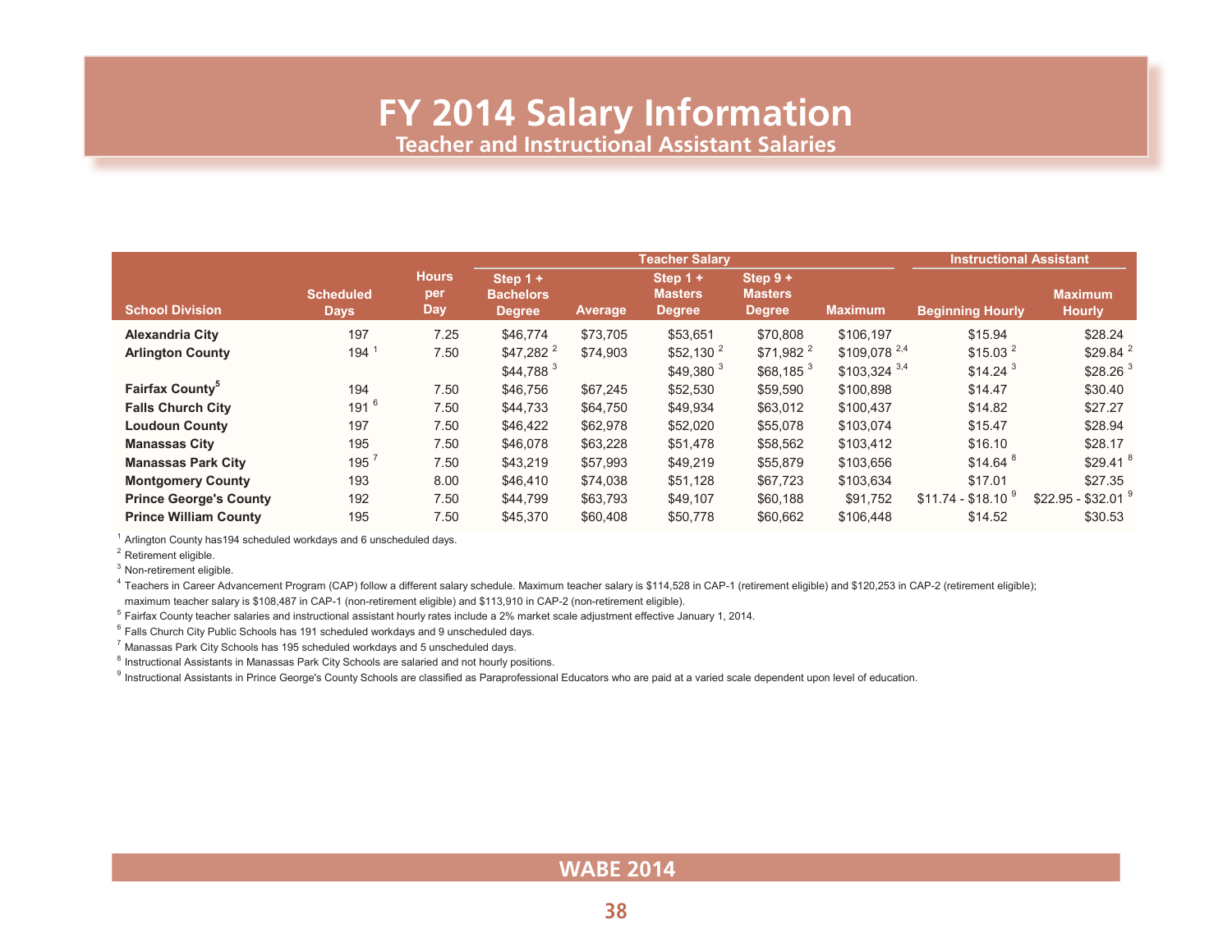# FY 2014 Salary Information

## Teacher and Instructional Assistant Salaries

| School Division | Scheduled Days | Hours per Day | Teacher Salary | | | | | Instructional Assistant | |
|---|---|---|---|---|---|---|---|---|---|
| | | | Step 1 + Bachelors Degree | Average | Step 1 + Masters Degree | Step 9 + Masters Degree | Maximum | Beginning Hourly | Maximum Hourly |
| **Alexandria City** | 197 | 7.25 | $46,774 | $73,705 | $53,651 | $70,808 | $106,197 | $15.94 | $28.24 |
| **Arlington County** | 194 [1] | 7.50 | $47,282 [2] | $74,903 | $52,130 [2] | $71,982 [2] | $109,078 [2,4] | $15.03 [2] | $29.84 [2] |
| | | | $44,788 [3] | | $49,380 [3] | $68,185 [3] | $103,324 [3,4] | $14.24 [3] | $28.26 [3] |
| **Fairfax County[5]** | 194 | 7.50 | $46,756 | $67,245 | $52,530 | $59,590 | $100,898 | $14.47 | $30.40 |
| **Falls Church City** | 191 [6] | 7.50 | $44,733 | $64,750 | $49,934 | $63,012 | $100,437 | $14.82 | $27.27 |
| **Loudoun County** | 197 | 7.50 | $46,422 | $62,978 | $52,020 | $55,078 | $103,074 | $15.47 | $28.94 |
| **Manassas City** | 195 | 7.50 | $46,078 | $63,228 | $51,478 | $58,562 | $103,412 | $16.10 | $28.17 |
| **Manassas Park City** | 195 [7] | 7.50 | $43,219 | $57,993 | $49,219 | $55,879 | $103,656 | $14.64 [8] | $29.41 [8] |
| **Montgomery County** | 193 | 8.00 | $46,410 | $74,038 | $51,128 | $67,723 | $103,634 | $17.01 | $27.35 |
| **Prince George's County** | 192 | 7.50 | $44,799 | $63,793 | $49,107 | $60,188 | $91,752 | $11.74 - $18.10 [9] | $22.95 - $32.01 [9] |
| **Prince William County** | 195 | 7.50 | $45,370 | $60,408 | $50,778 | $60,662 | $106,448 | $14.52 | $30.53 |

[1] Arlington County has194 scheduled workdays and 6 unscheduled days.

[2] Retirement eligible.

[3] Non-retirement eligible.

[4] Teachers in Career Advancement Program (CAP) follow a different salary schedule. Maximum teacher salary is $114,528 in CAP-1 (retirement eligible) and $120,253 in CAP-2 (retirement eligible); maximum teacher salary is $108,487 in CAP-1 (non-retirement eligible) and $113,910 in CAP-2 (non-retirement eligible).

[5] Fairfax County teacher salaries and instructional assistant hourly rates include a 2% market scale adjustment effective January 1, 2014.

[6] Falls Church City Public Schools has 191 scheduled workdays and 9 unscheduled days.

[7] Manassas Park City Schools has 195 scheduled workdays and 5 unscheduled days.

[8] Instructional Assistants in Manassas Park City Schools are salaried and not hourly positions.

[9] Instructional Assistants in Prince George's County Schools are classified as Paraprofessional Educators who are paid at a varied scale dependent upon level of education.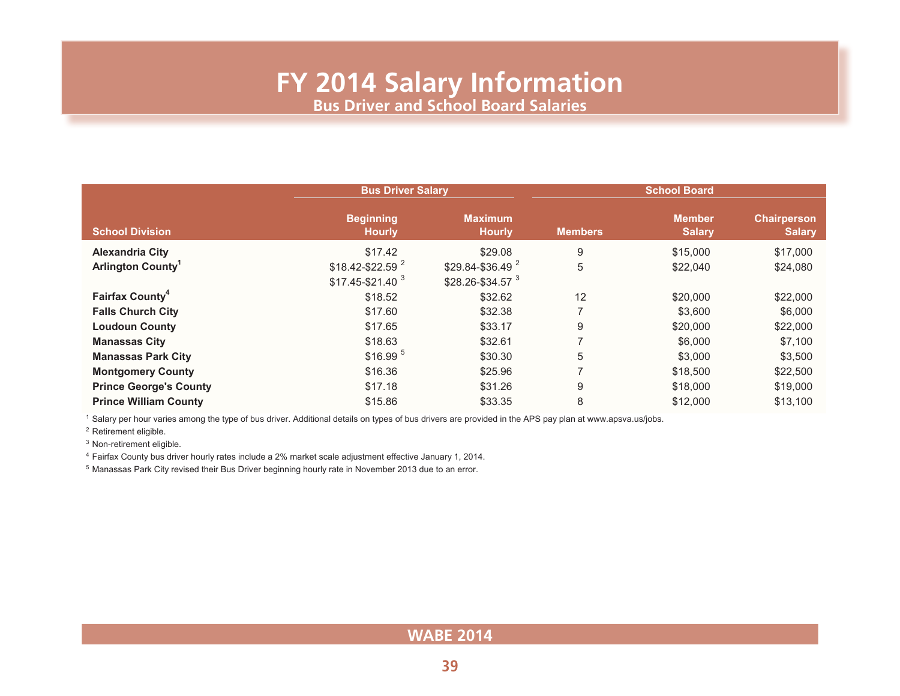# FY 2014 Salary Information

## Bus Driver and School Board Salaries

| School Division | Bus Driver Salary | | School Board | | |
|---|---|---|---|---|---|
| | Beginning Hourly | Maximum Hourly | Members | Member Salary | Chairperson Salary |
| **Alexandria City** | $17.42 | $29.08 | 9 | $15,000 | $17,000 |
| **Arlington County**[1] | $18.42-$22.59 [2] | $29.84-$36.49 [2] | 5 | $22,040 | $24,080 |
| | $17.45-$21.40 [3] | $28.26-$34.57 [3] | | | |
| **Fairfax County**[4] | $18.52 | $32.62 | 12 | $20,000 | $22,000 |
| **Falls Church City** | $17.60 | $32.38 | 7 | $3,600 | $6,000 |
| **Loudoun County** | $17.65 | $33.17 | 9 | $20,000 | $22,000 |
| **Manassas City** | $18.63 | $32.61 | 7 | $6,000 | $7,100 |
| **Manassas Park City** | $16.99 [5] | $30.30 | 5 | $3,000 | $3,500 |
| **Montgomery County** | $16.36 | $25.96 | 7 | $18,500 | $22,500 |
| **Prince George's County** | $17.18 | $31.26 | 9 | $18,000 | $19,000 |
| **Prince William County** | $15.86 | $33.35 | 8 | $12,000 | $13,100 |

[1] Salary per hour varies among the type of bus driver. Additional details on types of bus drivers are provided in the APS pay plan at www.apsva.us/jobs.

[2] Retirement eligible.

[3] Non-retirement eligible.

[4] Fairfax County bus driver hourly rates include a 2% market scale adjustment effective January 1, 2014.

[5] Manassas Park City revised their Bus Driver beginning hourly rate in November 2013 due to an error.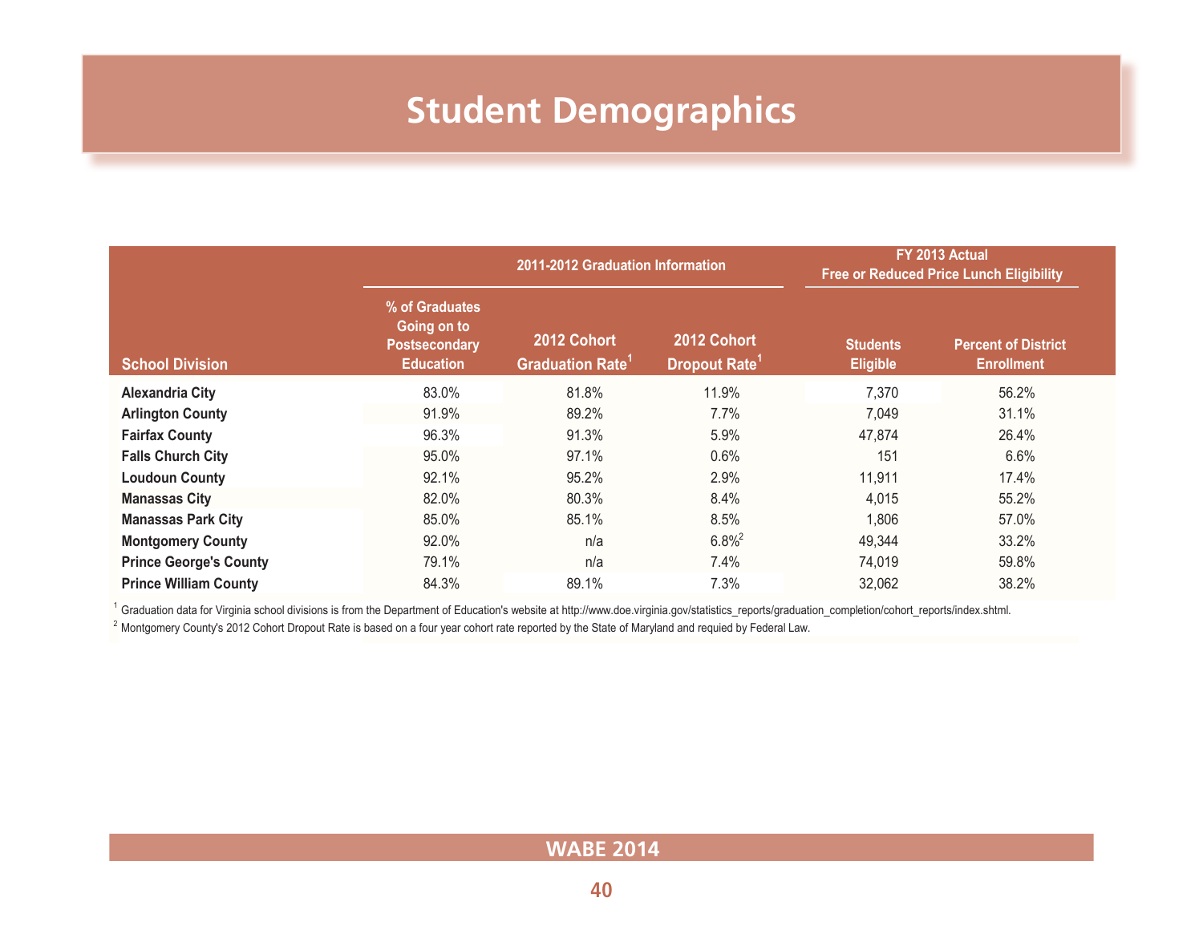# Student Demographics

| School Division | 2011-2012 Graduation Information | | | FY 2013 Actual Free or Reduced Price Lunch Eligibility | |
|---|---|---|---|---|---|
| | % of Graduates Going on to Postsecondary Education | 2012 Cohort Graduation Rate[1] | 2012 Cohort Dropout Rate[1] | Students Eligible | Percent of District Enrollment |
| **Alexandria City** | 83.0% | 81.8% | 11.9% | 7,370 | 56.2% |
| **Arlington County** | 91.9% | 89.2% | 7.7% | 7,049 | 31.1% |
| **Fairfax County** | 96.3% | 91.3% | 5.9% | 47,874 | 26.4% |
| **Falls Church City** | 95.0% | 97.1% | 0.6% | 151 | 6.6% |
| **Loudoun County** | 92.1% | 95.2% | 2.9% | 11,911 | 17.4% |
| **Manassas City** | 82.0% | 80.3% | 8.4% | 4,015 | 55.2% |
| **Manassas Park City** | 85.0% | 85.1% | 8.5% | 1,806 | 57.0% |
| **Montgomery County** | 92.0% | n/a | 6.8%[2] | 49,344 | 33.2% |
| **Prince George's County** | 79.1% | n/a | 7.4% | 74,019 | 59.8% |
| **Prince William County** | 84.3% | 89.1% | 7.3% | 32,062 | 38.2% |

[1] Graduation data for Virginia school divisions is from the Department of Education's website at http://www.doe.virginia.gov/statistics_reports/graduation_completion/cohort_reports/index.shtml.

[2] Montgomery County's 2012 Cohort Dropout Rate is based on a four year cohort rate reported by the State of Maryland and requied by Federal Law.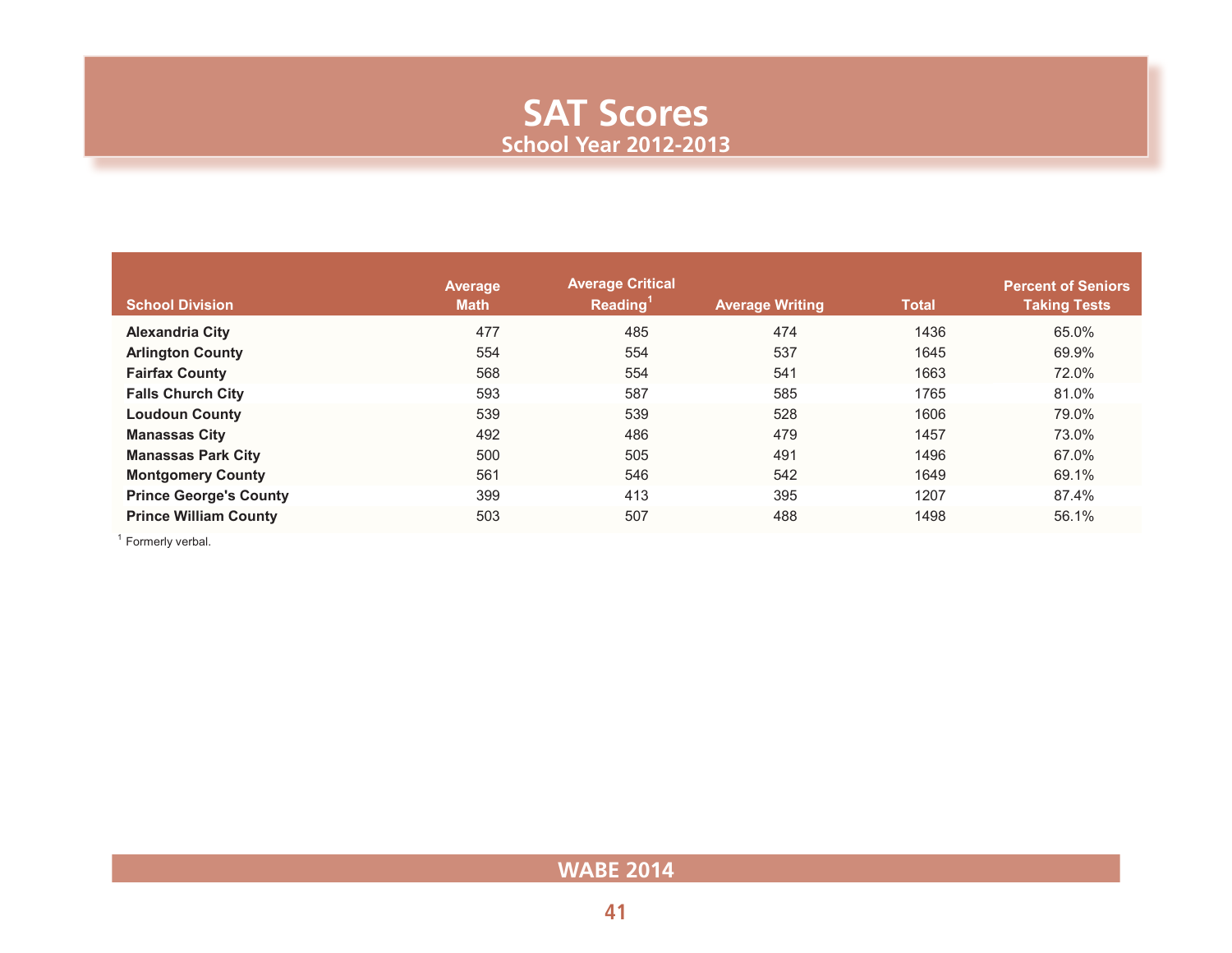# SAT Scores

## School Year 2012-2013

| School Division | Average Math | Average Critical Reading[1] | Average Writing | Total | Percent of Seniors Taking Tests |
|---|---|---|---|---|---|
| **Alexandria City** | 477 | 485 | 474 | 1436 | 65.0% |
| **Arlington County** | 554 | 554 | 537 | 1645 | 69.9% |
| **Fairfax County** | 568 | 554 | 541 | 1663 | 72.0% |
| **Falls Church City** | 593 | 587 | 585 | 1765 | 81.0% |
| **Loudoun County** | 539 | 539 | 528 | 1606 | 79.0% |
| **Manassas City** | 492 | 486 | 479 | 1457 | 73.0% |
| **Manassas Park City** | 500 | 505 | 491 | 1496 | 67.0% |
| **Montgomery County** | 561 | 546 | 542 | 1649 | 69.1% |
| **Prince George's County** | 399 | 413 | 395 | 1207 | 87.4% |
| **Prince William County** | 503 | 507 | 488 | 1498 | 56.1% |

[1] Formerly verbal.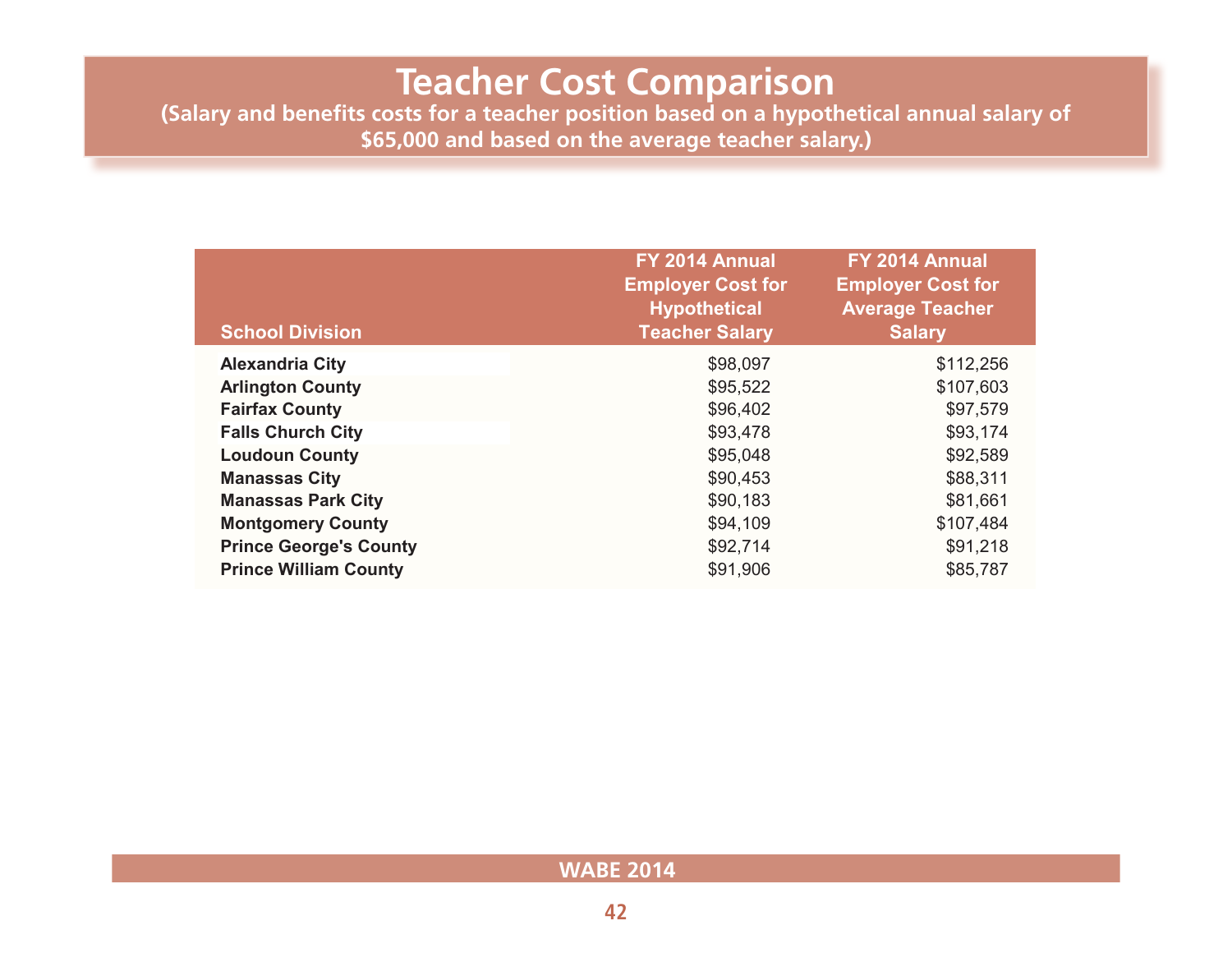# Teacher Cost Comparison

**(Salary and benefits costs for a teacher position based on a hypothetical annual salary of $65,000 and based on the average teacher salary.)**

| School Division | FY 2014 Annual Employer Cost for Hypothetical Teacher Salary | FY 2014 Annual Employer Cost for Average Teacher Salary |
|---|---|---|
| **Alexandria City** | $98,097 | $112,256 |
| **Arlington County** | $95,522 | $107,603 |
| **Fairfax County** | $96,402 | $97,579 |
| **Falls Church City** | $93,478 | $93,174 |
| **Loudoun County** | $95,048 | $92,589 |
| **Manassas City** | $90,453 | $88,311 |
| **Manassas Park City** | $90,183 | $81,661 |
| **Montgomery County** | $94,109 | $107,484 |
| **Prince George's County** | $92,714 | $91,218 |
| **Prince William County** | $91,906 | $85,787 |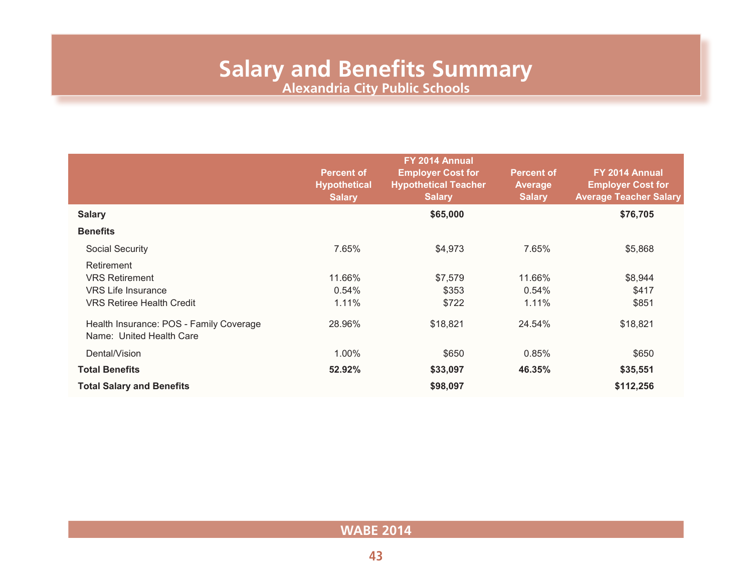# Salary and Benefits Summary

## Alexandria City Public Schools

| | Percent of Hypothetical Salary | FY 2014 Annual Employer Cost for Hypothetical Teacher Salary | Percent of Average Salary | FY 2014 Annual Employer Cost for Average Teacher Salary |
|---|---|---|---|---|
| **Salary** | | **$65,000** | | **$76,705** |
| **Benefits** | | | | |
| Social Security | 7.65% | $4,973 | 7.65% | $5,868 |
| Retirement | | | | |
| VRS Retirement | 11.66% | $7,579 | 11.66% | $8,944 |
| VRS Life Insurance | 0.54% | $353 | 0.54% | $417 |
| VRS Retiree Health Credit | 1.11% | $722 | 1.11% | $851 |
| Health Insurance: POS - Family Coverage Name: United Health Care | 28.96% | $18,821 | 24.54% | $18,821 |
| Dental/Vision | 1.00% | $650 | 0.85% | $650 |
| **Total Benefits** | **52.92%** | **$33,097** | **46.35%** | **$35,551** |
| **Total Salary and Benefits** | | **$98,097** | | **$112,256** |

WABE 2014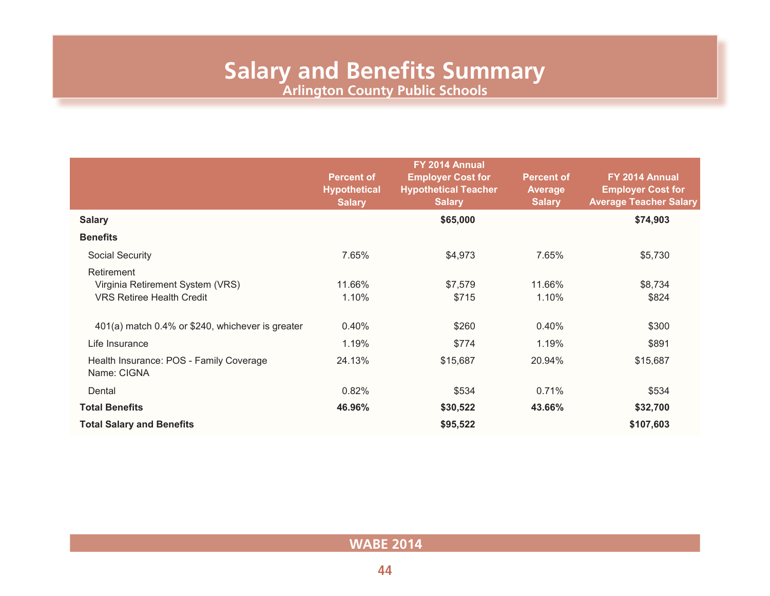# Salary and Benefits Summary

## Arlington County Public Schools

| | Percent of Hypothetical Salary | FY 2014 Annual Employer Cost for Hypothetical Teacher Salary | Percent of Average Salary | FY 2014 Annual Employer Cost for Average Teacher Salary |
|---|---|---|---|---|
| **Salary** | | **$65,000** | | **$74,903** |
| **Benefits** | | | | |
| Social Security | 7.65% | $4,973 | 7.65% | $5,730 |
| Retirement | | | | |
| Virginia Retirement System (VRS) | 11.66% | $7,579 | 11.66% | $8,734 |
| VRS Retiree Health Credit | 1.10% | $715 | 1.10% | $824 |
| 401(a) match 0.4% or $240, whichever is greater | 0.40% | $260 | 0.40% | $300 |
| Life Insurance | 1.19% | $774 | 1.19% | $891 |
| Health Insurance: POS - Family Coverage Name: CIGNA | 24.13% | $15,687 | 20.94% | $15,687 |
| Dental | 0.82% | $534 | 0.71% | $534 |
| **Total Benefits** | **46.96%** | **$30,522** | **43.66%** | **$32,700** |
| **Total Salary and Benefits** | | **$95,522** | | **$107,603** |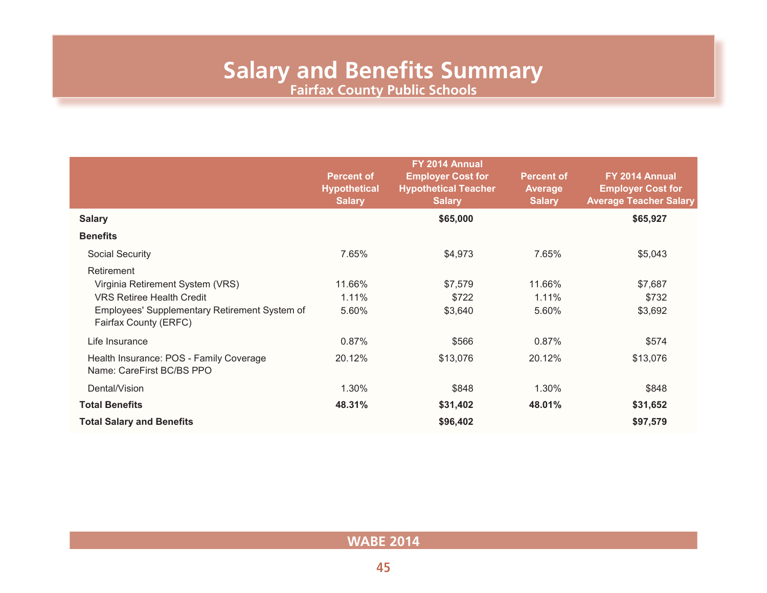# Salary and Benefits Summary

## Fairfax County Public Schools

| | Percent of Hypothetical Salary | FY 2014 Annual Employer Cost for Hypothetical Teacher Salary | Percent of Average Salary | FY 2014 Annual Employer Cost for Average Teacher Salary |
|---|---|---|---|---|
| **Salary** | | **$65,000** | | **$65,927** |
| **Benefits** | | | | |
| Social Security | 7.65% | $4,973 | 7.65% | $5,043 |
| Retirement | | | | |
| Virginia Retirement System (VRS) | 11.66% | $7,579 | 11.66% | $7,687 |
| VRS Retiree Health Credit | 1.11% | $722 | 1.11% | $732 |
| Employees' Supplementary Retirement System of Fairfax County (ERFC) | 5.60% | $3,640 | 5.60% | $3,692 |
| Life Insurance | 0.87% | $566 | 0.87% | $574 |
| Health Insurance: POS - Family Coverage Name: CareFirst BC/BS PPO | 20.12% | $13,076 | 20.12% | $13,076 |
| Dental/Vision | 1.30% | $848 | 1.30% | $848 |
| **Total Benefits** | **48.31%** | **$31,402** | **48.01%** | **$31,652** |
| **Total Salary and Benefits** | | **$96,402** | | **$97,579** |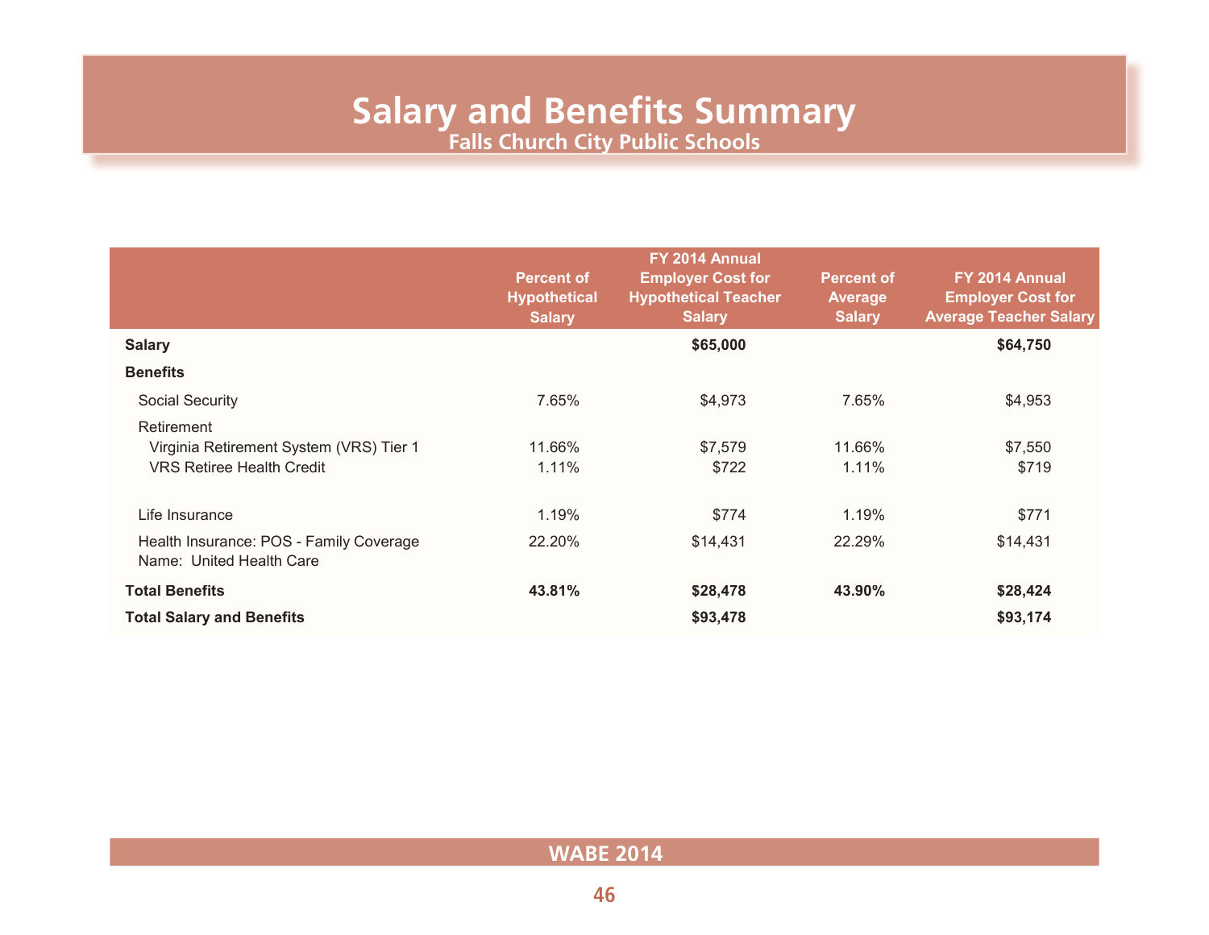# Salary and Benefits Summary

## Falls Church City Public Schools

| | Percent of Hypothetical Salary | FY 2014 Annual Employer Cost for Hypothetical Teacher Salary | Percent of Average Salary | FY 2014 Annual Employer Cost for Average Teacher Salary |
|---|---|---|---|---|
| **Salary** | | **$65,000** | | **$64,750** |
| **Benefits** | | | | |
| Social Security | 7.65% | $4,973 | 7.65% | $4,953 |
| Retirement | | | | |
| Virginia Retirement System (VRS) Tier 1 | 11.66% | $7,579 | 11.66% | $7,550 |
| VRS Retiree Health Credit | 1.11% | $722 | 1.11% | $719 |
| Life Insurance | 1.19% | $774 | 1.19% | $771 |
| Health Insurance: POS - Family Coverage Name: United Health Care | 22.20% | $14,431 | 22.29% | $14,431 |
| **Total Benefits** | **43.81%** | **$28,478** | **43.90%** | **$28,424** |
| **Total Salary and Benefits** | | **$93,478** | | **$93,174** |

WABE 2014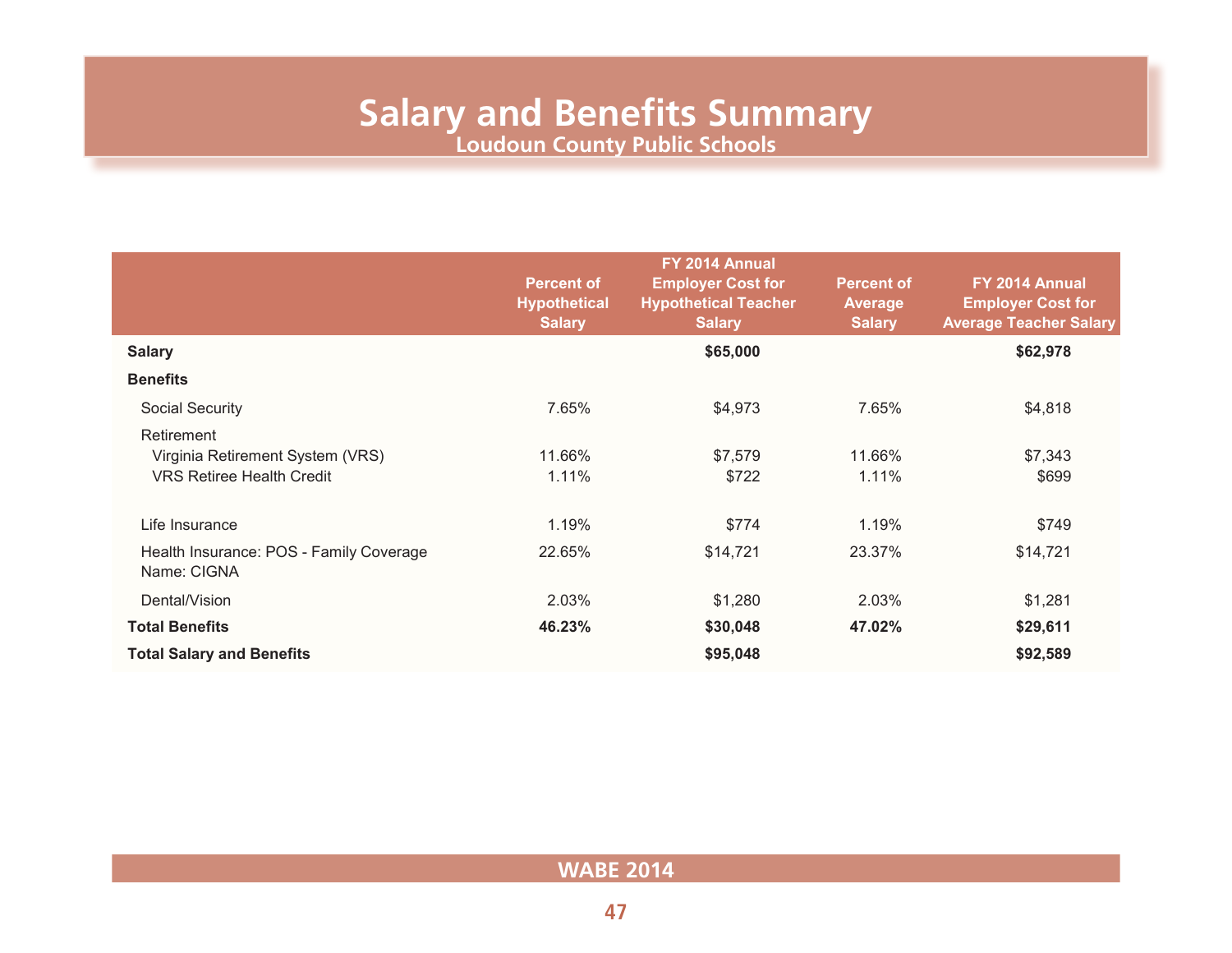# Salary and Benefits Summary

## Loudoun County Public Schools

| | Percent of Hypothetical Salary | FY 2014 Annual Employer Cost for Hypothetical Teacher Salary | Percent of Average Salary | FY 2014 Annual Employer Cost for Average Teacher Salary |
|---|---|---|---|---|
| **Salary** | | **$65,000** | | **$62,978** |
| **Benefits** | | | | |
| Social Security | 7.65% | $4,973 | 7.65% | $4,818 |
| Retirement | | | | |
| Virginia Retirement System (VRS) | 11.66% | $7,579 | 11.66% | $7,343 |
| VRS Retiree Health Credit | 1.11% | $722 | 1.11% | $699 |
| Life Insurance | 1.19% | $774 | 1.19% | $749 |
| Health Insurance: POS - Family Coverage Name: CIGNA | 22.65% | $14,721 | 23.37% | $14,721 |
| Dental/Vision | 2.03% | $1,280 | 2.03% | $1,281 |
| **Total Benefits** | **46.23%** | **$30,048** | **47.02%** | **$29,611** |
| **Total Salary and Benefits** | | **$95,048** | | **$92,589** |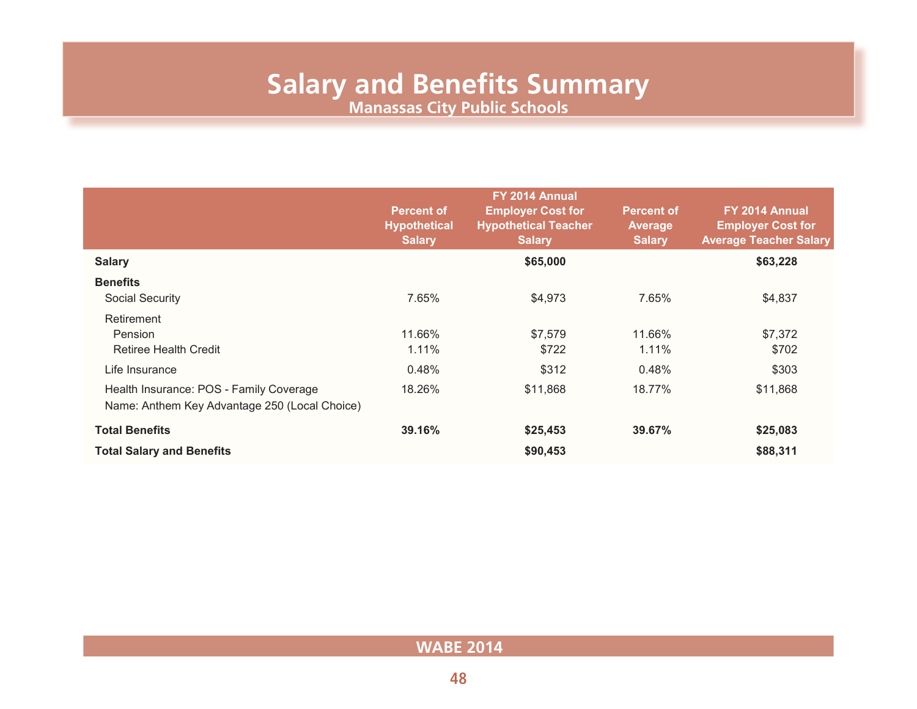# Salary and Benefits Summary

## Manassas City Public Schools

| | Percent of Hypothetical Salary | FY 2014 Annual Employer Cost for Hypothetical Teacher Salary | Percent of Average Salary | FY 2014 Annual Employer Cost for Average Teacher Salary |
|---|---|---|---|---|
| **Salary** | | **$65,000** | | **$63,228** |
| **Benefits** | | | | |
| Social Security | 7.65% | $4,973 | 7.65% | $4,837 |
| Retirement | | | | |
| Pension | 11.66% | $7,579 | 11.66% | $7,372 |
| Retiree Health Credit | 1.11% | $722 | 1.11% | $702 |
| Life Insurance | 0.48% | $312 | 0.48% | $303 |
| Health Insurance: POS - Family Coverage Name: Anthem Key Advantage 250 (Local Choice) | 18.26% | $11,868 | 18.77% | $11,868 |
| **Total Benefits** | **39.16%** | **$25,453** | **39.67%** | **$25,083** |
| **Total Salary and Benefits** | | **$90,453** | | **$88,311** |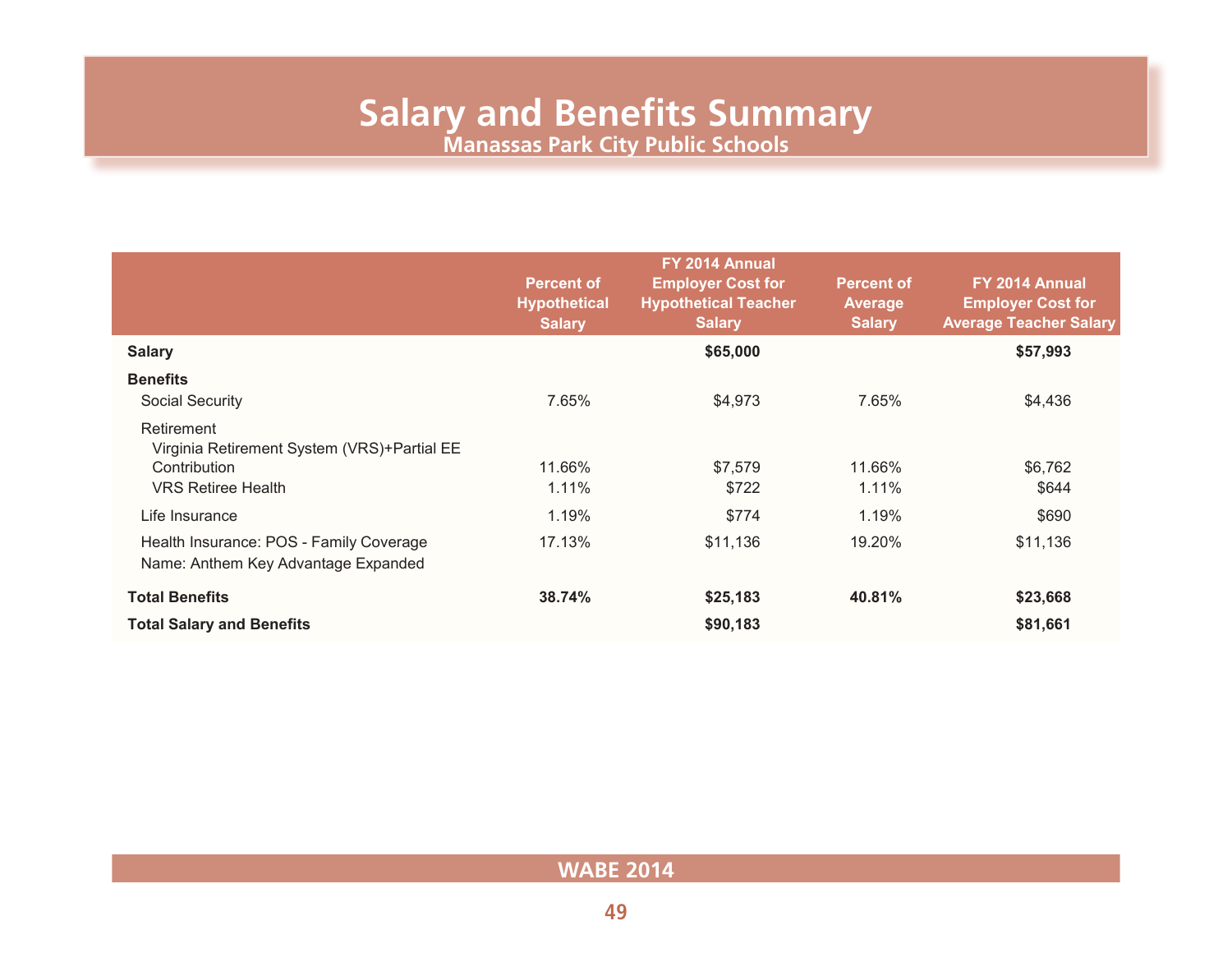# Salary and Benefits Summary

## Manassas Park City Public Schools

| | Percent of Hypothetical Salary | FY 2014 Annual Employer Cost for Hypothetical Teacher Salary | Percent of Average Salary | FY 2014 Annual Employer Cost for Average Teacher Salary |
|---|---|---|---|---|
| **Salary** | | **$65,000** | | **$57,993** |
| **Benefits** | | | | |
| Social Security | 7.65% | $4,973 | 7.65% | $4,436 |
| Retirement | | | | |
| Virginia Retirement System (VRS)+Partial EE Contribution | 11.66% | $7,579 | 11.66% | $6,762 |
| VRS Retiree Health | 1.11% | $722 | 1.11% | $644 |
| Life Insurance | 1.19% | $774 | 1.19% | $690 |
| Health Insurance: POS - Family Coverage Name: Anthem Key Advantage Expanded | 17.13% | $11,136 | 19.20% | $11,136 |
| **Total Benefits** | **38.74%** | **$25,183** | **40.81%** | **$23,668** |
| **Total Salary and Benefits** | | **$90,183** | | **$81,661** |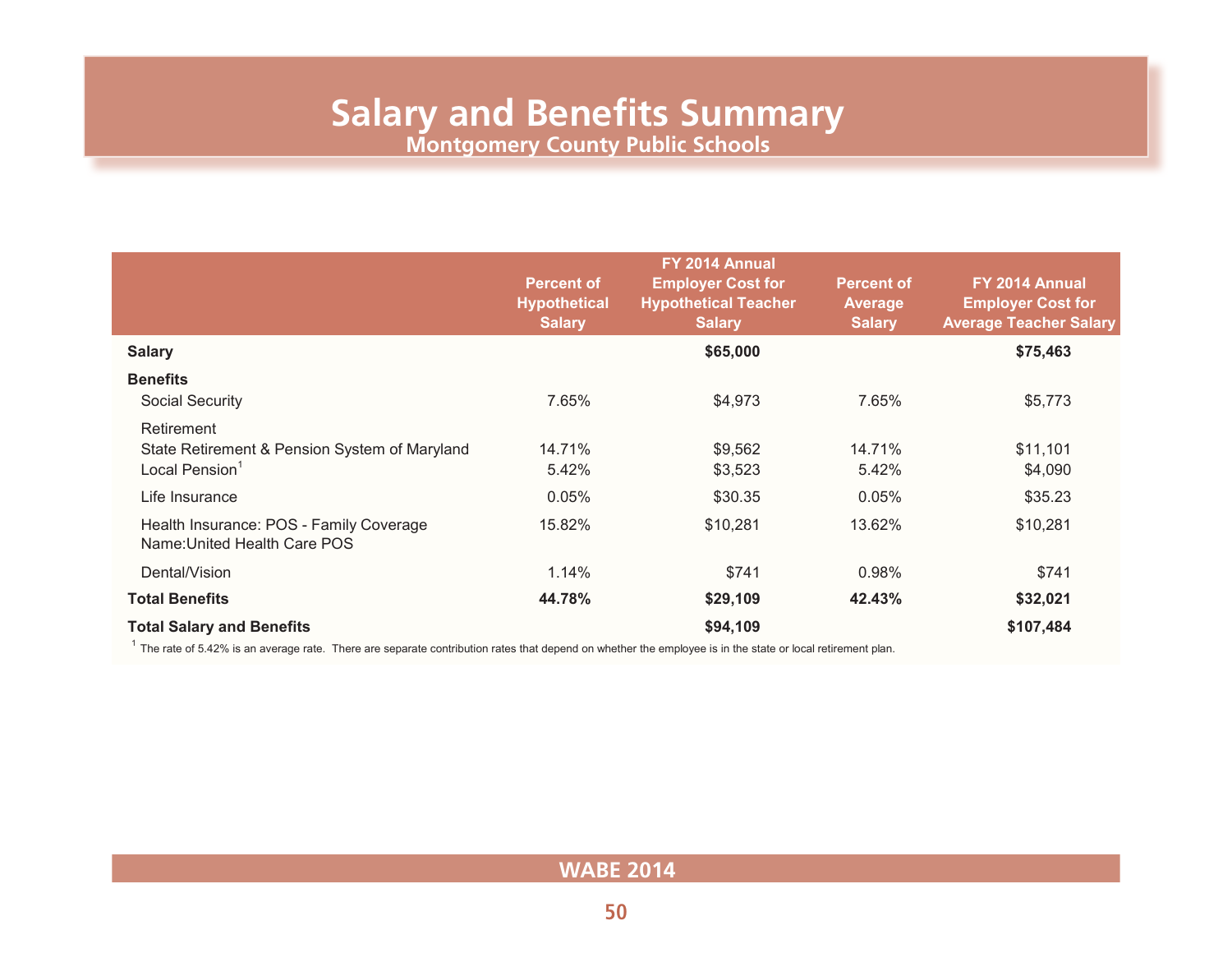# Salary and Benefits Summary

## Montgomery County Public Schools

| | Percent of Hypothetical Salary | FY 2014 Annual Employer Cost for Hypothetical Teacher Salary | Percent of Average Salary | FY 2014 Annual Employer Cost for Average Teacher Salary |
|---|---|---|---|---|
| **Salary** | | **$65,000** | | **$75,463** |
| **Benefits** | | | | |
| Social Security | 7.65% | $4,973 | 7.65% | $5,773 |
| Retirement | | | | |
| State Retirement & Pension System of Maryland | 14.71% | $9,562 | 14.71% | $11,101 |
| Local Pension[1] | 5.42% | $3,523 | 5.42% | $4,090 |
| Life Insurance | 0.05% | $30.35 | 0.05% | $35.23 |
| Health Insurance: POS - Family Coverage Name:United Health Care POS | 15.82% | $10,281 | 13.62% | $10,281 |
| Dental/Vision | 1.14% | $741 | 0.98% | $741 |
| **Total Benefits** | **44.78%** | **$29,109** | **42.43%** | **$32,021** |
| **Total Salary and Benefits** | | **$94,109** | | **$107,484** |

[1] The rate of 5.42% is an average rate. There are separate contribution rates that depend on whether the employee is in the state or local retirement plan.

WABE 2014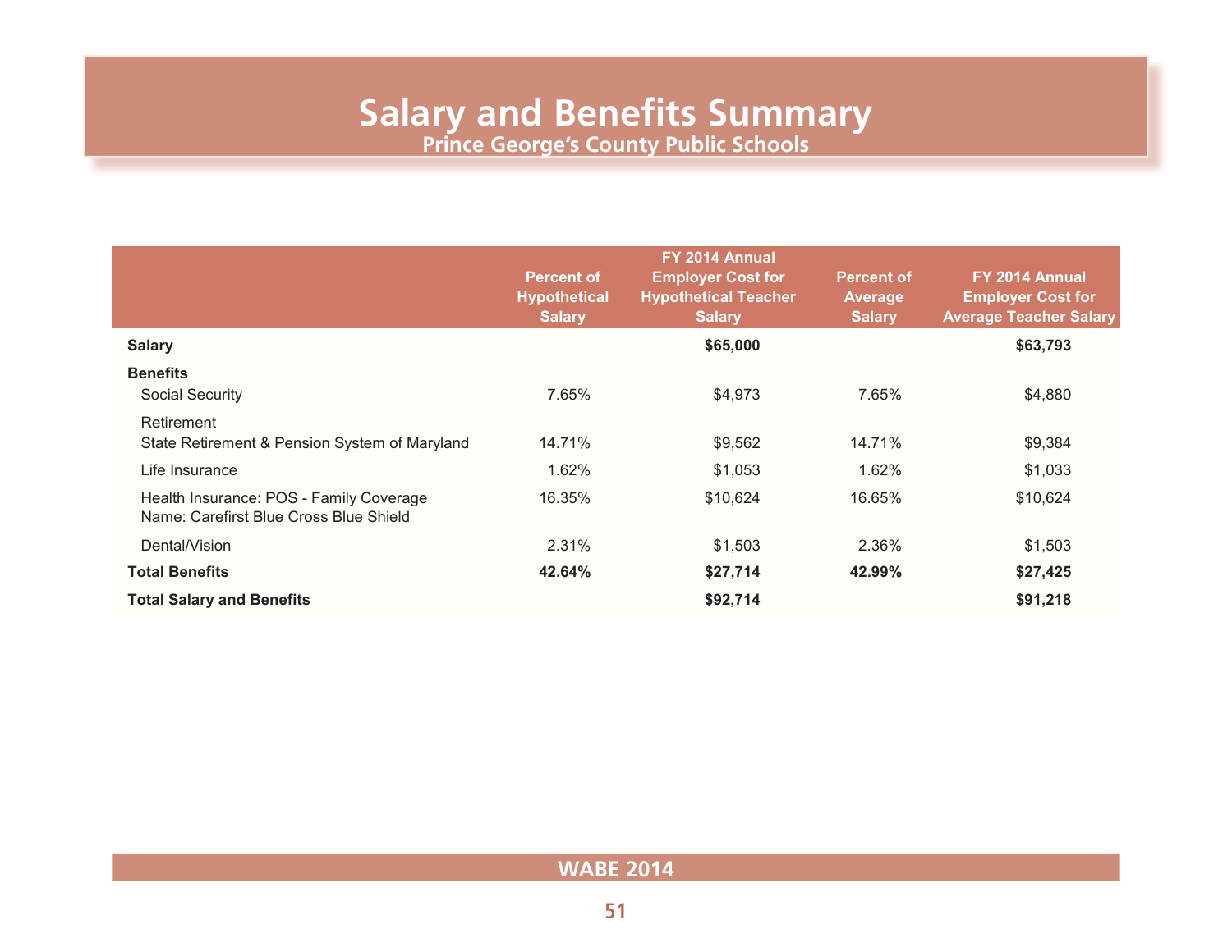# Salary and Benefits Summary

## Prince George's County Public Schools

| | Percent of Hypothetical Salary | FY 2014 Annual Employer Cost for Hypothetical Teacher Salary | Percent of Average Salary | FY 2014 Annual Employer Cost for Average Teacher Salary |
|---|---|---|---|---|
| **Salary** | | **$65,000** | | **$63,793** |
| **Benefits** | | | | |
| Social Security | 7.65% | $4,973 | 7.65% | $4,880 |
| Retirement | | | | |
| State Retirement & Pension System of Maryland | 14.71% | $9,562 | 14.71% | $9,384 |
| Life Insurance | 1.62% | $1,053 | 1.62% | $1,033 |
| Health Insurance: POS - Family Coverage Name: Carefirst Blue Cross Blue Shield | 16.35% | $10,624 | 16.65% | $10,624 |
| Dental/Vision | 2.31% | $1,503 | 2.36% | $1,503 |
| **Total Benefits** | **42.64%** | **$27,714** | **42.99%** | **$27,425** |
| **Total Salary and Benefits** | | **$92,714** | | **$91,218** |

WABE 2014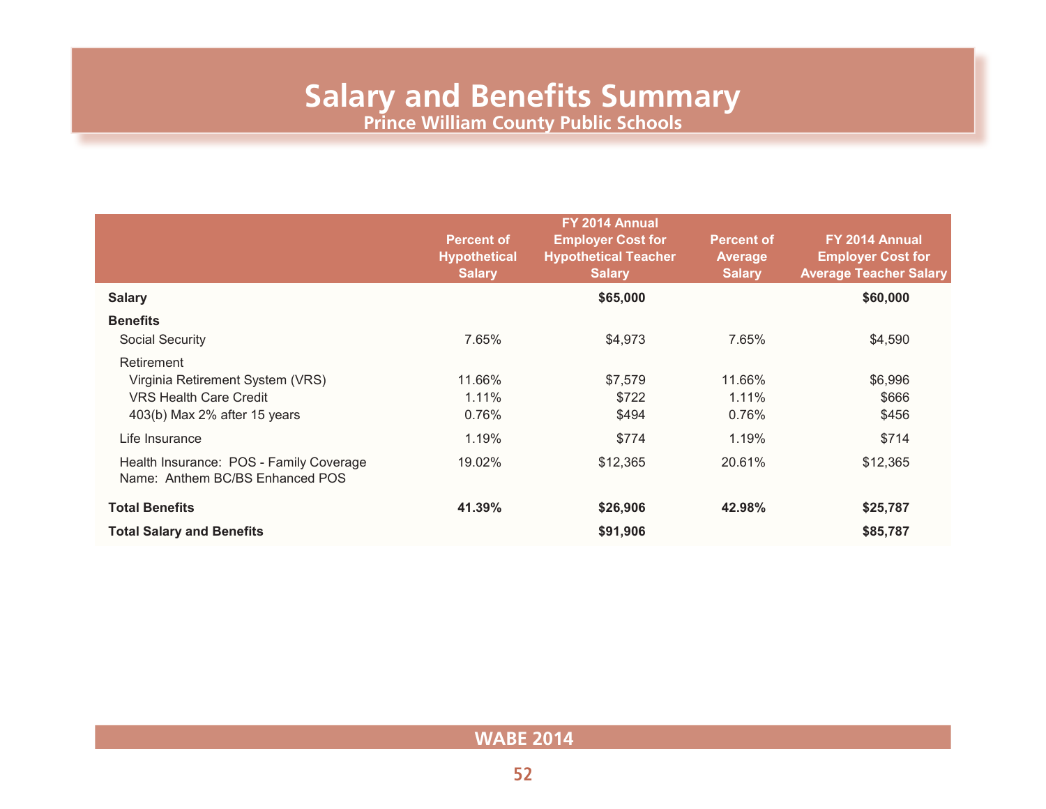# Salary and Benefits Summary

## Prince William County Public Schools

| | Percent of Hypothetical Salary | FY 2014 Annual Employer Cost for Hypothetical Teacher Salary | Percent of Average Salary | FY 2014 Annual Employer Cost for Average Teacher Salary |
|---|---|---|---|---|
| **Salary** | | **$65,000** | | **$60,000** |
| **Benefits** | | | | |
| Social Security | 7.65% | $4,973 | 7.65% | $4,590 |
| Retirement | | | | |
| Virginia Retirement System (VRS) | 11.66% | $7,579 | 11.66% | $6,996 |
| VRS Health Care Credit | 1.11% | $722 | 1.11% | $666 |
| 403(b) Max 2% after 15 years | 0.76% | $494 | 0.76% | $456 |
| Life Insurance | 1.19% | $774 | 1.19% | $714 |
| Health Insurance: POS - Family Coverage<br>Name: Anthem BC/BS Enhanced POS | 19.02% | $12,365 | 20.61% | $12,365 |
| **Total Benefits** | **41.39%** | **$26,906** | **42.98%** | **$25,787** |
| **Total Salary and Benefits** | | **$91,906** | | **$85,787** |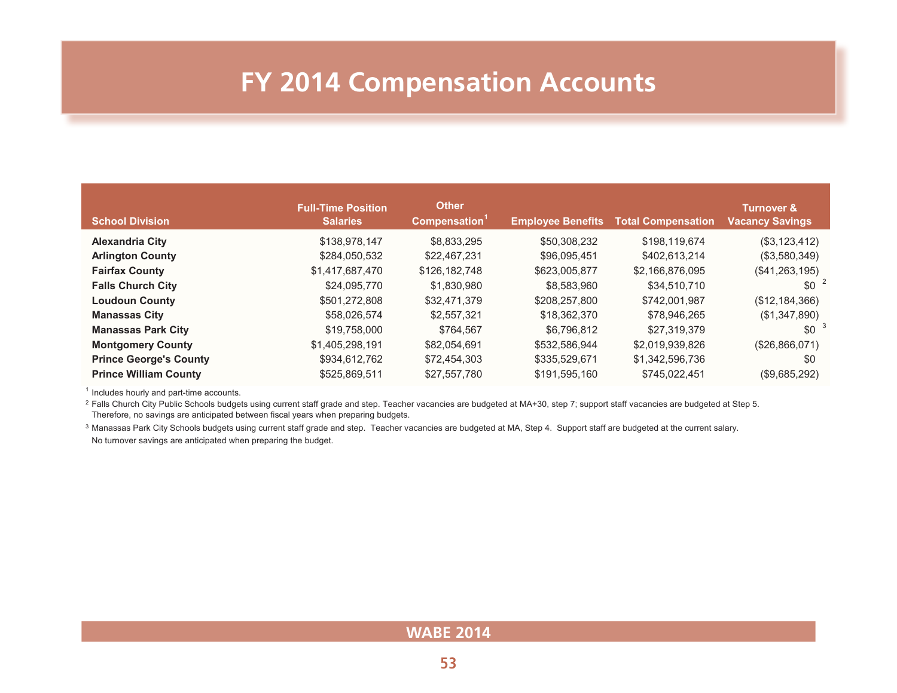# FY 2014 Compensation Accounts

| School Division | Full-Time Position Salaries | Other Compensation[1] | Employee Benefits | Total Compensation | Turnover & Vacancy Savings |
|---|---|---|---|---|---|
| **Alexandria City** | $138,978,147 | $8,833,295 | $50,308,232 | $198,119,674 | ($3,123,412) |
| **Arlington County** | $284,050,532 | $22,467,231 | $96,095,451 | $402,613,214 | ($3,580,349) |
| **Fairfax County** | $1,417,687,470 | $126,182,748 | $623,005,877 | $2,166,876,095 | ($41,263,195) |
| **Falls Church City** | $24,095,770 | $1,830,980 | $8,583,960 | $34,510,710 | $0 [2] |
| **Loudoun County** | $501,272,808 | $32,471,379 | $208,257,800 | $742,001,987 | ($12,184,366) |
| **Manassas City** | $58,026,574 | $2,557,321 | $18,362,370 | $78,946,265 | ($1,347,890) |
| **Manassas Park City** | $19,758,000 | $764,567 | $6,796,812 | $27,319,379 | $0 [3] |
| **Montgomery County** | $1,405,298,191 | $82,054,691 | $532,586,944 | $2,019,939,826 | ($26,866,071) |
| **Prince George's County** | $934,612,762 | $72,454,303 | $335,529,671 | $1,342,596,736 | $0 |
| **Prince William County** | $525,869,511 | $27,557,780 | $191,595,160 | $745,022,451 | ($9,685,292) |

[1] Includes hourly and part-time accounts.

[2] Falls Church City Public Schools budgets using current staff grade and step. Teacher vacancies are budgeted at MA+30, step 7; support staff vacancies are budgeted at Step 5. Therefore, no savings are anticipated between fiscal years when preparing budgets.

[3] Manassas Park City Schools budgets using current staff grade and step. Teacher vacancies are budgeted at MA, Step 4. Support staff are budgeted at the current salary. No turnover savings are anticipated when preparing the budget.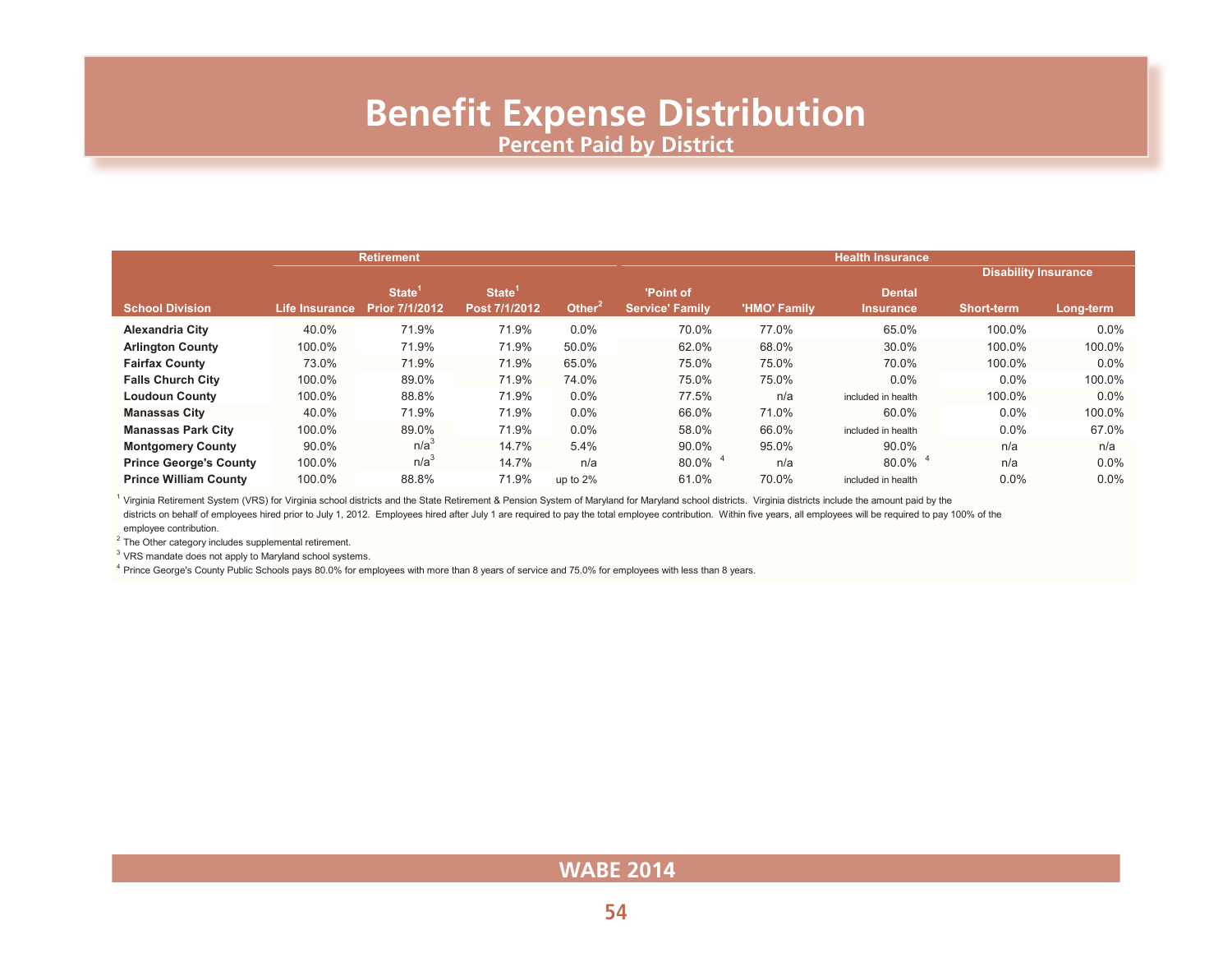# Benefit Expense Distribution

## Percent Paid by District

| | | Retirement | | | Health Insurance | | | Disability Insurance | |
|---|---|---|---|---|---|---|---|---|---|
| School Division | Life Insurance | State[1] Prior 7/1/2012 | State[1] Post 7/1/2012 | Other[2] | 'Point of Service' Family | 'HMO' Family | Dental Insurance | Short-term | Long-term |
| Alexandria City | 40.0% | 71.9% | 71.9% | 0.0% | 70.0% | 77.0% | 65.0% | 100.0% | 0.0% |
| Arlington County | 100.0% | 71.9% | 71.9% | 50.0% | 62.0% | 68.0% | 30.0% | 100.0% | 100.0% |
| Fairfax County | 73.0% | 71.9% | 71.9% | 65.0% | 75.0% | 75.0% | 70.0% | 100.0% | 0.0% |
| Falls Church City | 100.0% | 89.0% | 71.9% | 74.0% | 75.0% | 75.0% | 0.0% | 0.0% | 100.0% |
| Loudoun County | 100.0% | 88.8% | 71.9% | 0.0% | 77.5% | n/a | included in health | 100.0% | 0.0% |
| Manassas City | 40.0% | 71.9% | 71.9% | 0.0% | 66.0% | 71.0% | 60.0% | 0.0% | 100.0% |
| Manassas Park City | 100.0% | 89.0% | 71.9% | 0.0% | 58.0% | 66.0% | included in health | 0.0% | 67.0% |
| Montgomery County | 90.0% | n/a[3] | 14.7% | 5.4% | 90.0% | 95.0% | 90.0% | n/a | n/a |
| Prince George's County | 100.0% | n/a[3] | 14.7% | n/a | 80.0% [4] | n/a | 80.0% [4] | n/a | 0.0% |
| Prince William County | 100.0% | 88.8% | 71.9% | up to 2% | 61.0% | 70.0% | included in health | 0.0% | 0.0% |

[1] Virginia Retirement System (VRS) for Virginia school districts and the State Retirement & Pension System of Maryland for Maryland school districts. Virginia districts include the amount paid by the districts on behalf of employees hired prior to July 1, 2012. Employees hired after July 1 are required to pay the total employee contribution. Within five years, all employees will be required to pay 100% of the employee contribution.

[2] The Other category includes supplemental retirement.

[3] VRS mandate does not apply to Maryland school systems.

[4] Prince George's County Public Schools pays 80.0% for employees with more than 8 years of service and 75.0% for employees with less than 8 years.